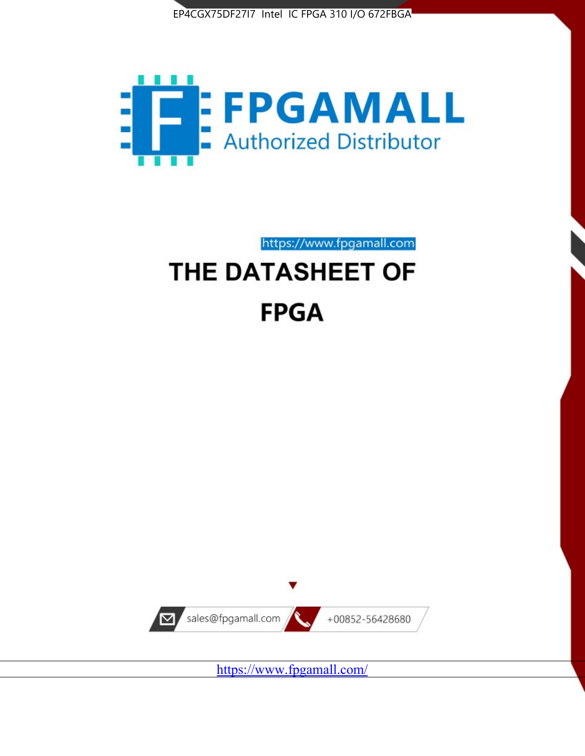EP4CGX75DF27I7 Intel IC FPGA 310 I/O 672FBGA

FPGAMALL

Authorized Distributor

https://www.fpgamall.com

# THE DATASHEET OF

# FPGA

sales@fpgamall.com

+00852-56428680

https://www.fpgamall.com/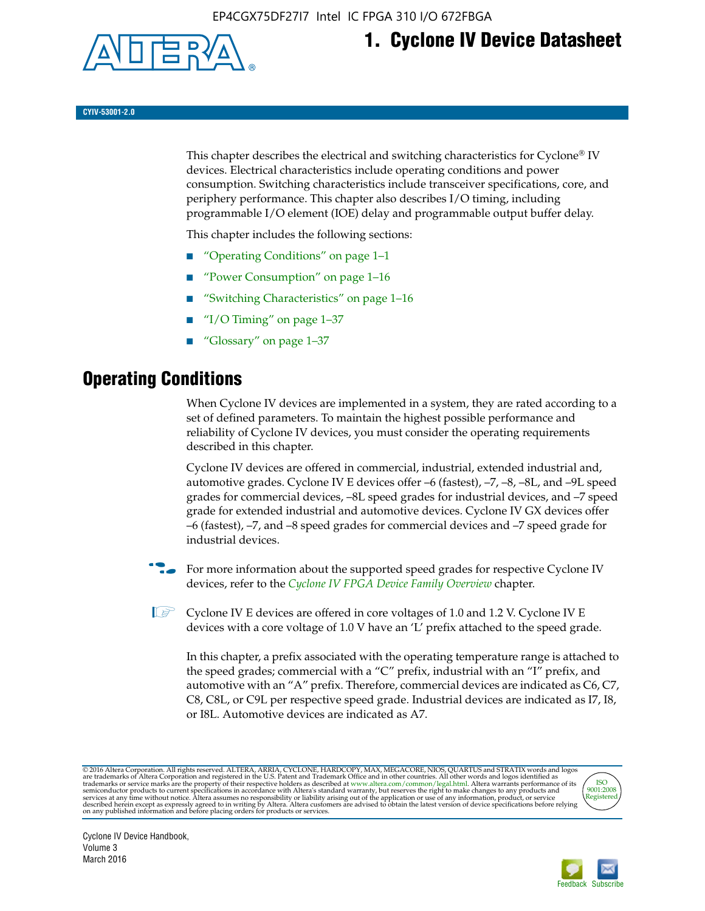# 1. Cyclone IV Device Datasheet

CYIV-53001-2.0

This chapter describes the electrical and switching characteristics for Cyclone® IV devices. Electrical characteristics include operating conditions and power consumption. Switching characteristics include transceiver specifications, core, and periphery performance. This chapter also describes I/O timing, including programmable I/O element (IOE) delay and programmable output buffer delay.

This chapter includes the following sections:

- "Operating Conditions" on page 1–1
- "Power Consumption" on page 1–16
- "Switching Characteristics" on page 1–16
- "I/O Timing" on page 1–37
- "Glossary" on page 1–37

## Operating Conditions

When Cyclone IV devices are implemented in a system, they are rated according to a set of defined parameters. To maintain the highest possible performance and reliability of Cyclone IV devices, you must consider the operating requirements described in this chapter.

Cyclone IV devices are offered in commercial, industrial, extended industrial and, automotive grades. Cyclone IV E devices offer –6 (fastest), –7, –8, –8L, and –9L speed grades for commercial devices, –8L speed grades for industrial devices, and –7 speed grade for extended industrial and automotive devices. Cyclone IV GX devices offer –6 (fastest), –7, and –8 speed grades for commercial devices and –7 speed grade for industrial devices.

For more information about the supported speed grades for respective Cyclone IV devices, refer to the *Cyclone IV FPGA Device Family Overview* chapter.

Cyclone IV E devices are offered in core voltages of 1.0 and 1.2 V. Cyclone IV E devices with a core voltage of 1.0 V have an 'L' prefix attached to the speed grade.

In this chapter, a prefix associated with the operating temperature range is attached to the speed grades; commercial with a "C" prefix, industrial with an "I" prefix, and automotive with an "A" prefix. Therefore, commercial devices are indicated as C6, C7, C8, C8L, or C9L per respective speed grade. Industrial devices are indicated as I7, I8, or I8L. Automotive devices are indicated as A7.

© 2016 Altera Corporation. All rights reserved. ALTERA, ARRIA, CYCLONE, HARDCOPY, MAX, MEGACORE, NIOS, QUARTUS and STRATIX words and logos are trademarks of Altera Corporation and registered in the U.S. Patent and Trademark Office and in other countries. All other words and logos identified as trademarks or service marks are the property of their respective holders as described at www.altera.com/common/legal.html. Altera warrants performance of its semiconductor products to current specifications in accordance with Altera's standard warranty, but reserves the right to make changes to any products and services at any time without notice. Altera assumes no responsibility or liability arising out of the application or use of any information, product, or service described herein except as expressly agreed to in writing by Altera. Altera customers are advised to obtain the latest version of device specifications before relying on any published information and before placing orders for products or services.

Cyclone IV Device Handbook,
Volume 3
March 2016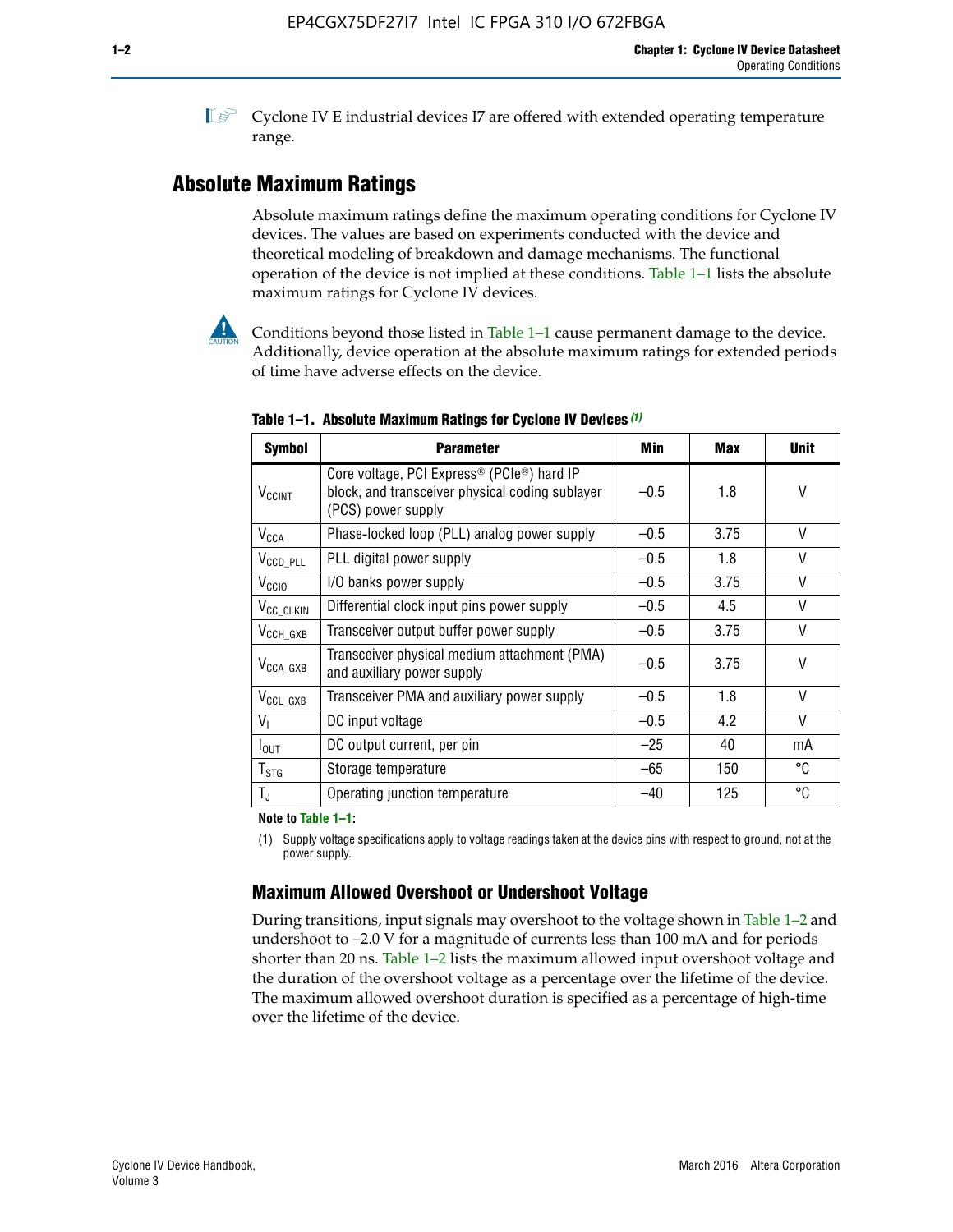Cyclone IV E industrial devices I7 are offered with extended operating temperature range.

## Absolute Maximum Ratings

Absolute maximum ratings define the maximum operating conditions for Cyclone IV devices. The values are based on experiments conducted with the device and theoretical modeling of breakdown and damage mechanisms. The functional operation of the device is not implied at these conditions. Table 1–1 lists the absolute maximum ratings for Cyclone IV devices.

Conditions beyond those listed in Table 1–1 cause permanent damage to the device. Additionally, device operation at the absolute maximum ratings for extended periods of time have adverse effects on the device.

**Table 1–1. Absolute Maximum Ratings for Cyclone IV Devices (1)**

| Symbol | Parameter | Min | Max | Unit |
|---|---|---|---|---|
| $V_{CCINT}$ | Core voltage, PCI Express® (PCIe®) hard IP block, and transceiver physical coding sublayer (PCS) power supply | –0.5 | 1.8 | V |
| $V_{CCA}$ | Phase-locked loop (PLL) analog power supply | –0.5 | 3.75 | V |
| $V_{CCD\_PLL}$ | PLL digital power supply | –0.5 | 1.8 | V |
| $V_{CCIO}$ | I/O banks power supply | –0.5 | 3.75 | V |
| $V_{CC\_CLKIN}$ | Differential clock input pins power supply | –0.5 | 4.5 | V |
| $V_{CCH\_GXB}$ | Transceiver output buffer power supply | –0.5 | 3.75 | V |
| $V_{CCA\_GXB}$ | Transceiver physical medium attachment (PMA) and auxiliary power supply | –0.5 | 3.75 | V |
| $V_{CCL\_GXB}$ | Transceiver PMA and auxiliary power supply | –0.5 | 1.8 | V |
| $V_I$ | DC input voltage | –0.5 | 4.2 | V |
| $I_{OUT}$ | DC output current, per pin | –25 | 40 | mA |
| $T_{STG}$ | Storage temperature | –65 | 150 | °C |
| $T_J$ | Operating junction temperature | –40 | 125 | °C |

**Note to Table 1–1:**

(1) Supply voltage specifications apply to voltage readings taken at the device pins with respect to ground, not at the power supply.

### Maximum Allowed Overshoot or Undershoot Voltage

During transitions, input signals may overshoot to the voltage shown in Table 1–2 and undershoot to –2.0 V for a magnitude of currents less than 100 mA and for periods shorter than 20 ns. Table 1–2 lists the maximum allowed input overshoot voltage and the duration of the overshoot voltage as a percentage over the lifetime of the device. The maximum allowed overshoot duration is specified as a percentage of high-time over the lifetime of the device.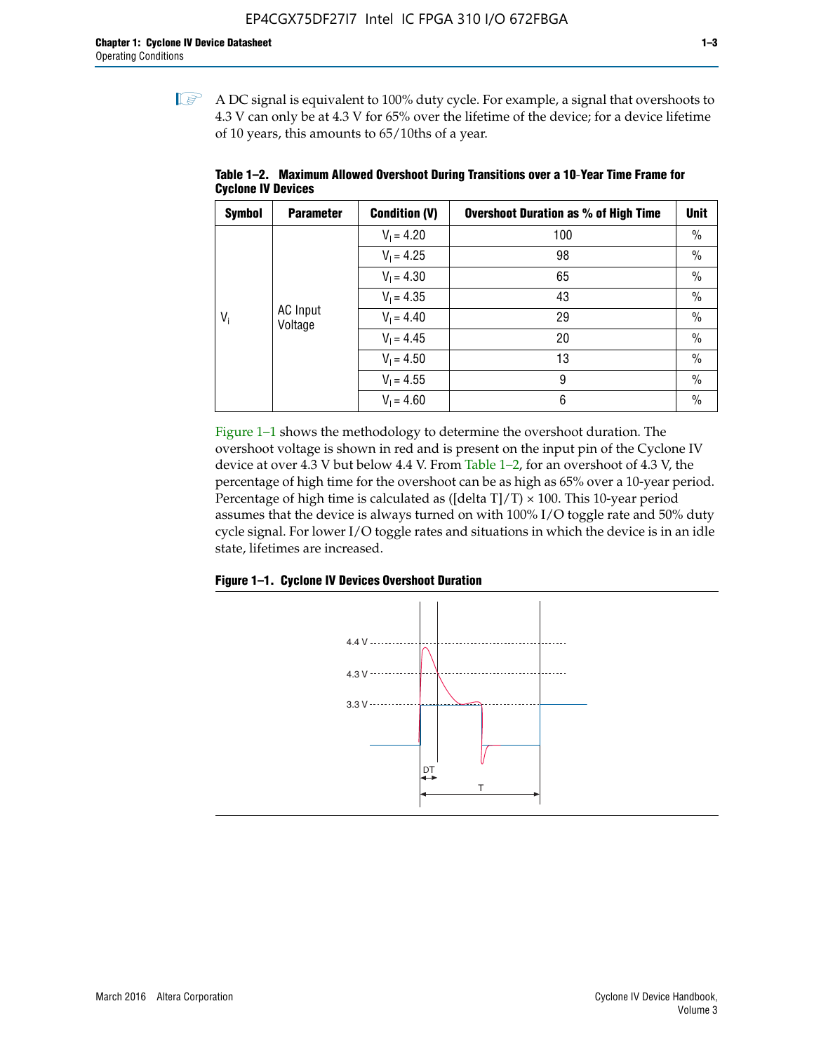A DC signal is equivalent to 100% duty cycle. For example, a signal that overshoots to 4.3 V can only be at 4.3 V for 65% over the lifetime of the device; for a device lifetime of 10 years, this amounts to 65/10ths of a year.

**Table 1–2. Maximum Allowed Overshoot During Transitions over a 10-Year Time Frame for Cyclone IV Devices**

| Symbol | Parameter | Condition (V) | Overshoot Duration as % of High Time | Unit |
|---|---|---|---|---|
| $V_i$ | AC Input Voltage | $V_I = 4.20$ | 100 | % |
| | | $V_I = 4.25$ | 98 | % |
| | | $V_I = 4.30$ | 65 | % |
| | | $V_I = 4.35$ | 43 | % |
| | | $V_I = 4.40$ | 29 | % |
| | | $V_I = 4.45$ | 20 | % |
| | | $V_I = 4.50$ | 13 | % |
| | | $V_I = 4.55$ | 9 | % |
| | | $V_I = 4.60$ | 6 | % |

Figure 1–1 shows the methodology to determine the overshoot duration. The overshoot voltage is shown in red and is present on the input pin of the Cyclone IV device at over 4.3 V but below 4.4 V. From Table 1–2, for an overshoot of 4.3 V, the percentage of high time for the overshoot can be as high as 65% over a 10-year period. Percentage of high time is calculated as ([delta T]/T) × 100. This 10-year period assumes that the device is always turned on with 100% I/O toggle rate and 50% duty cycle signal. For lower I/O toggle rates and situations in which the device is in an idle state, lifetimes are increased.

**Figure 1–1. Cyclone IV Devices Overshoot Duration**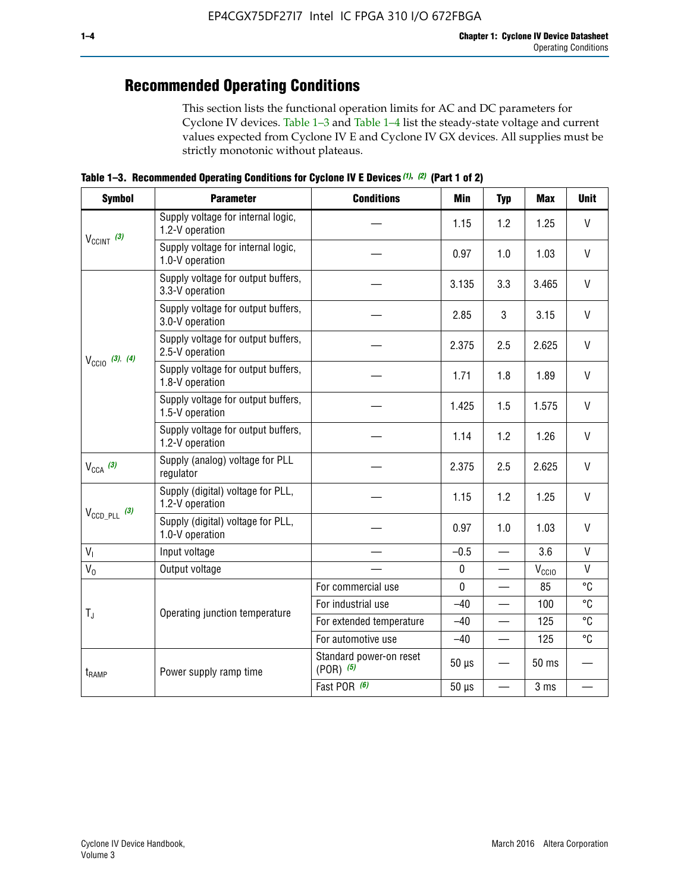## Recommended Operating Conditions

This section lists the functional operation limits for AC and DC parameters for Cyclone IV devices. Table 1–3 and Table 1–4 list the steady-state voltage and current values expected from Cyclone IV E and Cyclone IV GX devices. All supplies must be strictly monotonic without plateaus.

**Table 1–3. Recommended Operating Conditions for Cyclone IV E Devices (1), (2) (Part 1 of 2)**

| Symbol | Parameter | Conditions | Min | Typ | Max | Unit |
|---|---|---|---|---|---|---|
| $V_{CCINT}$ (3) | Supply voltage for internal logic, 1.2-V operation | — | 1.15 | 1.2 | 1.25 | V |
| | Supply voltage for internal logic, 1.0-V operation | — | 0.97 | 1.0 | 1.03 | V |
| $V_{CCIO}$ (3), (4) | Supply voltage for output buffers, 3.3-V operation | — | 3.135 | 3.3 | 3.465 | V |
| | Supply voltage for output buffers, 3.0-V operation | — | 2.85 | 3 | 3.15 | V |
| | Supply voltage for output buffers, 2.5-V operation | — | 2.375 | 2.5 | 2.625 | V |
| | Supply voltage for output buffers, 1.8-V operation | — | 1.71 | 1.8 | 1.89 | V |
| | Supply voltage for output buffers, 1.5-V operation | — | 1.425 | 1.5 | 1.575 | V |
| | Supply voltage for output buffers, 1.2-V operation | — | 1.14 | 1.2 | 1.26 | V |
| $V_{CCA}$ (3) | Supply (analog) voltage for PLL regulator | — | 2.375 | 2.5 | 2.625 | V |
| $V_{CCD\_PLL}$ (3) | Supply (digital) voltage for PLL, 1.2-V operation | — | 1.15 | 1.2 | 1.25 | V |
| | Supply (digital) voltage for PLL, 1.0-V operation | — | 0.97 | 1.0 | 1.03 | V |
| $V_I$ | Input voltage | — | –0.5 | — | 3.6 | V |
| $V_O$ | Output voltage | — | 0 | — | $V_{CCIO}$ | V |
| $T_J$ | Operating junction temperature | For commercial use | 0 | — | 85 | °C |
| | | For industrial use | –40 | — | 100 | °C |
| | | For extended temperature | –40 | — | 125 | °C |
| | | For automotive use | –40 | — | 125 | °C |
| $t_{RAMP}$ | Power supply ramp time | Standard power-on reset (POR) (5) | 50 µs | — | 50 ms | — |
| | | Fast POR (6) | 50 µs | — | 3 ms | — |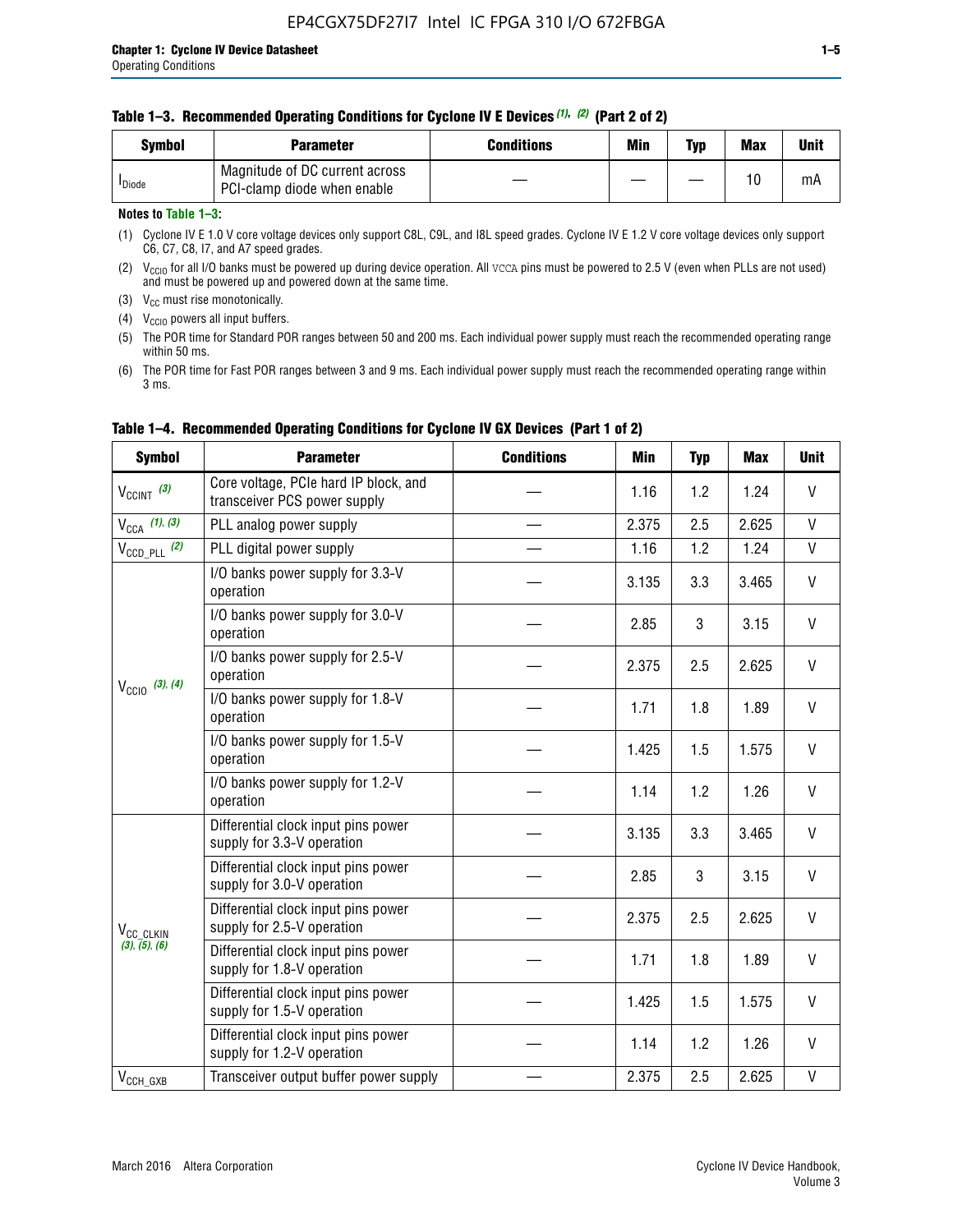**Table 1–3. Recommended Operating Conditions for Cyclone IV E Devices (1), (2) (Part 2 of 2)**

| Symbol | Parameter | Conditions | Min | Typ | Max | Unit |
|---|---|---|---|---|---|---|
| $I_{Diode}$ | Magnitude of DC current across PCI-clamp diode when enable | — | — | — | 10 | mA |

**Notes to Table 1–3:**

(1) Cyclone IV E 1.0 V core voltage devices only support C8L, C9L, and I8L speed grades. Cyclone IV E 1.2 V core voltage devices only support C6, C7, C8, I7, and A7 speed grades.

(2) $V_{CCIO}$ for all I/O banks must be powered up during device operation. All VCCA pins must be powered to 2.5 V (even when PLLs are not used) and must be powered up and powered down at the same time.

(3) $V_{CC}$ must rise monotonically.

(4) $V_{CCIO}$ powers all input buffers.

(5) The POR time for Standard POR ranges between 50 and 200 ms. Each individual power supply must reach the recommended operating range within 50 ms.

(6) The POR time for Fast POR ranges between 3 and 9 ms. Each individual power supply must reach the recommended operating range within 3 ms.

**Table 1–4. Recommended Operating Conditions for Cyclone IV GX Devices (Part 1 of 2)**

| Symbol | Parameter | Conditions | Min | Typ | Max | Unit |
|---|---|---|---|---|---|---|
| $V_{CCINT}$ (3) | Core voltage, PCIe hard IP block, and transceiver PCS power supply | — | 1.16 | 1.2 | 1.24 | V |
| $V_{CCA}$ (1), (3) | PLL analog power supply | — | 2.375 | 2.5 | 2.625 | V |
| $V_{CCD\_PLL}$ (2) | PLL digital power supply | — | 1.16 | 1.2 | 1.24 | V |
| $V_{CCIO}$ (3), (4) | I/O banks power supply for 3.3-V operation | — | 3.135 | 3.3 | 3.465 | V |
| | I/O banks power supply for 3.0-V operation | — | 2.85 | 3 | 3.15 | V |
| | I/O banks power supply for 2.5-V operation | — | 2.375 | 2.5 | 2.625 | V |
| | I/O banks power supply for 1.8-V operation | — | 1.71 | 1.8 | 1.89 | V |
| | I/O banks power supply for 1.5-V operation | — | 1.425 | 1.5 | 1.575 | V |
| | I/O banks power supply for 1.2-V operation | — | 1.14 | 1.2 | 1.26 | V |
| $V_{CC\_CLKIN}$ (3), (5), (6) | Differential clock input pins power supply for 3.3-V operation | — | 3.135 | 3.3 | 3.465 | V |
| | Differential clock input pins power supply for 3.0-V operation | — | 2.85 | 3 | 3.15 | V |
| | Differential clock input pins power supply for 2.5-V operation | — | 2.375 | 2.5 | 2.625 | V |
| | Differential clock input pins power supply for 1.8-V operation | — | 1.71 | 1.8 | 1.89 | V |
| | Differential clock input pins power supply for 1.5-V operation | — | 1.425 | 1.5 | 1.575 | V |
| | Differential clock input pins power supply for 1.2-V operation | — | 1.14 | 1.2 | 1.26 | V |
| $V_{CCH\_GXB}$ | Transceiver output buffer power supply | — | 2.375 | 2.5 | 2.625 | V |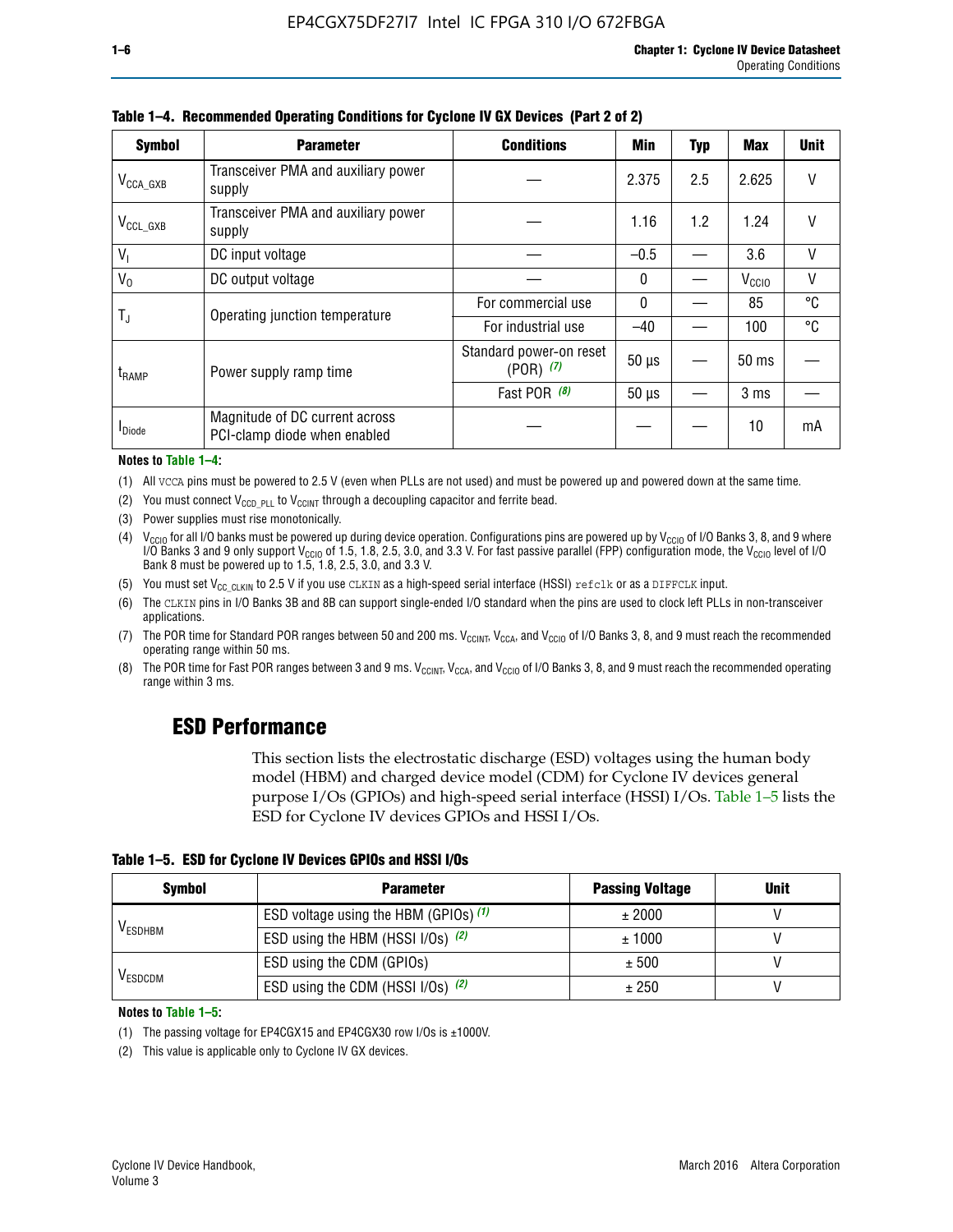**Table 1–4. Recommended Operating Conditions for Cyclone IV GX Devices (Part 2 of 2)**

| Symbol | Parameter | Conditions | Min | Typ | Max | Unit |
|---|---|---|---|---|---|---|
| $V_{CCA\_GXB}$ | Transceiver PMA and auxiliary power supply | — | 2.375 | 2.5 | 2.625 | V |
| $V_{CCL\_GXB}$ | Transceiver PMA and auxiliary power supply | — | 1.16 | 1.2 | 1.24 | V |
| $V_I$ | DC input voltage | — | –0.5 | — | 3.6 | V |
| $V_O$ | DC output voltage | — | 0 | — | $V_{CCIO}$ | V |
| $T_J$ | Operating junction temperature | For commercial use | 0 | — | 85 | °C |
| | | For industrial use | –40 | — | 100 | °C |
| $t_{RAMP}$ | Power supply ramp time | Standard power-on reset (POR) *(7)* | 50 µs | — | 50 ms | — |
| | | Fast POR *(8)* | 50 µs | — | 3 ms | — |
| $I_{Diode}$ | Magnitude of DC current across PCI-clamp diode when enabled | — | — | — | 10 | mA |

**Notes to Table 1–4:**

(1) All VCCA pins must be powered to 2.5 V (even when PLLs are not used) and must be powered up and powered down at the same time.

(2) You must connect $V_{CCD\_PLL}$ to $V_{CCINT}$ through a decoupling capacitor and ferrite bead.

(3) Power supplies must rise monotonically.

(4) $V_{CCIO}$ for all I/O banks must be powered up during device operation. Configurations pins are powered up by $V_{CCIO}$ of I/O Banks 3, 8, and 9 where I/O Banks 3 and 9 only support $V_{CCIO}$ of 1.5, 1.8, 2.5, 3.0, and 3.3 V. For fast passive parallel (FPP) configuration mode, the $V_{CCIO}$ level of I/O Bank 8 must be powered up to 1.5, 1.8, 2.5, 3.0, and 3.3 V.

(5) You must set $V_{CC\_CLKIN}$ to 2.5 V if you use CLKIN as a high-speed serial interface (HSSI) refclk or as a DIFFCLK input.

(6) The CLKIN pins in I/O Banks 3B and 8B can support single-ended I/O standard when the pins are used to clock left PLLs in non-transceiver applications.

(7) The POR time for Standard POR ranges between 50 and 200 ms. $V_{CCINT}$, $V_{CCA}$, and $V_{CCIO}$ of I/O Banks 3, 8, and 9 must reach the recommended operating range within 50 ms.

(8) The POR time for Fast POR ranges between 3 and 9 ms. $V_{CCINT}$, $V_{CCA}$, and $V_{CCIO}$ of I/O Banks 3, 8, and 9 must reach the recommended operating range within 3 ms.

## ESD Performance

This section lists the electrostatic discharge (ESD) voltages using the human body model (HBM) and charged device model (CDM) for Cyclone IV devices general purpose I/Os (GPIOs) and high-speed serial interface (HSSI) I/Os. Table 1–5 lists the ESD for Cyclone IV devices GPIOs and HSSI I/Os.

**Table 1–5. ESD for Cyclone IV Devices GPIOs and HSSI I/Os**

| Symbol | Parameter | Passing Voltage | Unit |
|---|---|---|---|
| $V_{ESDHBM}$ | ESD voltage using the HBM (GPIOs) *(1)* | ± 2000 | V |
| | ESD using the HBM (HSSI I/Os) *(2)* | ± 1000 | V |
| $V_{ESDCDM}$ | ESD using the CDM (GPIOs) | ± 500 | V |
| | ESD using the CDM (HSSI I/Os) *(2)* | ± 250 | V |

**Notes to Table 1–5:**

(1) The passing voltage for EP4CGX15 and EP4CGX30 row I/Os is ±1000V.

(2) This value is applicable only to Cyclone IV GX devices.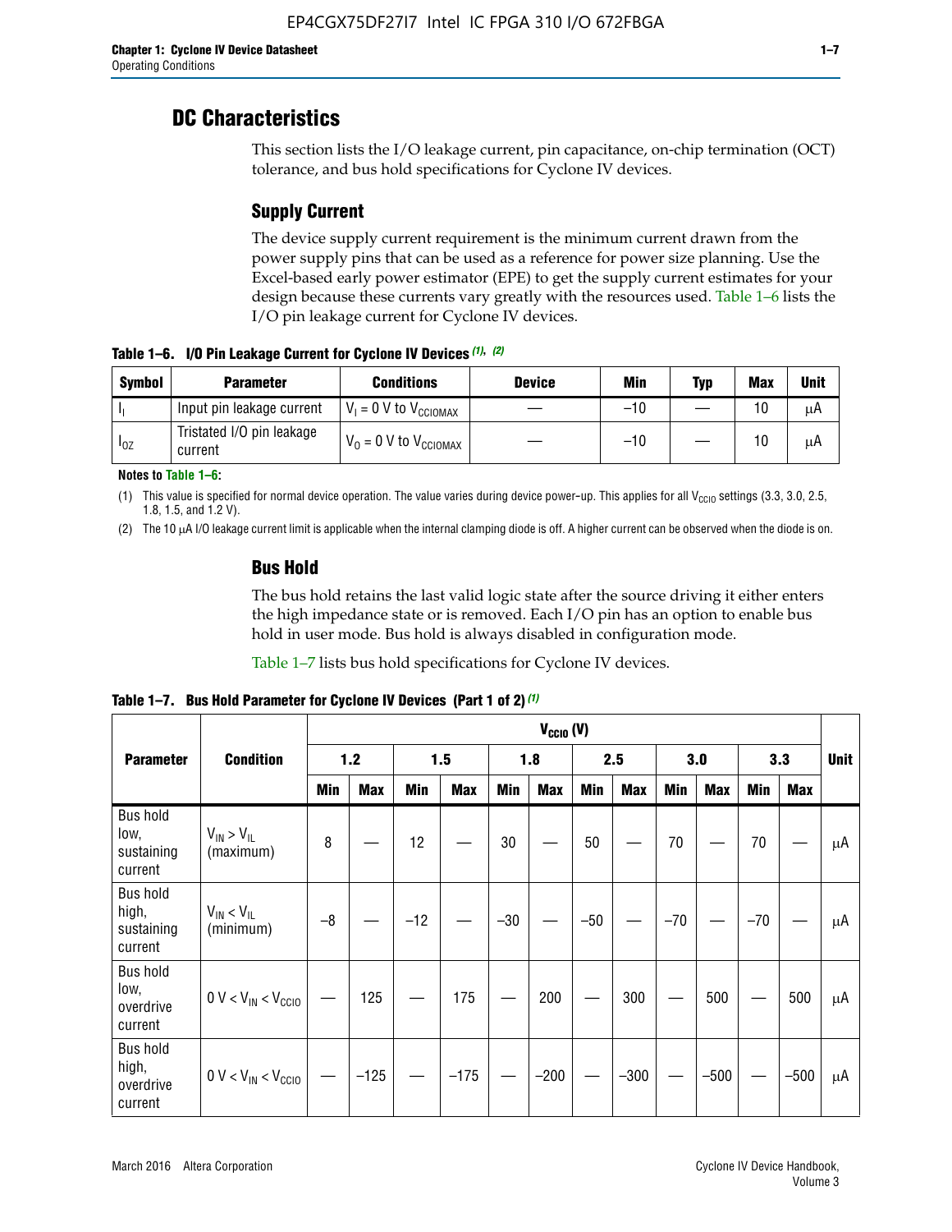## DC Characteristics

This section lists the I/O leakage current, pin capacitance, on-chip termination (OCT) tolerance, and bus hold specifications for Cyclone IV devices.

### Supply Current

The device supply current requirement is the minimum current drawn from the power supply pins that can be used as a reference for power size planning. Use the Excel-based early power estimator (EPE) to get the supply current estimates for your design because these currents vary greatly with the resources used. Table 1–6 lists the I/O pin leakage current for Cyclone IV devices.

**Table 1–6. I/O Pin Leakage Current for Cyclone IV Devices (1), (2)**

| Symbol | Parameter | Conditions | Device | Min | Typ | Max | Unit |
|---|---|---|---|---|---|---|---|
| $I_I$ | Input pin leakage current | $V_I$ = 0 V to $V_{CCIOMAX}$ | — | –10 | — | 10 | µA |
| $I_{OZ}$ | Tristated I/O pin leakage current | $V_O$ = 0 V to $V_{CCIOMAX}$ | — | –10 | — | 10 | µA |

**Notes to Table 1–6:**

(1) This value is specified for normal device operation. The value varies during device power-up. This applies for all $V_{CCIO}$ settings (3.3, 3.0, 2.5, 1.8, 1.5, and 1.2 V).

(2) The 10 µA I/O leakage current limit is applicable when the internal clamping diode is off. A higher current can be observed when the diode is on.

### Bus Hold

The bus hold retains the last valid logic state after the source driving it either enters the high impedance state or is removed. Each I/O pin has an option to enable bus hold in user mode. Bus hold is always disabled in configuration mode.

Table 1–7 lists bus hold specifications for Cyclone IV devices.

**Table 1–7. Bus Hold Parameter for Cyclone IV Devices (Part 1 of 2) (1)**

| Parameter | Condition | $V_{CCIO}$ (V) | | | | | | | | | | | | Unit |
|---|---|---|---|---|---|---|---|---|---|---|---|---|---|---|
| | | 1.2 | | 1.5 | | 1.8 | | 2.5 | | 3.0 | | 3.3 | | |
| | | Min | Max | Min | Max | Min | Max | Min | Max | Min | Max | Min | Max | |
| Bus hold low, sustaining current | $V_{IN} > V_{IL}$ (maximum) | 8 | — | 12 | — | 30 | — | 50 | — | 70 | — | 70 | — | µA |
| Bus hold high, sustaining current | $V_{IN} < V_{IL}$ (minimum) | –8 | — | –12 | — | –30 | — | –50 | — | –70 | — | –70 | — | µA |
| Bus hold low, overdrive current | 0 V < $V_{IN}$ < $V_{CCIO}$ | — | 125 | — | 175 | — | 200 | — | 300 | — | 500 | — | 500 | µA |
| Bus hold high, overdrive current | 0 V < $V_{IN}$ < $V_{CCIO}$ | — | –125 | — | –175 | — | –200 | — | –300 | — | –500 | — | –500 | µA |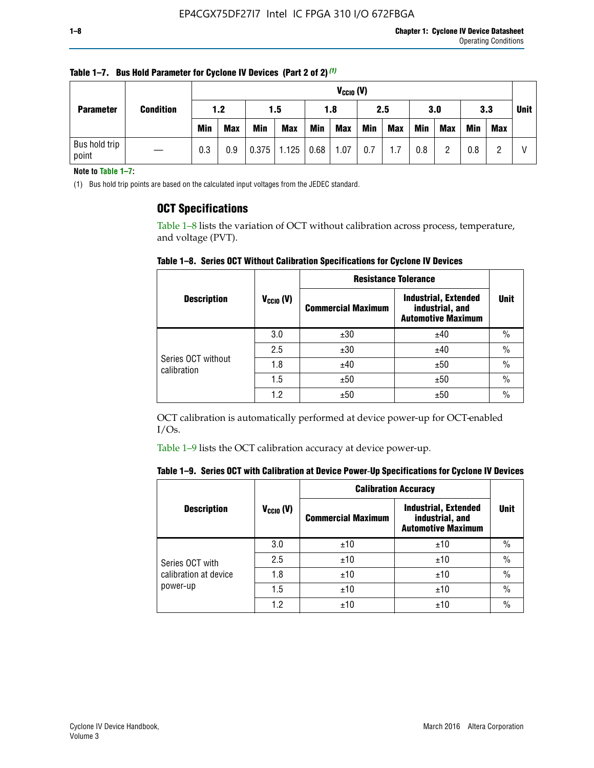**Table 1–7. Bus Hold Parameter for Cycline IV Devices (Part 2 of 2) (1)**

| Parameter | Condition | $V_{CCIO}$ (V) | | | | | | | | | | | | Unit |
|---|---|---|---|---|---|---|---|---|---|---|---|---|---|---|
| | | 1.2 | | 1.5 | | 1.8 | | 2.5 | | 3.0 | | 3.3 | | |
| | | Min | Max | Min | Max | Min | Max | Min | Max | Min | Max | Min | Max | |
| Bus hold trip point | — | 0.3 | 0.9 | 0.375 | 1.125 | 0.68 | 1.07 | 0.7 | 1.7 | 0.8 | 2 | 0.8 | 2 | V |

**Note to Table 1–7:**

(1) Bus hold trip points are based on the calculated input voltages from the JEDEC standard.

## OCT Specifications

Table 1–8 lists the variation of OCT without calibration across process, temperature, and voltage (PVT).

**Table 1–8. Series OCT Without Calibration Specifications for Cyclone IV Devices**

| Description | $V_{CCIO}$ (V) | Resistance Tolerance | | Unit |
|---|---|---|---|---|
| | | Commercial Maximum | Industrial, Extended industrial, and Automotive Maximum | |
| Series OCT without calibration | 3.0 | ±30 | ±40 | % |
| | 2.5 | ±30 | ±40 | % |
| | 1.8 | ±40 | ±50 | % |
| | 1.5 | ±50 | ±50 | % |
| | 1.2 | ±50 | ±50 | % |

OCT calibration is automatically performed at device power-up for OCT-enabled I/Os.

Table 1–9 lists the OCT calibration accuracy at device power-up.

**Table 1–9. Series OCT with Calibration at Device Power-Up Specifications for Cyclone IV Devices**

| Description | $V_{CCIO}$ (V) | Calibration Accuracy | | Unit |
|---|---|---|---|---|
| | | Commercial Maximum | Industrial, Extended industrial, and Automotive Maximum | |
| Series OCT with calibration at device power-up | 3.0 | ±10 | ±10 | % |
| | 2.5 | ±10 | ±10 | % |
| | 1.8 | ±10 | ±10 | % |
| | 1.5 | ±10 | ±10 | % |
| | 1.2 | ±10 | ±10 | % |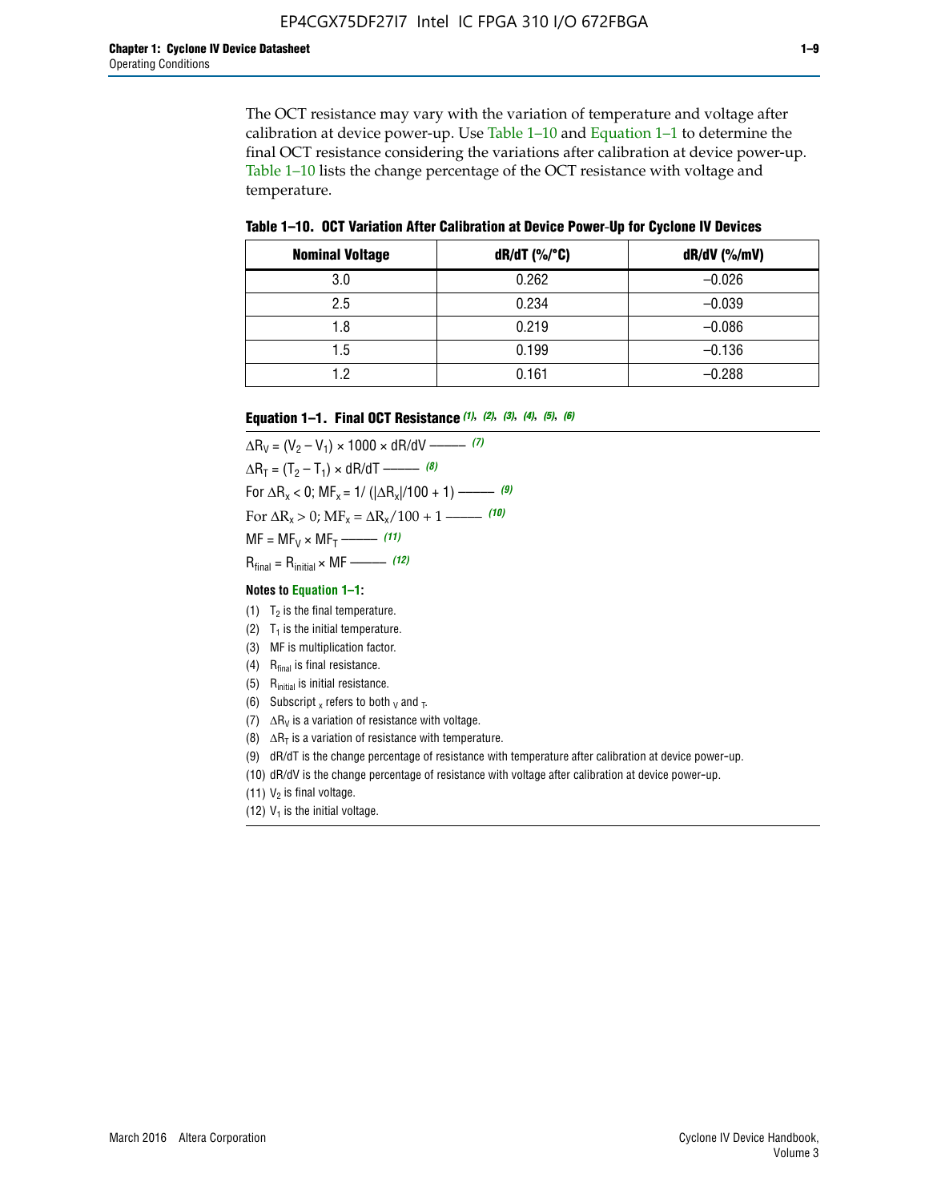The OCT resistance may vary with the variation of temperature and voltage after calibration at device power-up. Use Table 1–10 and Equation 1–1 to determine the final OCT resistance considering the variations after calibration at device power-up. Table 1–10 lists the change percentage of the OCT resistance with voltage and temperature.

**Table 1–10. OCT Variation After Calibration at Device Power-Up for Cyclone IV Devices**

| Nominal Voltage | dR/dT (%/°C) | dR/dV (%/mV) |
|---|---|---|
| 3.0 | 0.262 | –0.026 |
| 2.5 | 0.234 | –0.039 |
| 1.8 | 0.219 | –0.086 |
| 1.5 | 0.199 | –0.136 |
| 1.2 | 0.161 | –0.288 |

**Equation 1–1. Final OCT Resistance** *(1), (2), (3), (4), (5), (6)*

$$\Delta R_V = (V_2 - V_1) \times 1000 \times dR/dV \text{ ——— } (7)$$

$$\Delta R_T = (T_2 - T_1) \times dR/dT \text{ ——— } (8)$$

$$\text{For } \Delta R_x < 0;\ MF_x = 1/ (|\Delta R_x|/100 + 1) \text{ ——— } (9)$$

$$\text{For } \Delta R_x > 0;\ MF_x = \Delta R_x/100 + 1 \text{ ——— } (10)$$

$$MF = MF_V \times MF_T \text{ ——— } (11)$$

$$R_{final} = R_{initial} \times MF \text{ ——— } (12)$$

**Notes to Equation 1–1:**

(1) $T_2$ is the final temperature.

(2) $T_1$ is the initial temperature.

(3) MF is multiplication factor.

(4) $R_{final}$ is final resistance.

(5) $R_{initial}$ is initial resistance.

(6) Subscript $_x$ refers to both $_V$ and $_T$.

(7) $\Delta R_V$ is a variation of resistance with voltage.

(8) $\Delta R_T$ is a variation of resistance with temperature.

(9) dR/dT is the change percentage of resistance with temperature after calibration at device power-up.

(10) dR/dV is the change percentage of resistance with voltage after calibration at device power-up.

(11) $V_2$ is final voltage.

(12) $V_1$ is the initial voltage.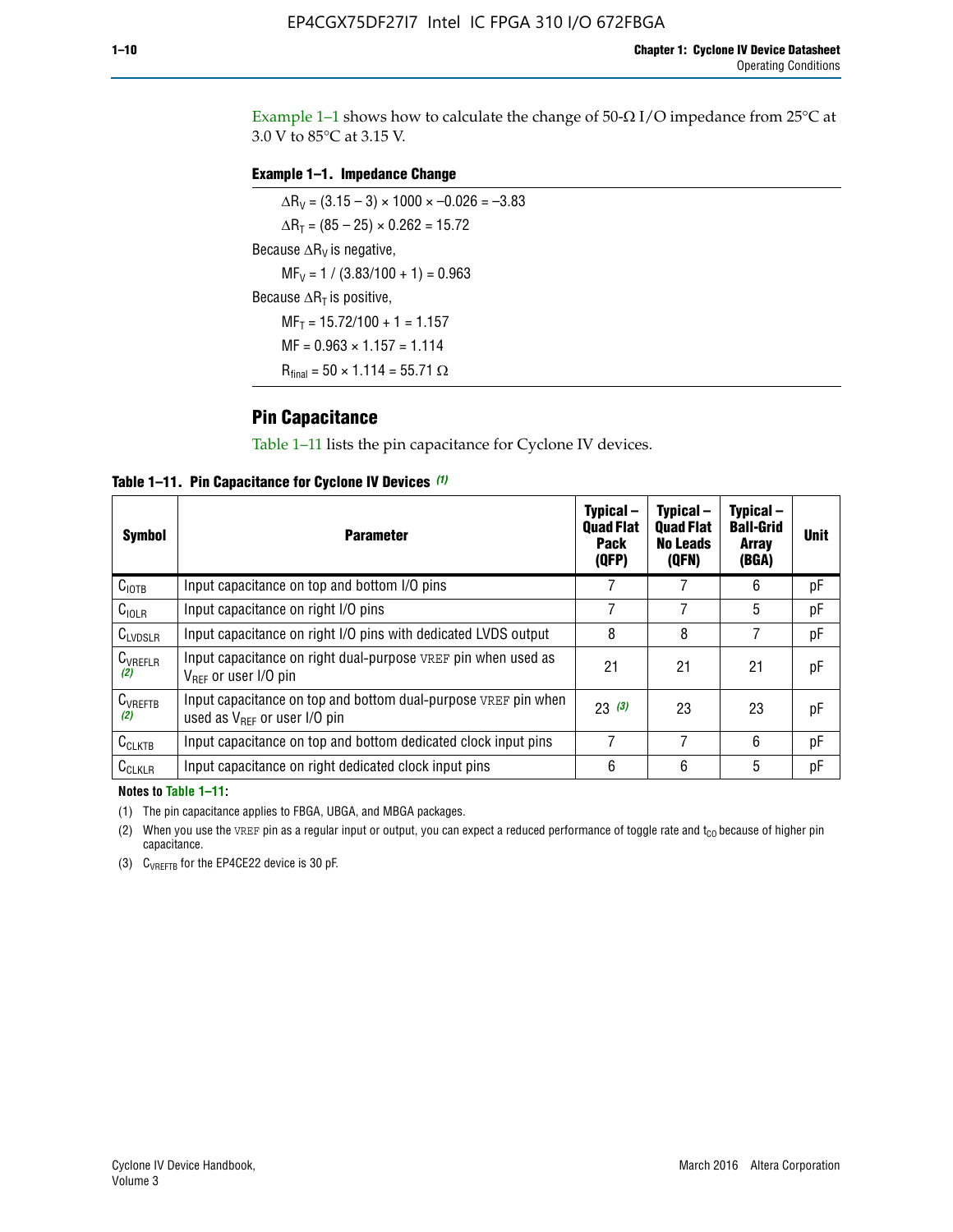Example 1–1 shows how to calculate the change of 50-Ω I/O impedance from 25°C at 3.0 V to 85°C at 3.15 V.

**Example 1–1. Impedance Change**

$\Delta R_V = (3.15 - 3) \times 1000 \times -0.026 = -3.83$

$\Delta R_T = (85 - 25) \times 0.262 = 15.72$

Because $\Delta R_V$ is negative,

$MF_V = 1 / (3.83/100 + 1) = 0.963$

Because $\Delta R_T$ is positive,

$MF_T = 15.72/100 + 1 = 1.157$

$MF = 0.963 \times 1.157 = 1.114$

$R_{final} = 50 \times 1.114 = 55.71\ \Omega$

## Pin Capacitance

Table 1–11 lists the pin capacitance for Cyclone IV devices.

**Table 1–11. Pin Capacitance for Cyclone IV Devices (1)**

| Symbol | Parameter | Typical – Quad Flat Pack (QFP) | Typical – Quad Flat No Leads (QFN) | Typical – Ball-Grid Array (BGA) | Unit |
|---|---|---|---|---|---|
| $C_{IOTB}$ | Input capacitance on top and bottom I/O pins | 7 | 7 | 6 | pF |
| $C_{IOLR}$ | Input capacitance on right I/O pins | 7 | 7 | 5 | pF |
| $C_{LVDSLR}$ | Input capacitance on right I/O pins with dedicated LVDS output | 8 | 8 | 7 | pF |
| $C_{VREFLR}$ (2) | Input capacitance on right dual-purpose VREF pin when used as $V_{REF}$ or user I/O pin | 21 | 21 | 21 | pF |
| $C_{VREFTB}$ (2) | Input capacitance on top and bottom dual-purpose VREF pin when used as $V_{REF}$ or user I/O pin | 23 (3) | 23 | 23 | pF |
| $C_{CLKTB}$ | Input capacitance on top and bottom dedicated clock input pins | 7 | 7 | 6 | pF |
| $C_{CLKLR}$ | Input capacitance on right dedicated clock input pins | 6 | 6 | 5 | pF |

**Notes to Table 1–11:**

(1) The pin capacitance applies to FBGA, UBGA, and MBGA packages.

(2) When you use the VREF pin as a regular input or output, you can expect a reduced performance of toggle rate and $t_{CO}$ because of higher pin capacitance.

(3) $C_{VREFTB}$ for the EP4CE22 device is 30 pF.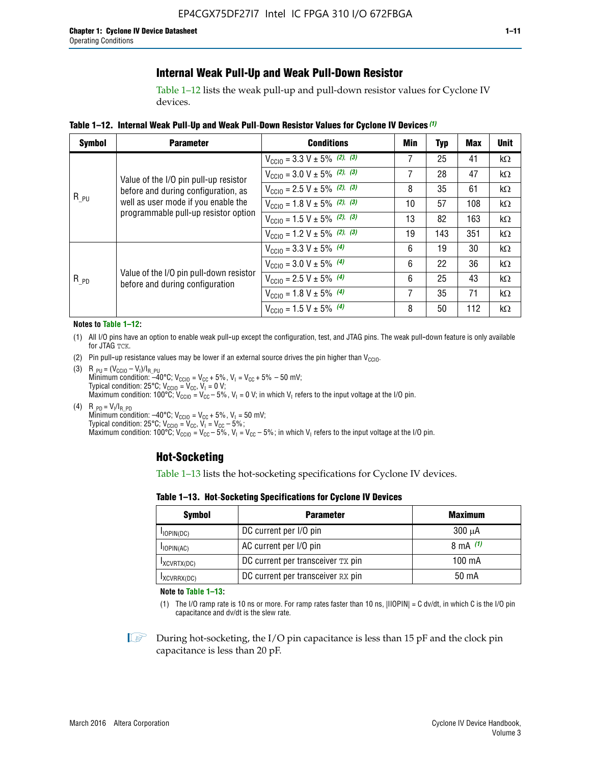## Internal Weak Pull-Up and Weak Pull-Down Resistor

Table 1–12 lists the weak pull-up and pull-down resistor values for Cyclone IV devices.

**Table 1–12. Internal Weak Pull-Up and Weak Pull-Down Resistor Values for Cyclone IV Devices** *(1)*

| Symbol | Parameter | Conditions | Min | Typ | Max | Unit |
|---|---|---|---|---|---|---|
| $R_{\_PU}$ | Value of the I/O pin pull-up resistor before and during configuration, as well as user mode if you enable the programmable pull-up resistor option | $V_{CCIO}$ = 3.3 V ± 5% *(2)*, *(3)* | 7 | 25 | 41 | kΩ |
| | | $V_{CCIO}$ = 3.0 V ± 5% *(2)*, *(3)* | 7 | 28 | 47 | kΩ |
| | | $V_{CCIO}$ = 2.5 V ± 5% *(2)*, *(3)* | 8 | 35 | 61 | kΩ |
| | | $V_{CCIO}$ = 1.8 V ± 5% *(2)*, *(3)* | 10 | 57 | 108 | kΩ |
| | | $V_{CCIO}$ = 1.5 V ± 5% *(2)*, *(3)* | 13 | 82 | 163 | kΩ |
| | | $V_{CCIO}$ = 1.2 V ± 5% *(2)*, *(3)* | 19 | 143 | 351 | kΩ |
| $R_{\_PD}$ | Value of the I/O pin pull-down resistor before and during configuration | $V_{CCIO}$ = 3.3 V ± 5% *(4)* | 6 | 19 | 30 | kΩ |
| | | $V_{CCIO}$ = 3.0 V ± 5% *(4)* | 6 | 22 | 36 | kΩ |
| | | $V_{CCIO}$ = 2.5 V ± 5% *(4)* | 6 | 25 | 43 | kΩ |
| | | $V_{CCIO}$ = 1.8 V ± 5% *(4)* | 7 | 35 | 71 | kΩ |
| | | $V_{CCIO}$ = 1.5 V ± 5% *(4)* | 8 | 50 | 112 | kΩ |

**Notes to Table 1–12:**

(1) All I/O pins have an option to enable weak pull-up except the configuration, test, and JTAG pins. The weak pull-down feature is only available for JTAG TCK.

(2) Pin pull-up resistance values may be lower if an external source drives the pin higher than $V_{CCIO}$.

(3) $R_{\_PU} = (V_{CCIO} - V_I)/I_{R\_PU}$
Minimum condition: –40°C; $V_{CCIO} = V_{CC} + 5\%$, $V_I = V_{CC} + 5\% - 50$ mV;
Typical condition: 25°C; $V_{CCIO} = V_{CC}$, $V_I = 0$ V;
Maximum condition: 100°C; $V_{CCIO} = V_{CC} - 5\%$, $V_I = 0$ V; in which $V_I$ refers to the input voltage at the I/O pin.

(4) $R_{\_PD} = V_I/I_{R\_PD}$
Minimum condition: –40°C; $V_{CCIO} = V_{CC} + 5\%$, $V_I = 50$ mV;
Typical condition: 25°C; $V_{CCIO} = V_{CC}$, $V_I = V_{CC} - 5\%$;
Maximum condition: 100°C; $V_{CCIO} = V_{CC} - 5\%$, $V_I = V_{CC} - 5\%$; in which $V_I$ refers to the input voltage at the I/O pin.

## Hot-Socketing

Table 1–13 lists the hot-socketing specifications for Cyclone IV devices.

**Table 1–13. Hot-Socketing Specifications for Cyclone IV Devices**

| Symbol | Parameter | Maximum |
|---|---|---|
| $I_{IOPIN(DC)}$ | DC current per I/O pin | 300 μA |
| $I_{IOPIN(AC)}$ | AC current per I/O pin | 8 mA *(1)* |
| $I_{XCVRTX(DC)}$ | DC current per transceiver TX pin | 100 mA |
| $I_{XCVRRX(DC)}$ | DC current per transceiver RX pin | 50 mA |

**Note to Table 1–13:**

(1) The I/O ramp rate is 10 ns or more. For ramp rates faster than 10 ns, |IIOPIN| = C dv/dt, in which C is the I/O pin capacitance and dv/dt is the slew rate.

During hot-socketing, the I/O pin capacitance is less than 15 pF and the clock pin capacitance is less than 20 pF.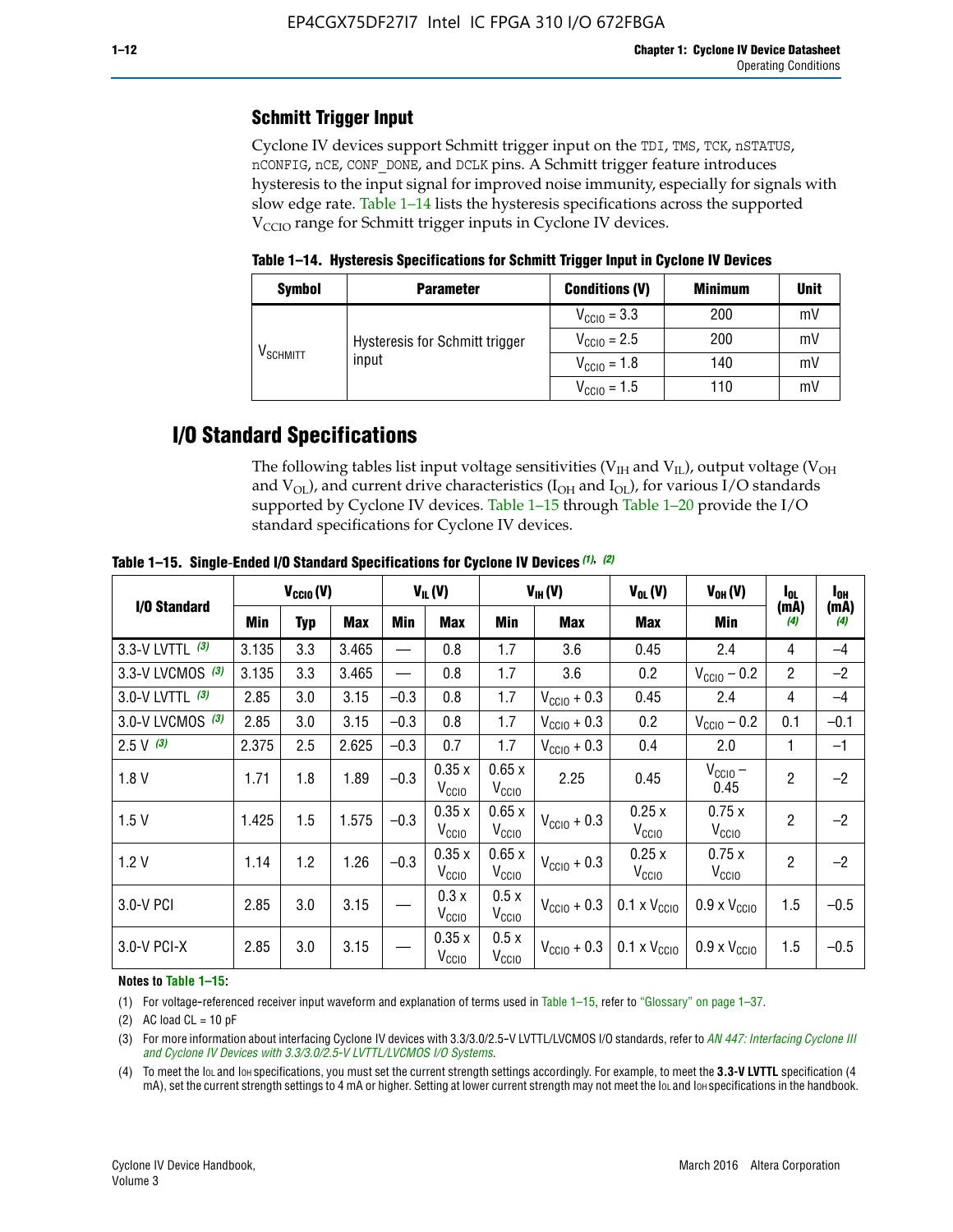## Schmitt Trigger Input

Cyclone IV devices support Schmitt trigger input on the TDI, TMS, TCK, nSTATUS, nCONFIG, nCE, CONF_DONE, and DCLK pins. A Schmitt trigger feature introduces hysteresis to the input signal for improved noise immunity, especially for signals with slow edge rate. Table 1–14 lists the hysteresis specifications across the supported $V_{CCIO}$ range for Schmitt trigger inputs in Cyclone IV devices.

**Table 1–14. Hysteresis Specifications for Schmitt Trigger Input in Cyclone IV Devices**

| Symbol | Parameter | Conditions (V) | Minimum | Unit |
|---|---|---|---|---|
| $V_{SCHMITT}$ | Hysteresis for Schmitt trigger input | $V_{CCIO}$ = 3.3 | 200 | mV |
| | | $V_{CCIO}$ = 2.5 | 200 | mV |
| | | $V_{CCIO}$ = 1.8 | 140 | mV |
| | | $V_{CCIO}$ = 1.5 | 110 | mV |

## I/O Standard Specifications

The following tables list input voltage sensitivities ($V_{IH}$ and $V_{IL}$), output voltage ($V_{OH}$ and $V_{OL}$), and current drive characteristics ($I_{OH}$ and $I_{OL}$), for various I/O standards supported by Cyclone IV devices. Table 1–15 through Table 1–20 provide the I/O standard specifications for Cyclone IV devices.

**Table 1–15. Single-Ended I/O Standard Specifications for Cyclone IV Devices (1), (2)**

| I/O Standard | $V_{CCIO}$ (V) | | | $V_{IL}$ (V) | | $V_{IH}$ (V) | | $V_{OL}$ (V) | $V_{OH}$ (V) | $I_{OL}$ (mA) (4) | $I_{OH}$ (mA) (4) |
|---|---|---|---|---|---|---|---|---|---|---|---|
| | Min | Typ | Max | Min | Max | Min | Max | Max | Min | | |
| 3.3-V LVTTL (3) | 3.135 | 3.3 | 3.465 | — | 0.8 | 1.7 | 3.6 | 0.45 | 2.4 | 4 | –4 |
| 3.3-V LVCMOS (3) | 3.135 | 3.3 | 3.465 | — | 0.8 | 1.7 | 3.6 | 0.2 | $V_{CCIO}$ – 0.2 | 2 | –2 |
| 3.0-V LVTTL (3) | 2.85 | 3.0 | 3.15 | –0.3 | 0.8 | 1.7 | $V_{CCIO}$ + 0.3 | 0.45 | 2.4 | 4 | –4 |
| 3.0-V LVCMOS (3) | 2.85 | 3.0 | 3.15 | –0.3 | 0.8 | 1.7 | $V_{CCIO}$ + 0.3 | 0.2 | $V_{CCIO}$ – 0.2 | 0.1 | –0.1 |
| 2.5 V (3) | 2.375 | 2.5 | 2.625 | –0.3 | 0.7 | 1.7 | $V_{CCIO}$ + 0.3 | 0.4 | 2.0 | 1 | –1 |
| 1.8 V | 1.71 | 1.8 | 1.89 | –0.3 | 0.35 x $V_{CCIO}$ | 0.65 x $V_{CCIO}$ | 2.25 | 0.45 | $V_{CCIO}$ – 0.45 | 2 | –2 |
| 1.5 V | 1.425 | 1.5 | 1.575 | –0.3 | 0.35 x $V_{CCIO}$ | 0.65 x $V_{CCIO}$ | $V_{CCIO}$ + 0.3 | 0.25 x $V_{CCIO}$ | 0.75 x $V_{CCIO}$ | 2 | –2 |
| 1.2 V | 1.14 | 1.2 | 1.26 | –0.3 | 0.35 x $V_{CCIO}$ | 0.65 x $V_{CCIO}$ | $V_{CCIO}$ + 0.3 | 0.25 x $V_{CCIO}$ | 0.75 x $V_{CCIO}$ | 2 | –2 |
| 3.0-V PCI | 2.85 | 3.0 | 3.15 | — | 0.3 x $V_{CCIO}$ | 0.5 x $V_{CCIO}$ | $V_{CCIO}$ + 0.3 | 0.1 x $V_{CCIO}$ | 0.9 x $V_{CCIO}$ | 1.5 | –0.5 |
| 3.0-V PCI-X | 2.85 | 3.0 | 3.15 | — | 0.35 x $V_{CCIO}$ | 0.5 x $V_{CCIO}$ | $V_{CCIO}$ + 0.3 | 0.1 x $V_{CCIO}$ | 0.9 x $V_{CCIO}$ | 1.5 | –0.5 |

**Notes to Table 1–15:**

(1) For voltage-referenced receiver input waveform and explanation of terms used in Table 1–15, refer to "Glossary" on page 1–37.

(2) AC load CL = 10 pF

(3) For more information about interfacing Cyclone IV devices with 3.3/3.0/2.5-V LVTTL/LVCMOS I/O standards, refer to *AN 447: Interfacing Cyclone III and Cyclone IV Devices with 3.3/3.0/2.5-V LVTTL/LVCMOS I/O Systems*.

(4) To meet the $I_{OL}$ and $I_{OH}$ specifications, you must set the current strength settings accordingly. For example, to meet the **3.3-V LVTTL** specification (4 mA), set the current strength settings to 4 mA or higher. Setting at lower current strength may not meet the $I_{OL}$ and $I_{OH}$ specifications in the handbook.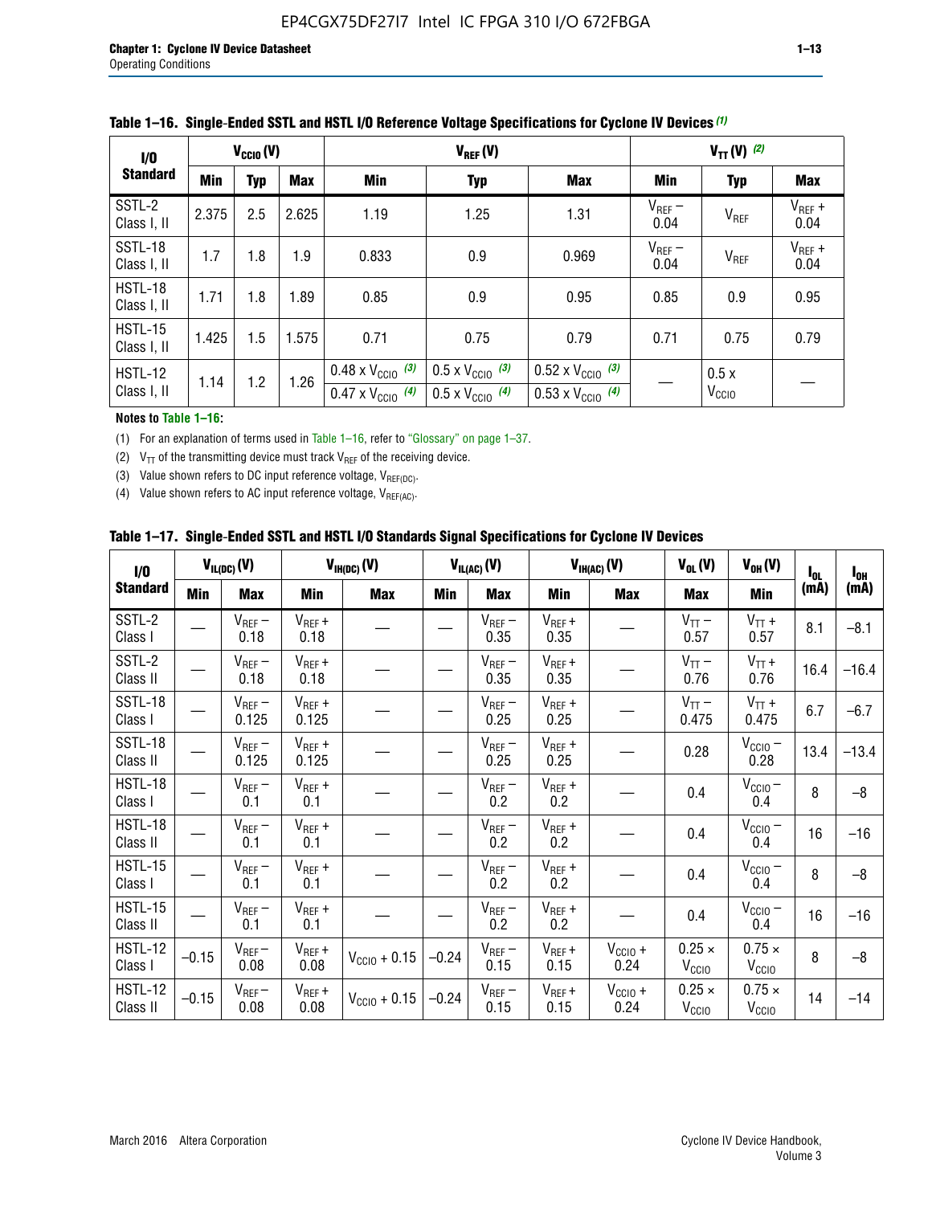**Table 1–16. Single-Ended SSTL and HSTL I/O Reference Voltage Specifications for Cyclone IV Devices (1)**

| I/O Standard | $V_{CCIO}$ (V) | | | $V_{REF}$ (V) | | | $V_{TT}$ (V) (2) | | |
|---|---|---|---|---|---|---|---|---|---|
| | Min | Typ | Max | Min | Typ | Max | Min | Typ | Max |
| SSTL-2 Class I, II | 2.375 | 2.5 | 2.625 | 1.19 | 1.25 | 1.31 | $V_{REF}$ – 0.04 | $V_{REF}$ | $V_{REF}$ + 0.04 |
| SSTL-18 Class I, II | 1.7 | 1.8 | 1.9 | 0.833 | 0.9 | 0.969 | $V_{REF}$ – 0.04 | $V_{REF}$ | $V_{REF}$ + 0.04 |
| HSTL-18 Class I, II | 1.71 | 1.8 | 1.89 | 0.85 | 0.9 | 0.95 | 0.85 | 0.9 | 0.95 |
| HSTL-15 Class I, II | 1.425 | 1.5 | 1.575 | 0.71 | 0.75 | 0.79 | 0.71 | 0.75 | 0.79 |
| HSTL-12 Class I, II | 1.14 | 1.2 | 1.26 | 0.48 x $V_{CCIO}$ (3)<br>0.47 x $V_{CCIO}$ (4) | 0.5 x $V_{CCIO}$ (3)<br>0.5 x $V_{CCIO}$ (4) | 0.52 x $V_{CCIO}$ (3)<br>0.53 x $V_{CCIO}$ (4) | — | 0.5 x $V_{CCIO}$ | — |

**Notes to Table 1–16:**

(1) For an explanation of terms used in Table 1–16, refer to "Glossary" on page 1–37.

(2) $V_{TT}$ of the transmitting device must track $V_{REF}$ of the receiving device.

(3) Value shown refers to DC input reference voltage, $V_{REF(DC)}$.

(4) Value shown refers to AC input reference voltage, $V_{REF(AC)}$.

**Table 1–17. Single-Ended SSTL and HSTL I/O Standards Signal Specifications for Cyclone IV Devices**

| I/O Standard | $V_{IL(DC)}$ (V) | | $V_{IH(DC)}$ (V) | | $V_{IL(AC)}$ (V) | | $V_{IH(AC)}$ (V) | | $V_{OL}$ (V) | $V_{OH}$ (V) | $I_{OL}$ (mA) | $I_{OH}$ (mA) |
|---|---|---|---|---|---|---|---|---|---|---|---|---|
| | Min | Max | Min | Max | Min | Max | Min | Max | Max | Min | | |
| SSTL-2 Class I | — | $V_{REF}$ – 0.18 | $V_{REF}$ + 0.18 | — | — | $V_{REF}$ – 0.35 | $V_{REF}$ + 0.35 | — | $V_{TT}$ – 0.57 | $V_{TT}$ + 0.57 | 8.1 | –8.1 |
| SSTL-2 Class II | — | $V_{REF}$ – 0.18 | $V_{REF}$ + 0.18 | — | — | $V_{REF}$ – 0.35 | $V_{REF}$ + 0.35 | — | $V_{TT}$ – 0.76 | $V_{TT}$ + 0.76 | 16.4 | –16.4 |
| SSTL-18 Class I | — | $V_{REF}$ – 0.125 | $V_{REF}$ + 0.125 | — | — | $V_{REF}$ – 0.25 | $V_{REF}$ + 0.25 | — | $V_{TT}$ – 0.475 | $V_{TT}$ + 0.475 | 6.7 | –6.7 |
| SSTL-18 Class II | — | $V_{REF}$ – 0.125 | $V_{REF}$ + 0.125 | — | — | $V_{REF}$ – 0.25 | $V_{REF}$ + 0.25 | — | 0.28 | $V_{CCIO}$ – 0.28 | 13.4 | –13.4 |
| HSTL-18 Class I | — | $V_{REF}$ – 0.1 | $V_{REF}$ + 0.1 | — | — | $V_{REF}$ – 0.2 | $V_{REF}$ + 0.2 | — | 0.4 | $V_{CCIO}$ – 0.4 | 8 | –8 |
| HSTL-18 Class II | — | $V_{REF}$ – 0.1 | $V_{REF}$ + 0.1 | — | — | $V_{REF}$ – 0.2 | $V_{REF}$ + 0.2 | — | 0.4 | $V_{CCIO}$ – 0.4 | 16 | –16 |
| HSTL-15 Class I | — | $V_{REF}$ – 0.1 | $V_{REF}$ + 0.1 | — | — | $V_{REF}$ – 0.2 | $V_{REF}$ + 0.2 | — | 0.4 | $V_{CCIO}$ – 0.4 | 8 | –8 |
| HSTL-15 Class II | — | $V_{REF}$ – 0.1 | $V_{REF}$ + 0.1 | — | — | $V_{REF}$ – 0.2 | $V_{REF}$ + 0.2 | — | 0.4 | $V_{CCIO}$ – 0.4 | 16 | –16 |
| HSTL-12 Class I | –0.15 | $V_{REF}$ – 0.08 | $V_{REF}$ + 0.08 | $V_{CCIO}$ + 0.15 | –0.24 | $V_{REF}$ – 0.15 | $V_{REF}$ + 0.15 | $V_{CCIO}$ + 0.24 | 0.25 × $V_{CCIO}$ | 0.75 × $V_{CCIO}$ | 8 | –8 |
| HSTL-12 Class II | –0.15 | $V_{REF}$ – 0.08 | $V_{REF}$ + 0.08 | $V_{CCIO}$ + 0.15 | –0.24 | $V_{REF}$ – 0.15 | $V_{REF}$ + 0.15 | $V_{CCIO}$ + 0.24 | 0.25 × $V_{CCIO}$ | 0.75 × $V_{CCIO}$ | 14 | –14 |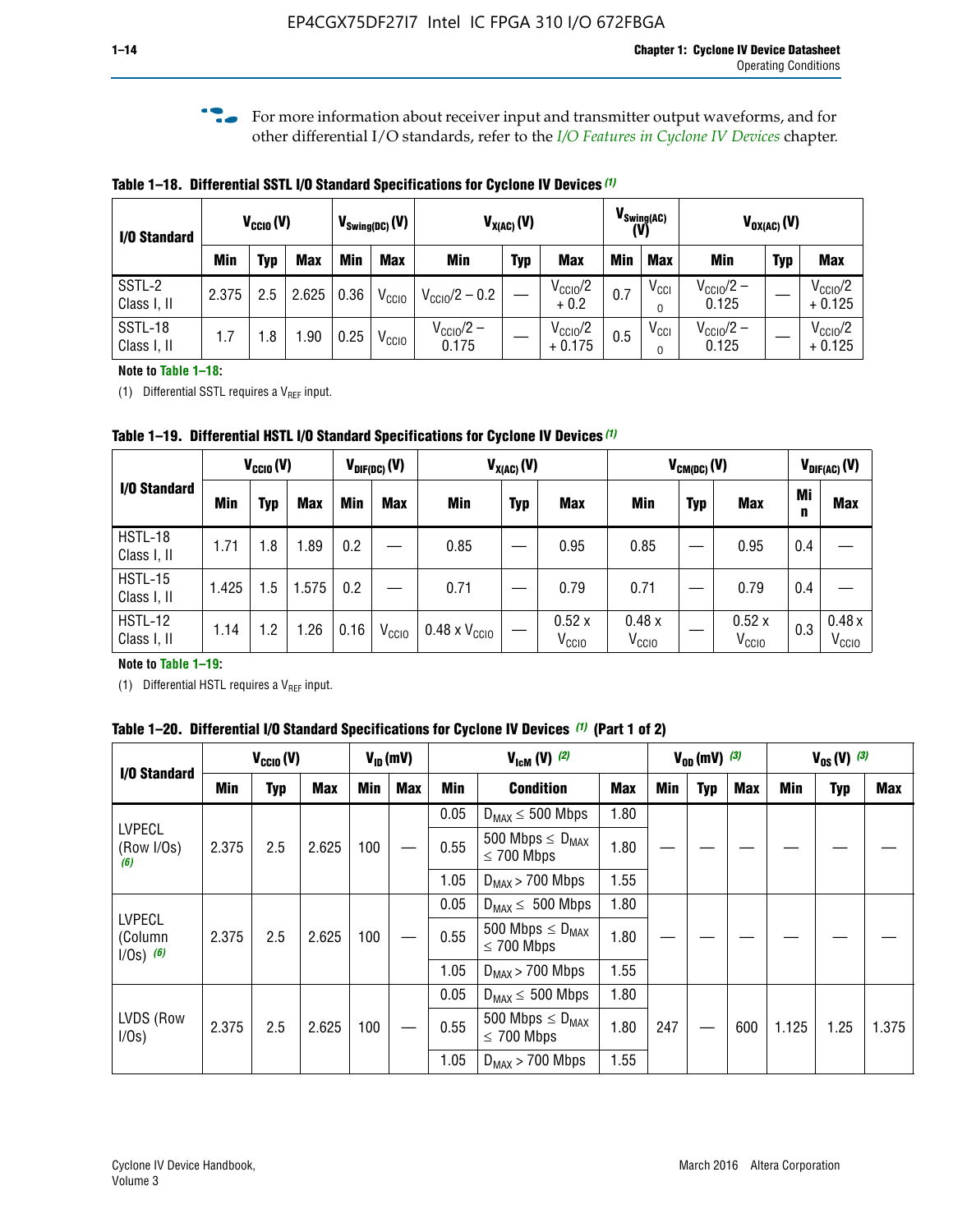For more information about receiver input and transmitter output waveforms, and for other differential I/O standards, refer to the *I/O Features in Cyclone IV Devices* chapter.

**Table 1–18. Differential SSTL I/O Standard Specifications for Cyclone IV Devices (1)**

| I/O Standard | $V_{CCIO}$ (V) | | | $V_{Swing(DC)}$ (V) | | $V_{X(AC)}$ (V) | | | $V_{Swing(AC)}$ (V) | | $V_{OX(AC)}$ (V) | | |
|---|---|---|---|---|---|---|---|---|---|---|---|---|---|
| | Min | Typ | Max | Min | Max | Min | Typ | Max | Min | Max | Min | Typ | Max |
| SSTL-2 Class I, II | 2.375 | 2.5 | 2.625 | 0.36 | $V_{CCIO}$ | $V_{CCIO}/2 - 0.2$ | — | $V_{CCIO}/2 + 0.2$ | 0.7 | $V_{CCIO}$ | $V_{CCIO}/2 - 0.125$ | — | $V_{CCIO}/2 + 0.125$ |
| SSTL-18 Class I, II | 1.7 | 1.8 | 1.90 | 0.25 | $V_{CCIO}$ | $V_{CCIO}/2 - 0.175$ | — | $V_{CCIO}/2 + 0.175$ | 0.5 | $V_{CCIO}$ | $V_{CCIO}/2 - 0.125$ | — | $V_{CCIO}/2 + 0.125$ |

**Note to Table 1–18:**

(1) Differential SSTL requires a $V_{REF}$ input.

**Table 1–19. Differential HSTL I/O Standard Specifications for Cyclone IV Devices (1)**

| I/O Standard | $V_{CCIO}$ (V) | | | $V_{DIF(DC)}$ (V) | | $V_{X(AC)}$ (V) | | | $V_{CM(DC)}$ (V) | | | $V_{DIF(AC)}$ (V) | |
|---|---|---|---|---|---|---|---|---|---|---|---|---|---|
| | Min | Typ | Max | Min | Max | Min | Typ | Max | Min | Typ | Max | Min | Max |
| HSTL-18 Class I, II | 1.71 | 1.8 | 1.89 | 0.2 | — | 0.85 | — | 0.95 | 0.85 | — | 0.95 | 0.4 | — |
| HSTL-15 Class I, II | 1.425 | 1.5 | 1.575 | 0.2 | — | 0.71 | — | 0.79 | 0.71 | — | 0.79 | 0.4 | — |
| HSTL-12 Class I, II | 1.14 | 1.2 | 1.26 | 0.16 | $V_{CCIO}$ | 0.48 x $V_{CCIO}$ | — | 0.52 x $V_{CCIO}$ | 0.48 x $V_{CCIO}$ | — | 0.52 x $V_{CCIO}$ | 0.3 | 0.48 x $V_{CCIO}$ |

**Note to Table 1–19:**

(1) Differential HSTL requires a $V_{REF}$ input.

**Table 1–20. Differential I/O Standard Specifications for Cyclone IV Devices (1) (Part 1 of 2)**

| I/O Standard | $V_{CCIO}$ (V) | | | $V_{ID}$ (mV) | | $V_{IcM}$ (V) (2) | | | $V_{OD}$ (mV) (3) | | | $V_{OS}$ (V) (3) | | |
|---|---|---|---|---|---|---|---|---|---|---|---|---|---|---|
| | Min | Typ | Max | Min | Max | Min | Condition | Max | Min | Typ | Max | Min | Typ | Max |
| LVPECL (Row I/Os) (6) | 2.375 | 2.5 | 2.625 | 100 | — | 0.05 | $D_{MAX} \leq 500$ Mbps | 1.80 | — | — | — | — | — | — |
| | | | | | | 0.55 | 500 Mbps $\leq D_{MAX} \leq$ 700 Mbps | 1.80 | | | | | | |
| | | | | | | 1.05 | $D_{MAX} >$ 700 Mbps | 1.55 | | | | | | |
| LVPECL (Column I/Os) (6) | 2.375 | 2.5 | 2.625 | 100 | — | 0.05 | $D_{MAX} \leq 500$ Mbps | 1.80 | — | — | — | — | — | — |
| | | | | | | 0.55 | 500 Mbps $\leq D_{MAX} \leq$ 700 Mbps | 1.80 | | | | | | |
| | | | | | | 1.05 | $D_{MAX} >$ 700 Mbps | 1.55 | | | | | | |
| LVDS (Row I/Os) | 2.375 | 2.5 | 2.625 | 100 | — | 0.05 | $D_{MAX} \leq 500$ Mbps | 1.80 | 247 | — | 600 | 1.125 | 1.25 | 1.375 |
| | | | | | | 0.55 | 500 Mbps $\leq D_{MAX} \leq$ 700 Mbps | 1.80 | | | | | | |
| | | | | | | 1.05 | $D_{MAX} >$ 700 Mbps | 1.55 | | | | | | |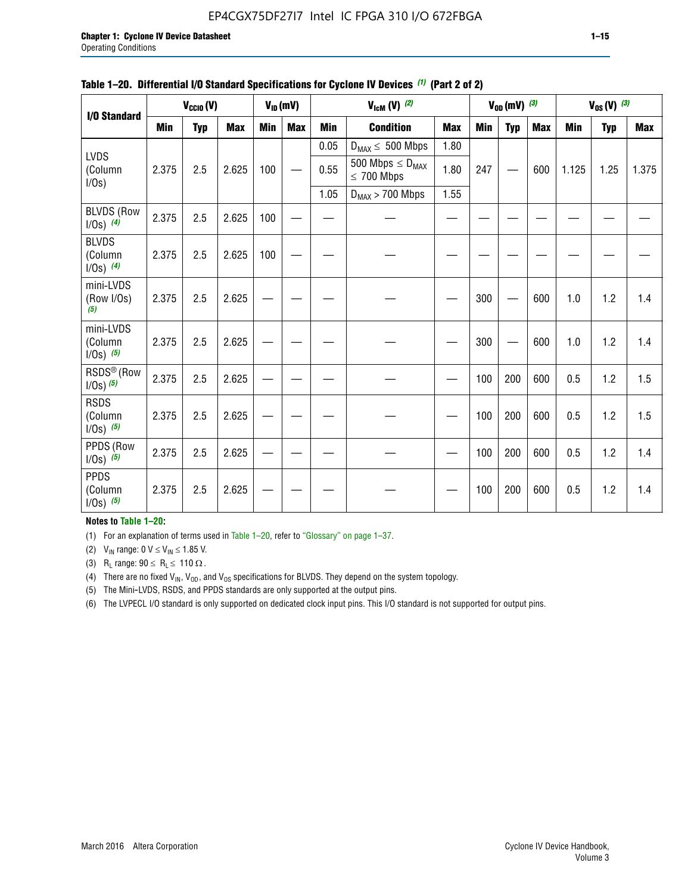**Table 1–20. Differential I/O Standard Specifications for Cyclone IV Devices (1) (Part 2 of 2)**

| I/O Standard | $V_{CCIO}$ (V) | | | $V_{ID}$ (mV) | | $V_{ICM}$ (V) (2) | | | $V_{OD}$ (mV) (3) | | | $V_{OS}$ (V) (3) | | |
|---|---|---|---|---|---|---|---|---|---|---|---|---|---|---|
| | Min | Typ | Max | Min | Max | Min | Condition | Max | Min | Typ | Max | Min | Typ | Max |
| LVDS (Column I/Os) | 2.375 | 2.5 | 2.625 | 100 | — | 0.05 | $D_{MAX} \leq$ 500 Mbps | 1.80 | 247 | — | 600 | 1.125 | 1.25 | 1.375 |
| | | | | | | 0.55 | 500 Mbps $\leq D_{MAX} \leq$ 700 Mbps | 1.80 | | | | | | |
| | | | | | | 1.05 | $D_{MAX}$ > 700 Mbps | 1.55 | | | | | | |
| BLVDS (Row I/Os) (4) | 2.375 | 2.5 | 2.625 | 100 | — | — | — | — | — | — | — | — | — | — |
| BLVDS (Column I/Os) (4) | 2.375 | 2.5 | 2.625 | 100 | — | — | — | — | — | — | — | — | — | — |
| mini-LVDS (Row I/Os) (5) | 2.375 | 2.5 | 2.625 | — | — | — | — | — | 300 | — | 600 | 1.0 | 1.2 | 1.4 |
| mini-LVDS (Column I/Os) (5) | 2.375 | 2.5 | 2.625 | — | — | — | — | — | 300 | — | 600 | 1.0 | 1.2 | 1.4 |
| RSDS® (Row I/Os) (5) | 2.375 | 2.5 | 2.625 | — | — | — | — | — | 100 | 200 | 600 | 0.5 | 1.2 | 1.5 |
| RSDS (Column I/Os) (5) | 2.375 | 2.5 | 2.625 | — | — | — | — | — | 100 | 200 | 600 | 0.5 | 1.2 | 1.5 |
| PPDS (Row I/Os) (5) | 2.375 | 2.5 | 2.625 | — | — | — | — | — | 100 | 200 | 600 | 0.5 | 1.2 | 1.4 |
| PPDS (Column I/Os) (5) | 2.375 | 2.5 | 2.625 | — | — | — | — | — | 100 | 200 | 600 | 0.5 | 1.2 | 1.4 |

**Notes to Table 1–20:**

(1) For an explanation of terms used in Table 1–20, refer to "Glossary" on page 1–37.

(2) $V_{IN}$ range: 0 V $\leq V_{IN} \leq$ 1.85 V.

(3) $R_L$ range: 90 $\leq R_L \leq$ 110 Ω.

(4) There are no fixed $V_{IN}$, $V_{OD}$, and $V_{OS}$ specifications for BLVDS. They depend on the system topology.

(5) The Mini-LVDS, RSDS, and PPDS standards are only supported at the output pins.

(6) The LVPECL I/O standard is only supported on dedicated clock input pins. This I/O standard is not supported for output pins.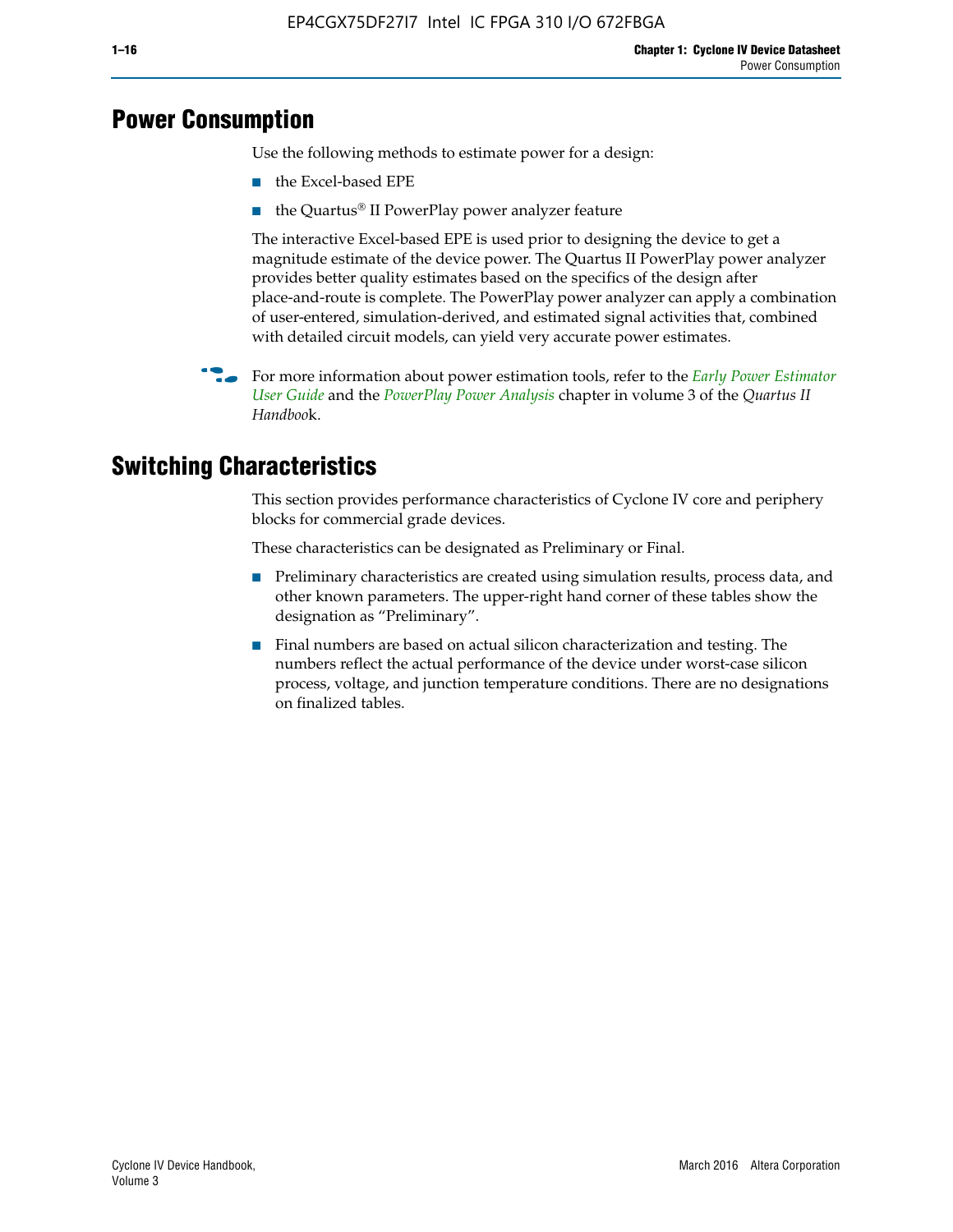# Power Consumption

Use the following methods to estimate power for a design:

- the Excel-based EPE
- the Quartus® II PowerPlay power analyzer feature

The interactive Excel-based EPE is used prior to designing the device to get a magnitude estimate of the device power. The Quartus II PowerPlay power analyzer provides better quality estimates based on the specifics of the design after place-and-route is complete. The PowerPlay power analyzer can apply a combination of user-entered, simulation-derived, and estimated signal activities that, combined with detailed circuit models, can yield very accurate power estimates.

For more information about power estimation tools, refer to the *Early Power Estimator User Guide* and the *PowerPlay Power Analysis* chapter in volume 3 of the *Quartus II Handbook*.

# Switching Characteristics

This section provides performance characteristics of Cyclone IV core and periphery blocks for commercial grade devices.

These characteristics can be designated as Preliminary or Final.

- Preliminary characteristics are created using simulation results, process data, and other known parameters. The upper-right hand corner of these tables show the designation as "Preliminary".
- Final numbers are based on actual silicon characterization and testing. The numbers reflect the actual performance of the device under worst-case silicon process, voltage, and junction temperature conditions. There are no designations on finalized tables.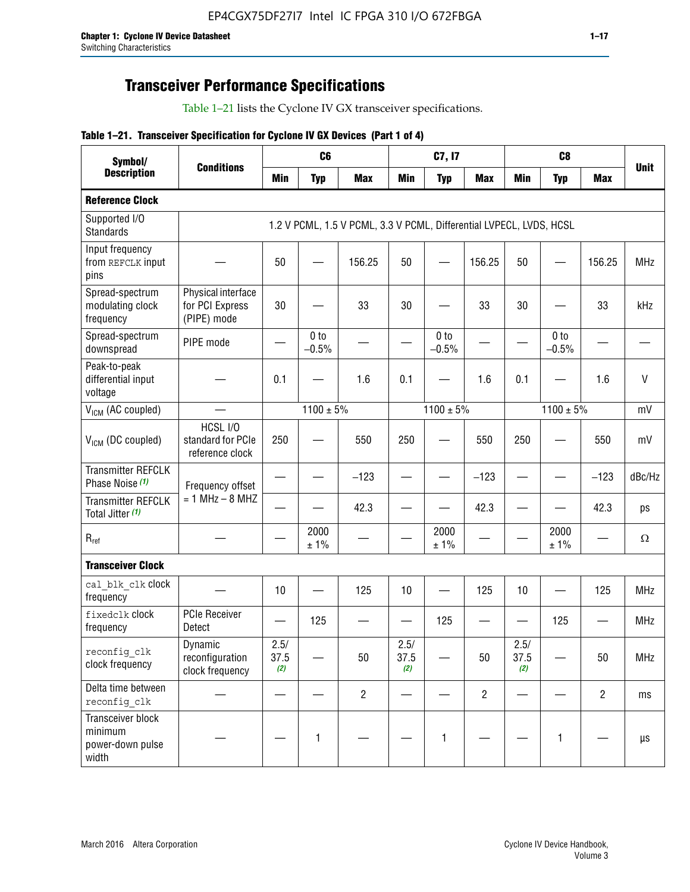## Transceiver Performance Specifications

Table 1–21 lists the Cyclone IV GX transceiver specifications.

**Table 1–21. Transceiver Specification for Cyclone IV GX Devices (Part 1 of 4)**

| Symbol/ Description | Conditions | C6 | | | C7, I7 | | | C8 | | | Unit |
|---|---|---|---|---|---|---|---|---|---|---|---|
| | | Min | Typ | Max | Min | Typ | Max | Min | Typ | Max | |
| **Reference Clock** | | | | | | | | | | | |
| Supported I/O Standards | 1.2 V PCML, 1.5 V PCML, 3.3 V PCML, Differential LVPECL, LVDS, HCSL | | | | | | | | | | |
| Input frequency from REFCLK input pins | — | 50 | — | 156.25 | 50 | — | 156.25 | 50 | — | 156.25 | MHz |
| Spread-spectrum modulating clock frequency | Physical interface for PCI Express (PIPE) mode | 30 | — | 33 | 30 | — | 33 | 30 | — | 33 | kHz |
| Spread-spectrum downspread | PIPE mode | — | 0 to −0.5% | — | — | 0 to −0.5% | — | — | 0 to −0.5% | — | — |
| Peak-to-peak differential input voltage | — | 0.1 | — | 1.6 | 0.1 | — | 1.6 | 0.1 | — | 1.6 | V |
| $V_{ICM}$ (AC coupled) | — | 1100 ± 5% | | | 1100 ± 5% | | | 1100 ± 5% | | | mV |
| $V_{ICM}$ (DC coupled) | HCSL I/O standard for PCIe reference clock | 250 | — | 550 | 250 | — | 550 | 250 | — | 550 | mV |
| Transmitter REFCLK Phase Noise (1) | Frequency offset = 1 MHz – 8 MHZ | — | — | −123 | — | — | −123 | — | — | −123 | dBc/Hz |
| Transmitter REFCLK Total Jitter (1) | | — | — | 42.3 | — | — | 42.3 | — | — | 42.3 | ps |
| $R_{ref}$ | — | — | 2000 ± 1% | — | — | 2000 ± 1% | — | — | 2000 ± 1% | — | Ω |
| **Transceiver Clock** | | | | | | | | | | | |
| cal_blk_clk clock frequency | — | 10 | — | 125 | 10 | — | 125 | 10 | — | 125 | MHz |
| fixedclk clock frequency | PCIe Receiver Detect | — | 125 | — | — | 125 | — | — | 125 | — | MHz |
| reconfig_clk clock frequency | Dynamic reconfiguration clock frequency | 2.5/ 37.5 (2) | — | 50 | 2.5/ 37.5 (2) | — | 50 | 2.5/ 37.5 (2) | — | 50 | MHz |
| Delta time between reconfig_clk | — | — | — | 2 | — | — | 2 | — | — | 2 | ms |
| Transceiver block minimum power-down pulse width | — | — | 1 | — | — | 1 | — | — | 1 | — | µs |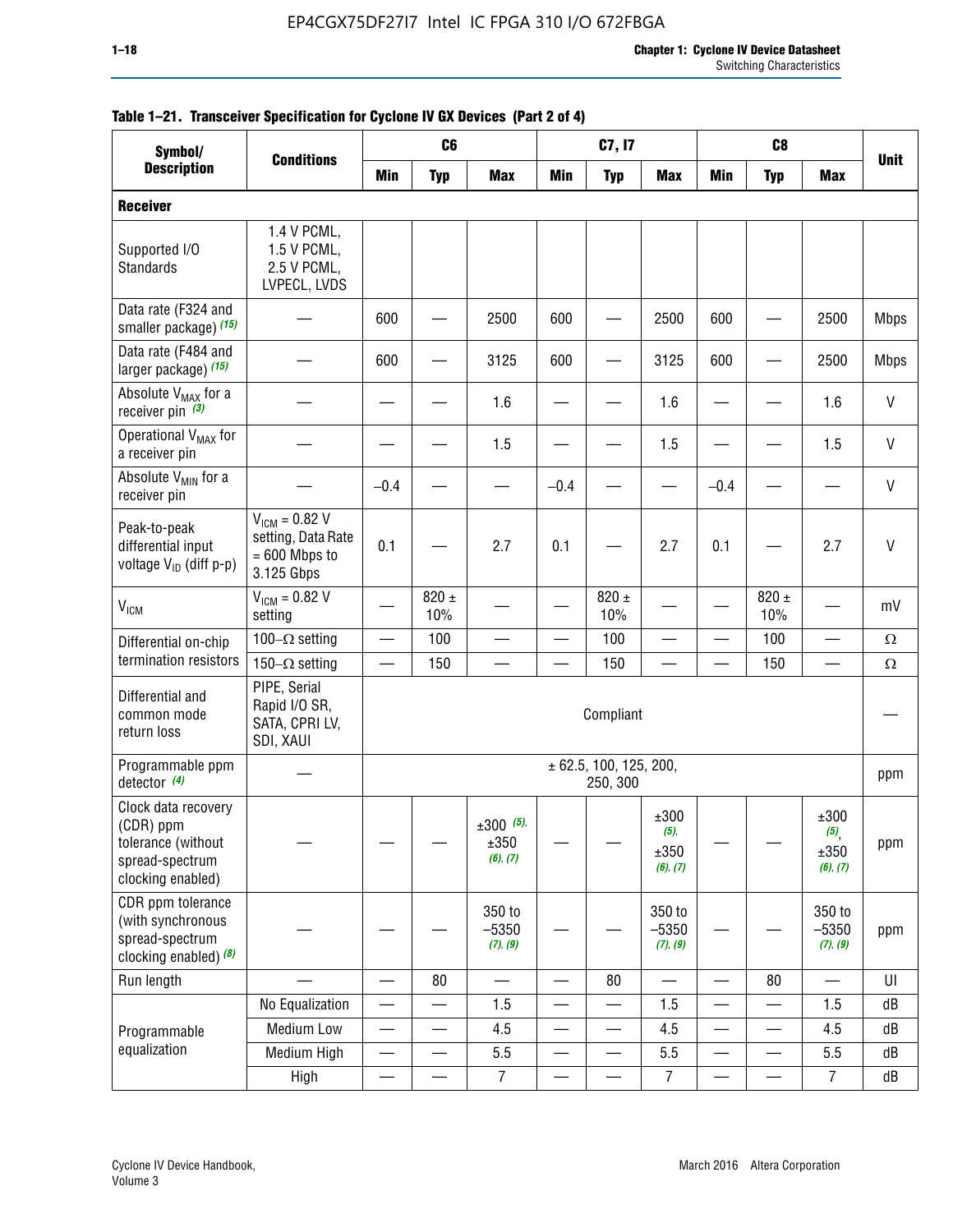**Table 1–21. Transceiver Specification for Cyclone IV GX Devices (Part 2 of 4)**

| Symbol/ Description | Conditions | C6 | | | C7, I7 | | | C8 | | | Unit |
|---|---|---|---|---|---|---|---|---|---|---|---|
| | | Min | Typ | Max | Min | Typ | Max | Min | Typ | Max | |
| **Receiver** | | | | | | | | | | | |
| Supported I/O Standards | 1.4 V PCML, 1.5 V PCML, 2.5 V PCML, LVPECL, LVDS | | | | | | | | | | |
| Data rate (F324 and smaller package) *(15)* | — | 600 | — | 2500 | 600 | — | 2500 | 600 | — | 2500 | Mbps |
| Data rate (F484 and larger package) *(15)* | — | 600 | — | 3125 | 600 | — | 3125 | 600 | — | 2500 | Mbps |
| Absolute $V_{MAX}$ for a receiver pin *(3)* | — | — | — | 1.6 | — | — | 1.6 | — | — | 1.6 | V |
| Operational $V_{MAX}$ for a receiver pin | — | — | — | 1.5 | — | — | 1.5 | — | — | 1.5 | V |
| Absolute $V_{MIN}$ for a receiver pin | — | –0.4 | — | — | –0.4 | — | — | –0.4 | — | — | V |
| Peak-to-peak differential input voltage $V_{ID}$ (diff p-p) | $V_{ICM}$ = 0.82 V setting, Data Rate = 600 Mbps to 3.125 Gbps | 0.1 | — | 2.7 | 0.1 | — | 2.7 | 0.1 | — | 2.7 | V |
| $V_{ICM}$ | $V_{ICM}$ = 0.82 V setting | — | 820 ± 10% | — | — | 820 ± 10% | — | — | 820 ± 10% | — | mV |
| Differential on-chip termination resistors | 100–Ω setting | — | 100 | — | — | 100 | — | — | 100 | — | Ω |
| | 150–Ω setting | — | 150 | — | — | 150 | — | — | 150 | — | Ω |
| Differential and common mode return loss | PIPE, Serial Rapid I/O SR, SATA, CPRI LV, SDI, XAUI | Compliant | | | | | | | | | — |
| Programmable ppm detector *(4)* | — | ± 62.5, 100, 125, 200, 250, 300 | | | | | | | | | ppm |
| Clock data recovery (CDR) ppm tolerance (without spread-spectrum clocking enabled) | — | — | — | ±300 *(5)*, ±350 *(6)*, *(7)* | — | — | ±300 *(5)*, ±350 *(6)*, *(7)* | — | — | ±300 *(5)*, ±350 *(6)*, *(7)* | ppm |
| CDR ppm tolerance (with synchronous spread-spectrum clocking enabled) *(8)* | — | — | — | 350 to –5350 *(7)*, *(9)* | — | — | 350 to –5350 *(7)*, *(9)* | — | — | 350 to –5350 *(7)*, *(9)* | ppm |
| Run length | — | — | 80 | — | — | 80 | — | — | 80 | — | UI |
| Programmable equalization | No Equalization | — | — | 1.5 | — | — | 1.5 | — | — | 1.5 | dB |
| | Medium Low | — | — | 4.5 | — | — | 4.5 | — | — | 4.5 | dB |
| | Medium High | — | — | 5.5 | — | — | 5.5 | — | — | 5.5 | dB |
| | High | — | — | 7 | — | — | 7 | — | — | 7 | dB |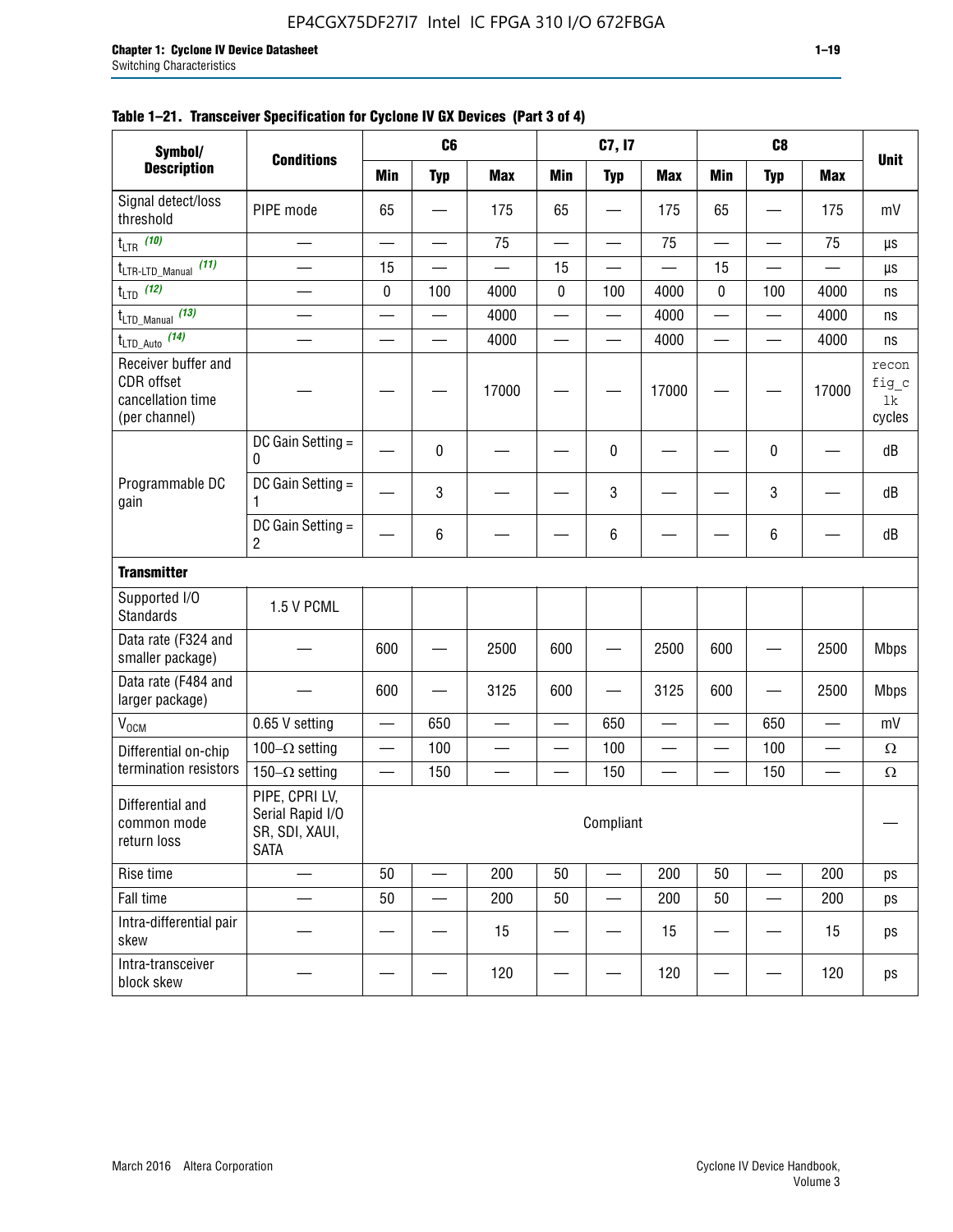**Table 1–21. Transceiver Specification for Cyclone IV GX Devices (Part 3 of 4)**

| Symbol/ Description | Conditions | C6 | | | C7, I7 | | | C8 | | | Unit |
|---|---|---|---|---|---|---|---|---|---|---|---|
| | | Min | Typ | Max | Min | Typ | Max | Min | Typ | Max | |
| Signal detect/loss threshold | PIPE mode | 65 | — | 175 | 65 | — | 175 | 65 | — | 175 | mV |
| $t_{LTR}$ (10) | — | — | — | 75 | — | — | 75 | — | — | 75 | µs |
| $t_{LTR\text{-}LTD\_Manual}$ (11) | — | 15 | — | — | 15 | — | — | 15 | — | — | µs |
| $t_{LTD}$ (12) | — | 0 | 100 | 4000 | 0 | 100 | 4000 | 0 | 100 | 4000 | ns |
| $t_{LTD\_Manual}$ (13) | — | — | — | 4000 | — | — | 4000 | — | — | 4000 | ns |
| $t_{LTD\_Auto}$ (14) | — | — | — | 4000 | — | — | 4000 | — | — | 4000 | ns |
| Receiver buffer and CDR offset cancellation time (per channel) | — | — | — | 17000 | — | — | 17000 | — | — | 17000 | reconfig_clk cycles |
| Programmable DC gain | DC Gain Setting = 0 | — | 0 | — | — | 0 | — | — | 0 | — | dB |
| | DC Gain Setting = 1 | — | 3 | — | — | 3 | — | — | 3 | — | dB |
| | DC Gain Setting = 2 | — | 6 | — | — | 6 | — | — | 6 | — | dB |
| **Transmitter** | | | | | | | | | | | |
| Supported I/O Standards | 1.5 V PCML | | | | | | | | | | |
| Data rate (F324 and smaller package) | — | 600 | — | 2500 | 600 | — | 2500 | 600 | — | 2500 | Mbps |
| Data rate (F484 and larger package) | — | 600 | — | 3125 | 600 | — | 3125 | 600 | — | 2500 | Mbps |
| $V_{OCM}$ | 0.65 V setting | — | 650 | — | — | 650 | — | — | 650 | — | mV |
| Differential on-chip termination resistors | 100–Ω setting | — | 100 | — | — | 100 | — | — | 100 | — | Ω |
| | 150–Ω setting | — | 150 | — | — | 150 | — | — | 150 | — | Ω |
| Differential and common mode return loss | PIPE, CPRI LV, Serial Rapid I/O SR, SDI, XAUI, SATA | Compliant | | | | | | | | | — |
| Rise time | — | 50 | — | 200 | 50 | — | 200 | 50 | — | 200 | ps |
| Fall time | — | 50 | — | 200 | 50 | — | 200 | 50 | — | 200 | ps |
| Intra-differential pair skew | — | — | — | 15 | — | — | 15 | — | — | 15 | ps |
| Intra-transceiver block skew | — | — | — | 120 | — | — | 120 | — | — | 120 | ps |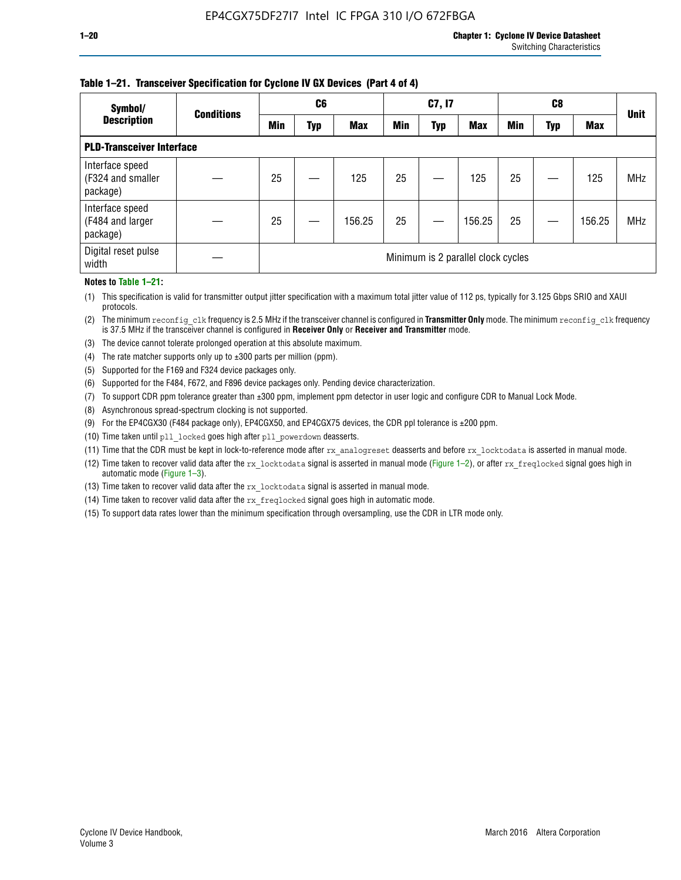**Table 1–21. Transceiver Specification for Cyclone IV GX Devices (Part 4 of 4)**

| Symbol/ Description | Conditions | C6 | | | C7, I7 | | | C8 | | | Unit |
|---|---|---|---|---|---|---|---|---|---|---|---|
| | | Min | Typ | Max | Min | Typ | Max | Min | Typ | Max | |
| **PLD-Transceiver Interface** | | | | | | | | | | | |
| Interface speed (F324 and smaller package) | — | 25 | — | 125 | 25 | — | 125 | 25 | — | 125 | MHz |
| Interface speed (F484 and larger package) | — | 25 | — | 156.25 | 25 | — | 156.25 | 25 | — | 156.25 | MHz |
| Digital reset pulse width | — | Minimum is 2 parallel clock cycles | | | | | | | | | |

**Notes to Table 1–21:**

(1) This specification is valid for transmitter output jitter specification with a maximum total jitter value of 112 ps, typically for 3.125 Gbps SRIO and XAUI protocols.

(2) The minimum `reconfig_clk` frequency is 2.5 MHz if the transceiver channel is configured in **Transmitter Only** mode. The minimum `reconfig_clk` frequency is 37.5 MHz if the transceiver channel is configured in **Receiver Only** or **Receiver and Transmitter** mode.

(3) The device cannot tolerate prolonged operation at this absolute maximum.

(4) The rate matcher supports only up to ±300 parts per million (ppm).

(5) Supported for the F169 and F324 device packages only.

(6) Supported for the F484, F672, and F896 device packages only. Pending device characterization.

(7) To support CDR ppm tolerance greater than ±300 ppm, implement ppm detector in user logic and configure CDR to Manual Lock Mode.

(8) Asynchronous spread-spectrum clocking is not supported.

(9) For the EP4CGX30 (F484 package only), EP4CGX50, and EP4CGX75 devices, the CDR ppl tolerance is ±200 ppm.

(10) Time taken until `pll_locked` goes high after `pll_powerdown` deasserts.

(11) Time that the CDR must be kept in lock-to-reference mode after `rx_analogreset` deasserts and before `rx_locktodata` is asserted in manual mode.

(12) Time taken to recover valid data after the `rx_locktodata` signal is asserted in manual mode (Figure 1–2), or after `rx_freqlocked` signal goes high in automatic mode (Figure 1–3).

(13) Time taken to recover valid data after the `rx_locktodata` signal is asserted in manual mode.

(14) Time taken to recover valid data after the `rx_freqlocked` signal goes high in automatic mode.

(15) To support data rates lower than the minimum specification through oversampling, use the CDR in LTR mode only.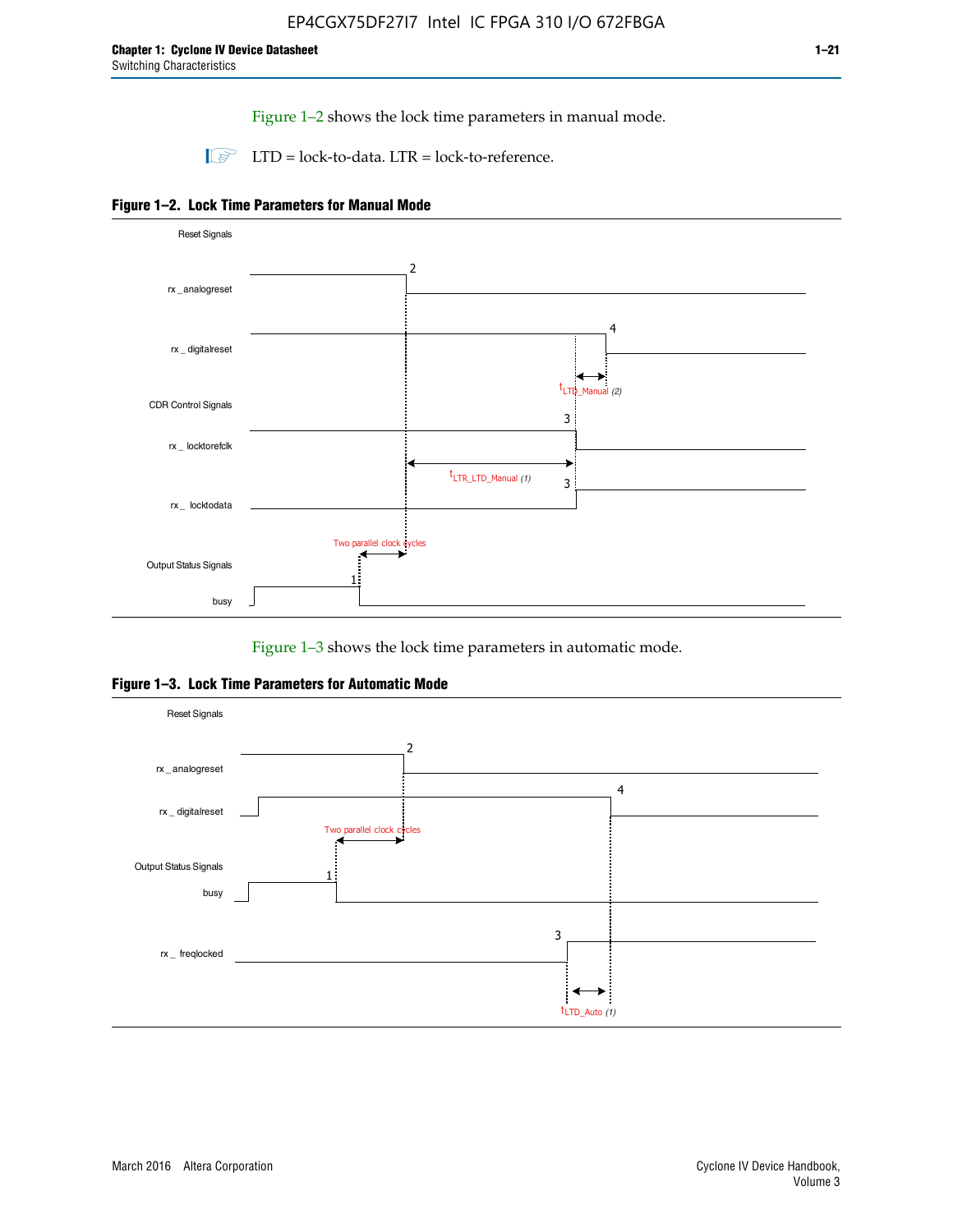Figure 1–2 shows the lock time parameters in manual mode.

LTD = lock-to-data. LTR = lock-to-reference.

**Figure 1–2. Lock Time Parameters for Manual Mode**

Reset Signals

rx _analogreset

rx _ digitalreset

CDR Control Signals

rx _ locktorefclk

rx _ locktodata

Output Status Signals

busy

Two parallel clock cycles

$t_{LTD\_Manual}$ (2)

$t_{LTR\_LTD\_Manual}$ (1)

Figure 1–3 shows the lock time parameters in automatic mode.

**Figure 1–3. Lock Time Parameters for Automatic Mode**

Reset Signals

rx _ analogreset

rx _ digitalreset

Two parallel clock cycles

Output Status Signals

busy

rx _ freqlocked

$t_{LTD\_Auto}$ (1)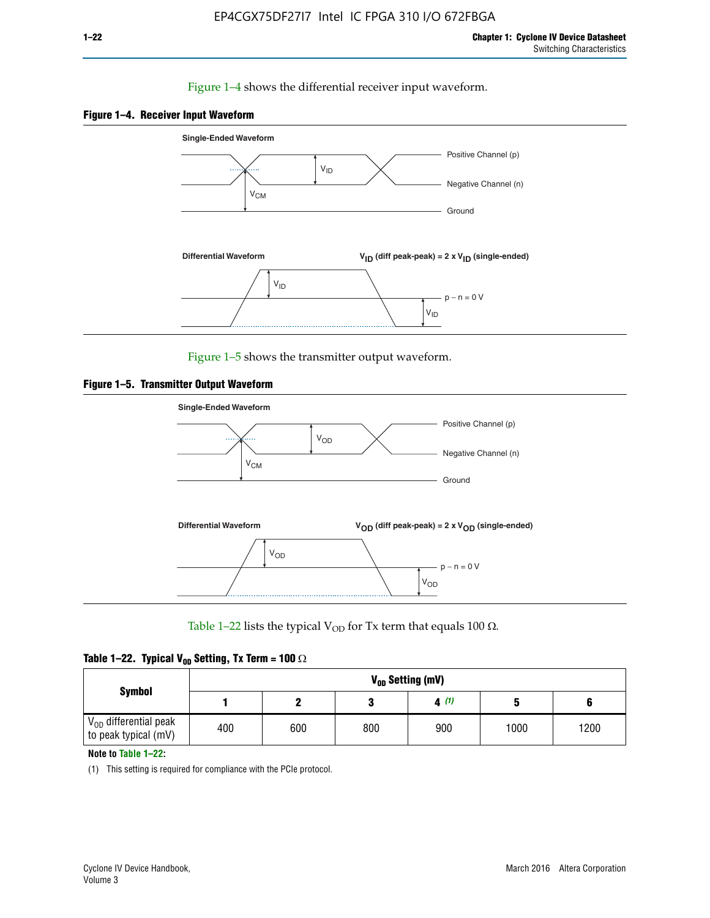Figure 1–4 shows the differential receiver input waveform.

**Figure 1–4. Receiver Input Waveform**

Single-Ended Waveform

Positive Channel (p)

Negative Channel (n)

Ground

$V_{ID}$

$V_{CM}$

Differential Waveform

$V_{ID}$ (diff peak-peak) = 2 x $V_{ID}$ (single-ended)

$V_{ID}$

p − n = 0 V

$V_{ID}$

Figure 1–5 shows the transmitter output waveform.

**Figure 1–5. Transmitter Output Waveform**

Single-Ended Waveform

Positive Channel (p)

Negative Channel (n)

Ground

$V_{OD}$

$V_{CM}$

Differential Waveform

$V_{OD}$ (diff peak-peak) = 2 x $V_{OD}$ (single-ended)

$V_{OD}$

p − n = 0 V

$V_{OD}$

Table 1–22 lists the typical $V_{OD}$ for Tx term that equals 100 Ω.

**Table 1–22. Typical $V_{OD}$ Setting, Tx Term = 100 Ω**

| Symbol | $V_{OD}$ Setting (mV) | | | | | |
|---|---|---|---|---|---|---|
| | 1 | 2 | 3 | 4 *(1)* | 5 | 6 |
| $V_{OD}$ differential peak to peak typical (mV) | 400 | 600 | 800 | 900 | 1000 | 1200 |

**Note to Table 1–22:**

(1) This setting is required for compliance with the PCIe protocol.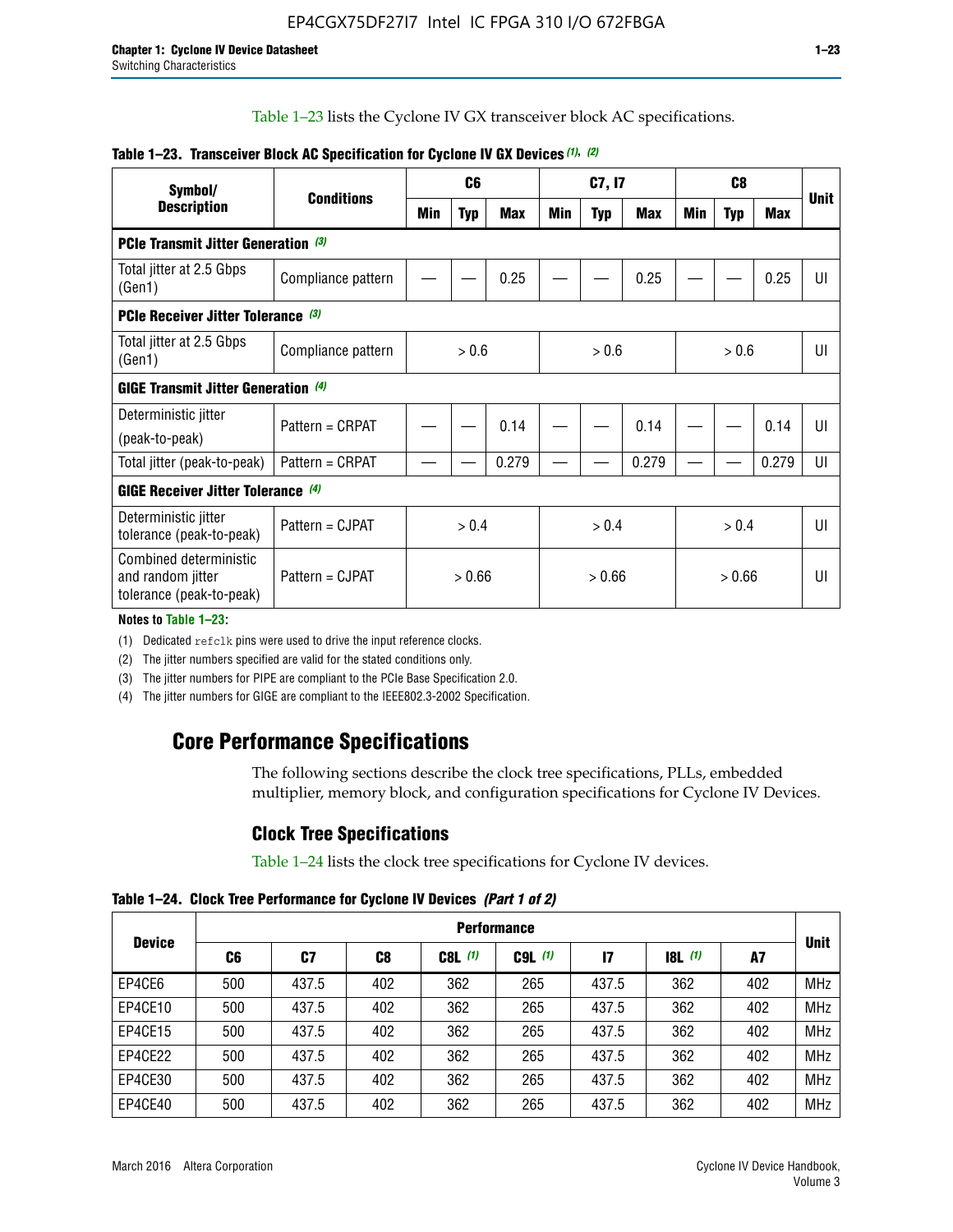Table 1–23 lists the Cyclone IV GX transceiver block AC specifications.

**Table 1–23. Transceiver Block AC Specification for Cyclone IV GX Devices (1), (2)**

| Symbol/ Description | Conditions | C6 | | | C7, I7 | | | C8 | | | Unit |
|---|---|---|---|---|---|---|---|---|---|---|---|
| | | Min | Typ | Max | Min | Typ | Max | Min | Typ | Max | |
| **PCIe Transmit Jitter Generation (3)** | | | | | | | | | | | |
| Total jitter at 2.5 Gbps (Gen1) | Compliance pattern | — | — | 0.25 | — | — | 0.25 | — | — | 0.25 | UI |
| **PCIe Receiver Jitter Tolerance (3)** | | | | | | | | | | | |
| Total jitter at 2.5 Gbps (Gen1) | Compliance pattern | > 0.6 | | | > 0.6 | | | > 0.6 | | | UI |
| **GIGE Transmit Jitter Generation (4)** | | | | | | | | | | | |
| Deterministic jitter (peak-to-peak) | Pattern = CRPAT | — | — | 0.14 | — | — | 0.14 | — | — | 0.14 | UI |
| Total jitter (peak-to-peak) | Pattern = CRPAT | — | — | 0.279 | — | — | 0.279 | — | — | 0.279 | UI |
| **GIGE Receiver Jitter Tolerance (4)** | | | | | | | | | | | |
| Deterministic jitter tolerance (peak-to-peak) | Pattern = CJPAT | > 0.4 | | | > 0.4 | | | > 0.4 | | | UI |
| Combined deterministic and random jitter tolerance (peak-to-peak) | Pattern = CJPAT | > 0.66 | | | > 0.66 | | | > 0.66 | | | UI |

**Notes to Table 1–23:**

(1) Dedicated refclk pins were used to drive the input reference clocks.

(2) The jitter numbers specified are valid for the stated conditions only.

(3) The jitter numbers for PIPE are compliant to the PCIe Base Specification 2.0.

(4) The jitter numbers for GIGE are compliant to the IEEE802.3-2002 Specification.

# Core Performance Specifications

The following sections describe the clock tree specifications, PLLs, embedded multiplier, memory block, and configuration specifications for Cyclone IV Devices.

## Clock Tree Specifications

Table 1–24 lists the clock tree specifications for Cyclone IV devices.

**Table 1–24. Clock Tree Performance for Cyclone IV Devices (Part 1 of 2)**

| Device | Performance | | | | | | | | Unit |
|---|---|---|---|---|---|---|---|---|---|
| | C6 | C7 | C8 | C8L (1) | C9L (1) | I7 | I8L (1) | A7 | |
| EP4CE6 | 500 | 437.5 | 402 | 362 | 265 | 437.5 | 362 | 402 | MHz |
| EP4CE10 | 500 | 437.5 | 402 | 362 | 265 | 437.5 | 362 | 402 | MHz |
| EP4CE15 | 500 | 437.5 | 402 | 362 | 265 | 437.5 | 362 | 402 | MHz |
| EP4CE22 | 500 | 437.5 | 402 | 362 | 265 | 437.5 | 362 | 402 | MHz |
| EP4CE30 | 500 | 437.5 | 402 | 362 | 265 | 437.5 | 362 | 402 | MHz |
| EP4CE40 | 500 | 437.5 | 402 | 362 | 265 | 437.5 | 362 | 402 | MHz |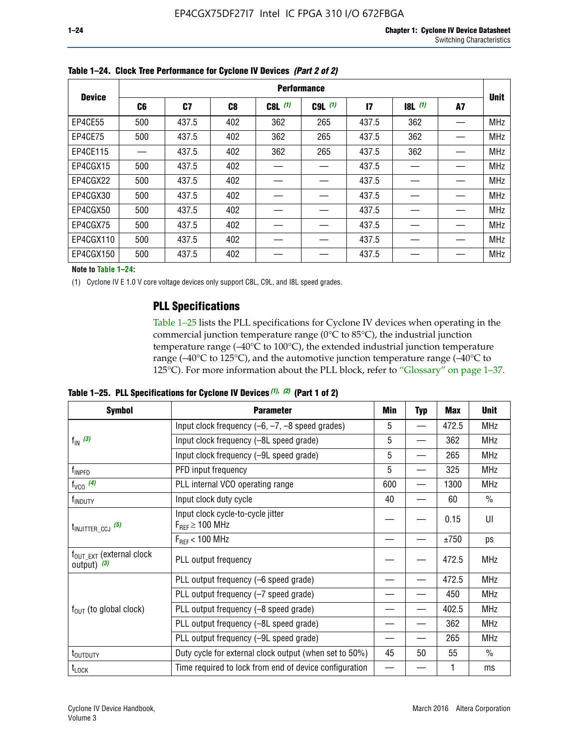**Table 1–24. Clock Tree Performance for Cyclone IV Devices** *(Part 2 of 2)*

| Device | Performance | | | | | | | | Unit |
|---|---|---|---|---|---|---|---|---|---|
| | C6 | C7 | C8 | C8L (1) | C9L (1) | I7 | I8L (1) | A7 | |
| EP4CE55 | 500 | 437.5 | 402 | 362 | 265 | 437.5 | 362 | — | MHz |
| EP4CE75 | 500 | 437.5 | 402 | 362 | 265 | 437.5 | 362 | — | MHz |
| EP4CE115 | — | 437.5 | 402 | 362 | 265 | 437.5 | 362 | — | MHz |
| EP4CGX15 | 500 | 437.5 | 402 | — | — | 437.5 | — | — | MHz |
| EP4CGX22 | 500 | 437.5 | 402 | — | — | 437.5 | — | — | MHz |
| EP4CGX30 | 500 | 437.5 | 402 | — | — | 437.5 | — | — | MHz |
| EP4CGX50 | 500 | 437.5 | 402 | — | — | 437.5 | — | — | MHz |
| EP4CGX75 | 500 | 437.5 | 402 | — | — | 437.5 | — | — | MHz |
| EP4CGX110 | 500 | 437.5 | 402 | — | — | 437.5 | — | — | MHz |
| EP4CGX150 | 500 | 437.5 | 402 | — | — | 437.5 | — | — | MHz |

**Note to Table 1–24:**

(1) Cyclone IV E 1.0 V core voltage devices only support C8L, C9L, and I8L speed grades.

## PLL Specifications

Table 1–25 lists the PLL specifications for Cyclone IV devices when operating in the commercial junction temperature range (0°C to 85°C), the industrial junction temperature range (–40°C to 100°C), the extended industrial junction temperature range (–40°C to 125°C), and the automotive junction temperature range (–40°C to 125°C). For more information about the PLL block, refer to "Glossary" on page 1–37.

**Table 1–25. PLL Specifications for Cyclone IV Devices** *(1), (2)* **(Part 1 of 2)**

| Symbol | Parameter | Min | Typ | Max | Unit |
|---|---|---|---|---|---|
| $f_{IN}$ (3) | Input clock frequency (–6, –7, –8 speed grades) | 5 | — | 472.5 | MHz |
| | Input clock frequency (–8L speed grade) | 5 | — | 362 | MHz |
| | Input clock frequency (–9L speed grade) | 5 | — | 265 | MHz |
| $f_{INPFD}$ | PFD input frequency | 5 | — | 325 | MHz |
| $f_{VCO}$ (4) | PLL internal VCO operating range | 600 | — | 1300 | MHz |
| $f_{INDUTY}$ | Input clock duty cycle | 40 | — | 60 | % |
| $t_{INJITTER\_CCJ}$ (5) | Input clock cycle-to-cycle jitter $F_{REF} \geq 100$ MHz | — | — | 0.15 | UI |
| | $F_{REF} < 100$ MHz | — | — | ±750 | ps |
| $f_{OUT\_EXT}$ (external clock output) (3) | PLL output frequency | — | — | 472.5 | MHz |
| $f_{OUT}$ (to global clock) | PLL output frequency (–6 speed grade) | — | — | 472.5 | MHz |
| | PLL output frequency (–7 speed grade) | — | — | 450 | MHz |
| | PLL output frequency (–8 speed grade) | — | — | 402.5 | MHz |
| | PLL output frequency (–8L speed grade) | — | — | 362 | MHz |
| | PLL output frequency (–9L speed grade) | — | — | 265 | MHz |
| $t_{OUTDUTY}$ | Duty cycle for external clock output (when set to 50%) | 45 | 50 | 55 | % |
| $t_{LOCK}$ | Time required to lock from end of device configuration | — | — | 1 | ms |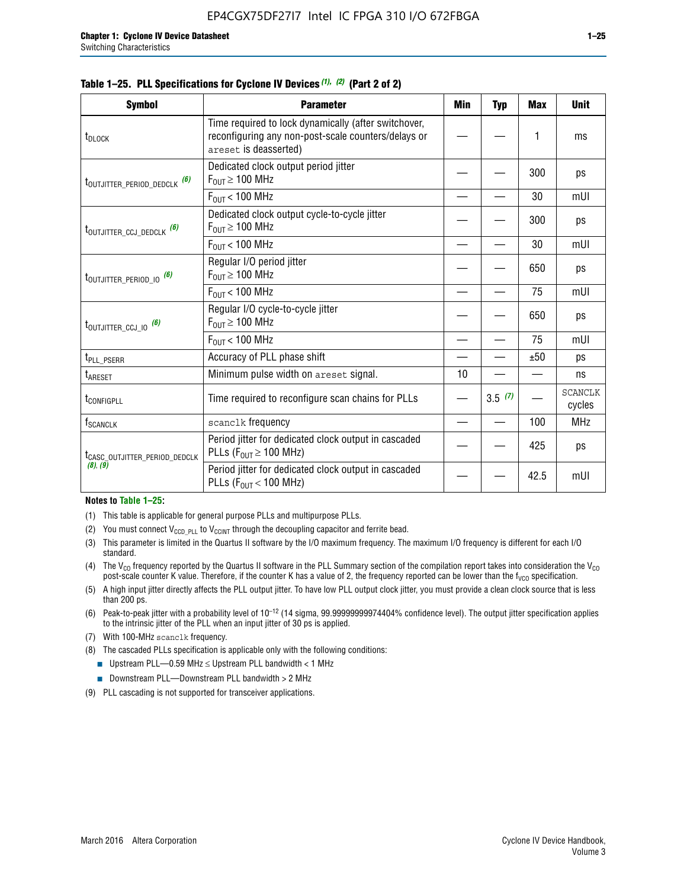**Table 1–25. PLL Specifications for Cyclone IV Devices (1), (2) (Part 2 of 2)**

| Symbol | Parameter | Min | Typ | Max | Unit |
|---|---|---|---|---|---|
| $t_{DLOCK}$ | Time required to lock dynamically (after switchover, reconfiguring any non-post-scale counters/delays or areset is deasserted) | — | — | 1 | ms |
| $t_{OUTJITTER\_PERIOD\_DEDCLK}$ (6) | Dedicated clock output period jitter $F_{OUT} \geq 100$ MHz | — | — | 300 | ps |
| | $F_{OUT} < 100$ MHz | — | — | 30 | mUI |
| $t_{OUTJITTER\_CCJ\_DEDCLK}$ (6) | Dedicated clock output cycle-to-cycle jitter $F_{OUT} \geq 100$ MHz | — | — | 300 | ps |
| | $F_{OUT} < 100$ MHz | — | — | 30 | mUI |
| $t_{OUTJITTER\_PERIOD\_IO}$ (6) | Regular I/O period jitter $F_{OUT} \geq 100$ MHz | — | — | 650 | ps |
| | $F_{OUT} < 100$ MHz | — | — | 75 | mUI |
| $t_{OUTJITTER\_CCJ\_IO}$ (6) | Regular I/O cycle-to-cycle jitter $F_{OUT} \geq 100$ MHz | — | — | 650 | ps |
| | $F_{OUT} < 100$ MHz | — | — | 75 | mUI |
| $t_{PLL\_PSERR}$ | Accuracy of PLL phase shift | — | — | ±50 | ps |
| $t_{ARESET}$ | Minimum pulse width on areset signal. | 10 | — | — | ns |
| $t_{CONFIGPLL}$ | Time required to reconfigure scan chains for PLLs | — | 3.5 (7) | — | SCANCLK cycles |
| $f_{SCANCLK}$ | scanclk frequency | — | — | 100 | MHz |
| $t_{CASC\_OUTJITTER\_PERIOD\_DEDCLK}$ (8), (9) | Period jitter for dedicated clock output in cascaded PLLs ($F_{OUT} \geq 100$ MHz) | — | — | 425 | ps |
| | Period jitter for dedicated clock output in cascaded PLLs ($F_{OUT} < 100$ MHz) | — | — | 42.5 | mUI |

**Notes to Table 1–25:**

(1) This table is applicable for general purpose PLLs and multipurpose PLLs.

(2) You must connect $V_{CCD\_PLL}$ to $V_{CCINT}$ through the decoupling capacitor and ferrite bead.

(3) This parameter is limited in the Quartus II software by the I/O maximum frequency. The maximum I/O frequency is different for each I/O standard.

(4) The $V_{CO}$ frequency reported by the Quartus II software in the PLL Summary section of the compilation report takes into consideration the $V_{CO}$ post-scale counter K value. Therefore, if the counter K has a value of 2, the frequency reported can be lower than the $f_{VCO}$ specification.

(5) A high input jitter directly affects the PLL output jitter. To have low PLL output clock jitter, you must provide a clean clock source that is less than 200 ps.

(6) Peak-to-peak jitter with a probability level of $10^{-12}$ (14 sigma, 99.99999999974404% confidence level). The output jitter specification applies to the intrinsic jitter of the PLL when an input jitter of 30 ps is applied.

(7) With 100-MHz scanclk frequency.

(8) The cascaded PLLs specification is applicable only with the following conditions:

- Upstream PLL—0.59 MHz ≤ Upstream PLL bandwidth < 1 MHz
- Downstream PLL—Downstream PLL bandwidth > 2 MHz

(9) PLL cascading is not supported for transceiver applications.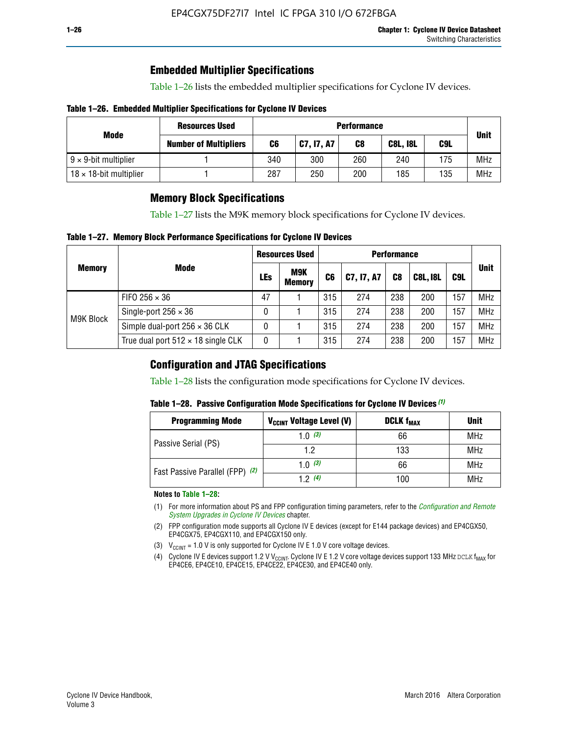## Embedded Multiplier Specifications

Table 1–26 lists the embedded multiplier specifications for Cyclone IV devices.

**Table 1–26. Embedded Multiplier Specifications for Cyclone IV Devices**

| Mode | Resources Used | Performance | | | | | Unit |
|---|---|---|---|---|---|---|---|
| | Number of Multipliers | C6 | C7, I7, A7 | C8 | C8L, I8L | C9L | |
| 9 × 9-bit multiplier | 1 | 340 | 300 | 260 | 240 | 175 | MHz |
| 18 × 18-bit multiplier | 1 | 287 | 250 | 200 | 185 | 135 | MHz |

## Memory Block Specifications

Table 1–27 lists the M9K memory block specifications for Cyclone IV devices.

**Table 1–27. Memory Block Performance Specifications for Cyclone IV Devices**

| Memory | Mode | Resources Used | | Performance | | | | | Unit |
|---|---|---|---|---|---|---|---|---|---|
| | | LEs | M9K Memory | C6 | C7, I7, A7 | C8 | C8L, I8L | C9L | |
| M9K Block | FIFO 256 × 36 | 47 | 1 | 315 | 274 | 238 | 200 | 157 | MHz |
| | Single-port 256 × 36 | 0 | 1 | 315 | 274 | 238 | 200 | 157 | MHz |
| | Simple dual-port 256 × 36 CLK | 0 | 1 | 315 | 274 | 238 | 200 | 157 | MHz |
| | True dual port 512 × 18 single CLK | 0 | 1 | 315 | 274 | 238 | 200 | 157 | MHz |

## Configuration and JTAG Specifications

Table 1–28 lists the configuration mode specifications for Cyclone IV devices.

**Table 1–28. Passive Configuration Mode Specifications for Cyclone IV Devices** *(1)*

| Programming Mode | $V_{CCINT}$ Voltage Level (V) | DCLK $f_{MAX}$ | Unit |
|---|---|---|---|
| Passive Serial (PS) | 1.0 *(3)* | 66 | MHz |
| | 1.2 | 133 | MHz |
| Fast Passive Parallel (FPP) *(2)* | 1.0 *(3)* | 66 | MHz |
| | 1.2 *(4)* | 100 | MHz |

**Notes to Table 1–28:**

(1) For more information about PS and FPP configuration timing parameters, refer to the *Configuration and Remote System Upgrades in Cyclone IV Devices* chapter.

(2) FPP configuration mode supports all Cyclone IV E devices (except for E144 package devices) and EP4CGX50, EP4CGX75, EP4CGX110, and EP4CGX150 only.

(3) $V_{CCINT}$ = 1.0 V is only supported for Cyclone IV E 1.0 V core voltage devices.

(4) Cyclone IV E devices support 1.2 V $V_{CCINT}$. Cyclone IV E 1.2 V core voltage devices support 133 MHz DCLK $f_{MAX}$ for EP4CE6, EP4CE10, EP4CE15, EP4CE22, EP4CE30, and EP4CE40 only.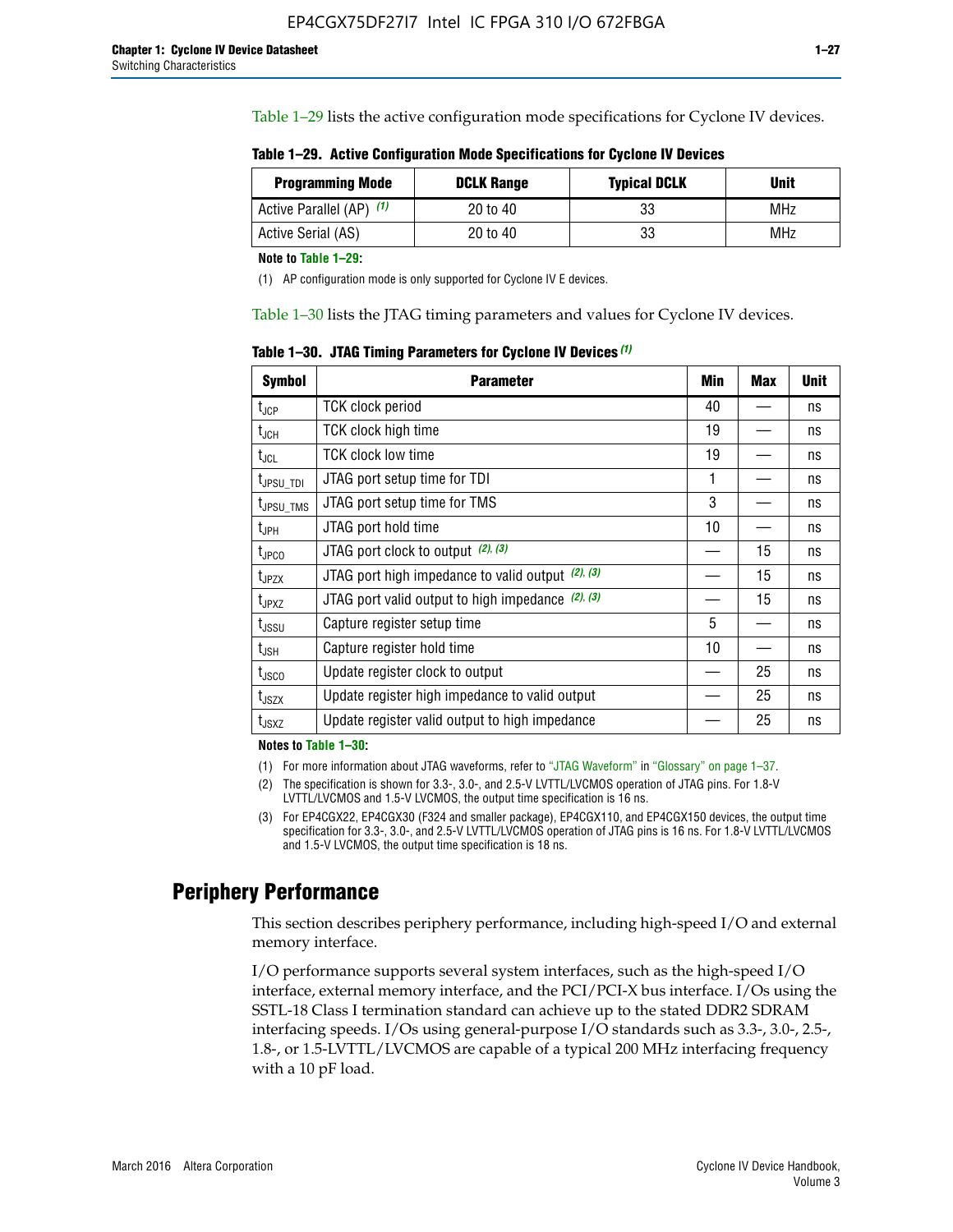Table 1–29 lists the active configuration mode specifications for Cyclone IV devices.

**Table 1–29. Active Configuration Mode Specifications for Cyclone IV Devices**

| Programming Mode | DCLK Range | Typical DCLK | Unit |
|---|---|---|---|
| Active Parallel (AP) (1) | 20 to 40 | 33 | MHz |
| Active Serial (AS) | 20 to 40 | 33 | MHz |

**Note to Table 1–29:**

(1) AP configuration mode is only supported for Cyclone IV E devices.

Table 1–30 lists the JTAG timing parameters and values for Cyclone IV devices.

**Table 1–30. JTAG Timing Parameters for Cyclone IV Devices (1)**

| Symbol | Parameter | Min | Max | Unit |
|---|---|---|---|---|
| $t_{JCP}$ | TCK clock period | 40 | — | ns |
| $t_{JCH}$ | TCK clock high time | 19 | — | ns |
| $t_{JCL}$ | TCK clock low time | 19 | — | ns |
| $t_{JPSU\_TDI}$ | JTAG port setup time for TDI | 1 | — | ns |
| $t_{JPSU\_TMS}$ | JTAG port setup time for TMS | 3 | — | ns |
| $t_{JPH}$ | JTAG port hold time | 10 | — | ns |
| $t_{JPCO}$ | JTAG port clock to output (2), (3) | — | 15 | ns |
| $t_{JPZX}$ | JTAG port high impedance to valid output (2), (3) | — | 15 | ns |
| $t_{JPXZ}$ | JTAG port valid output to high impedance (2), (3) | — | 15 | ns |
| $t_{JSSU}$ | Capture register setup time | 5 | — | ns |
| $t_{JSH}$ | Capture register hold time | 10 | — | ns |
| $t_{JSCO}$ | Update register clock to output | — | 25 | ns |
| $t_{JSZX}$ | Update register high impedance to valid output | — | 25 | ns |
| $t_{JSXZ}$ | Update register valid output to high impedance | — | 25 | ns |

**Notes to Table 1–30:**

(1) For more information about JTAG waveforms, refer to "JTAG Waveform" in "Glossary" on page 1–37.

(2) The specification is shown for 3.3-, 3.0-, and 2.5-V LVTTL/LVCMOS operation of JTAG pins. For 1.8-V LVTTL/LVCMOS and 1.5-V LVCMOS, the output time specification is 16 ns.

(3) For EP4CGX22, EP4CGX30 (F324 and smaller package), EP4CGX110, and EP4CGX150 devices, the output time specification for 3.3-, 3.0-, and 2.5-V LVTTL/LVCMOS operation of JTAG pins is 16 ns. For 1.8-V LVTTL/LVCMOS and 1.5-V LVCMOS, the output time specification is 18 ns.

## Periphery Performance

This section describes periphery performance, including high-speed I/O and external memory interface.

I/O performance supports several system interfaces, such as the high-speed I/O interface, external memory interface, and the PCI/PCI-X bus interface. I/Os using the SSTL-18 Class I termination standard can achieve up to the stated DDR2 SDRAM interfacing speeds. I/Os using general-purpose I/O standards such as 3.3-, 3.0-, 2.5-, 1.8-, or 1.5-LVTTL/LVCMOS are capable of a typical 200 MHz interfacing frequency with a 10 pF load.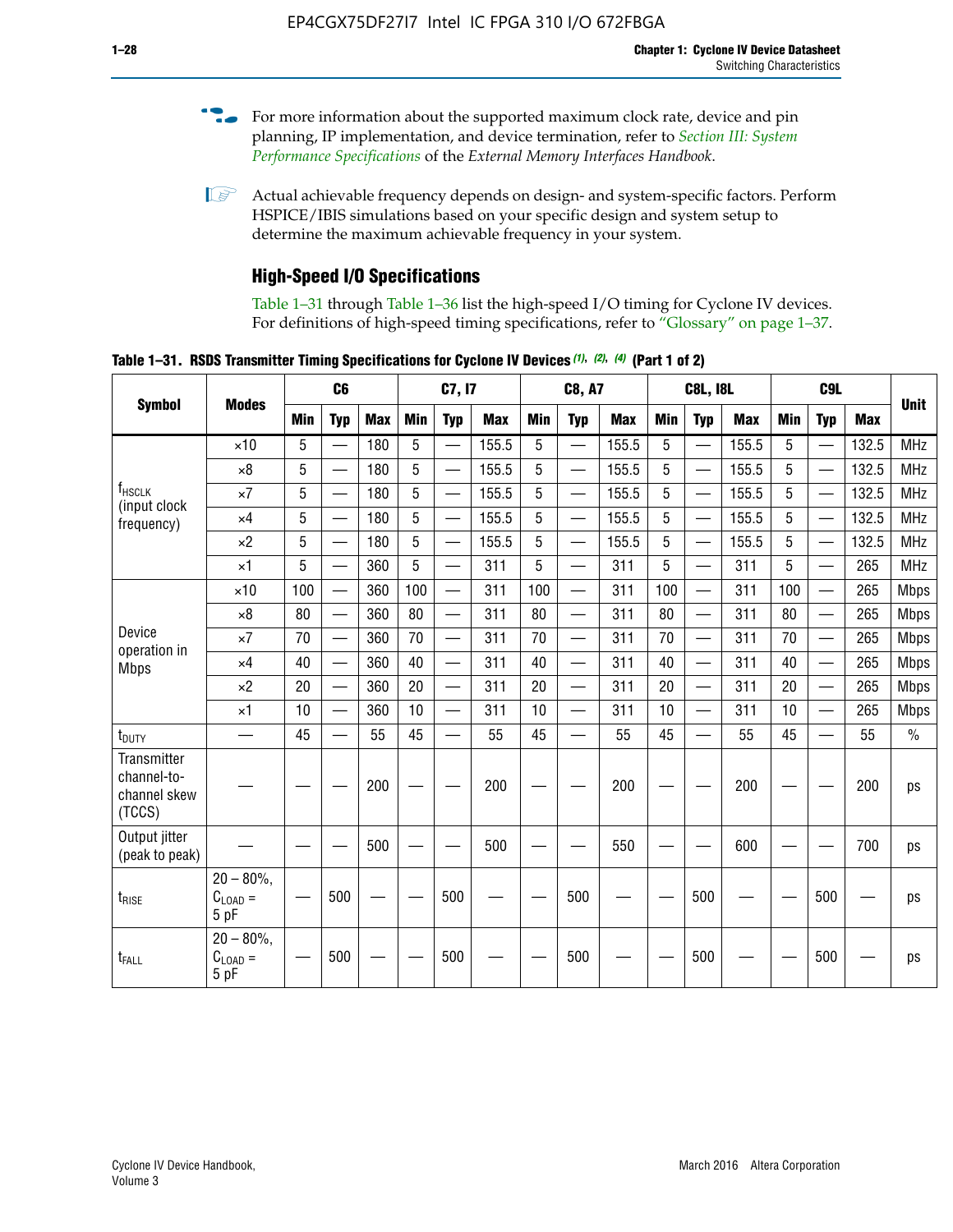For more information about the supported maximum clock rate, device and pin planning, IP implementation, and device termination, refer to *Section III: System Performance Specifications* of the *External Memory Interfaces Handbook*.

Actual achievable frequency depends on design- and system-specific factors. Perform HSPICE/IBIS simulations based on your specific design and system setup to determine the maximum achievable frequency in your system.

## High-Speed I/O Specifications

Table 1–31 through Table 1–36 list the high-speed I/O timing for Cyclone IV devices. For definitions of high-speed timing specifications, refer to "Glossary" on page 1–37.

**Table 1–31. RSDS Transmitter Timing Specifications for Cyclone IV Devices (1), (2), (4) (Part 1 of 2)**

| Symbol | Modes | C6 | | | C7, I7 | | | C8, A7 | | | C8L, I8L | | | C9L | | | Unit |
|---|---|---|---|---|---|---|---|---|---|---|---|---|---|---|---|---|---|
| | | Min | Typ | Max | Min | Typ | Max | Min | Typ | Max | Min | Typ | Max | Min | Typ | Max | |
| $f_{HSCLK}$ (input clock frequency) | ×10 | 5 | — | 180 | 5 | — | 155.5 | 5 | — | 155.5 | 5 | — | 155.5 | 5 | — | 132.5 | MHz |
| | ×8 | 5 | — | 180 | 5 | — | 155.5 | 5 | — | 155.5 | 5 | — | 155.5 | 5 | — | 132.5 | MHz |
| | ×7 | 5 | — | 180 | 5 | — | 155.5 | 5 | — | 155.5 | 5 | — | 155.5 | 5 | — | 132.5 | MHz |
| | ×4 | 5 | — | 180 | 5 | — | 155.5 | 5 | — | 155.5 | 5 | — | 155.5 | 5 | — | 132.5 | MHz |
| | ×2 | 5 | — | 180 | 5 | — | 155.5 | 5 | — | 155.5 | 5 | — | 155.5 | 5 | — | 132.5 | MHz |
| | ×1 | 5 | — | 360 | 5 | — | 311 | 5 | — | 311 | 5 | — | 311 | 5 | — | 265 | MHz |
| Device operation in Mbps | ×10 | 100 | — | 360 | 100 | — | 311 | 100 | — | 311 | 100 | — | 311 | 100 | — | 265 | Mbps |
| | ×8 | 80 | — | 360 | 80 | — | 311 | 80 | — | 311 | 80 | — | 311 | 80 | — | 265 | Mbps |
| | ×7 | 70 | — | 360 | 70 | — | 311 | 70 | — | 311 | 70 | — | 311 | 70 | — | 265 | Mbps |
| | ×4 | 40 | — | 360 | 40 | — | 311 | 40 | — | 311 | 40 | — | 311 | 40 | — | 265 | Mbps |
| | ×2 | 20 | — | 360 | 20 | — | 311 | 20 | — | 311 | 20 | — | 311 | 20 | — | 265 | Mbps |
| | ×1 | 10 | — | 360 | 10 | — | 311 | 10 | — | 311 | 10 | — | 311 | 10 | — | 265 | Mbps |
| $t_{DUTY}$ | — | 45 | — | 55 | 45 | — | 55 | 45 | — | 55 | 45 | — | 55 | 45 | — | 55 | % |
| Transmitter channel-to-channel skew (TCCS) | — | — | — | 200 | — | — | 200 | — | — | 200 | — | — | 200 | — | — | 200 | ps |
| Output jitter (peak to peak) | — | — | — | 500 | — | — | 500 | — | — | 550 | — | — | 600 | — | — | 700 | ps |
| $t_{RISE}$ | 20 – 80%, $C_{LOAD}$ = 5 pF | — | 500 | — | — | 500 | — | — | 500 | — | — | 500 | — | — | 500 | — | ps |
| $t_{FALL}$ | 20 – 80%, $C_{LOAD}$ = 5 pF | — | 500 | — | — | 500 | — | — | 500 | — | — | 500 | — | — | 500 | — | ps |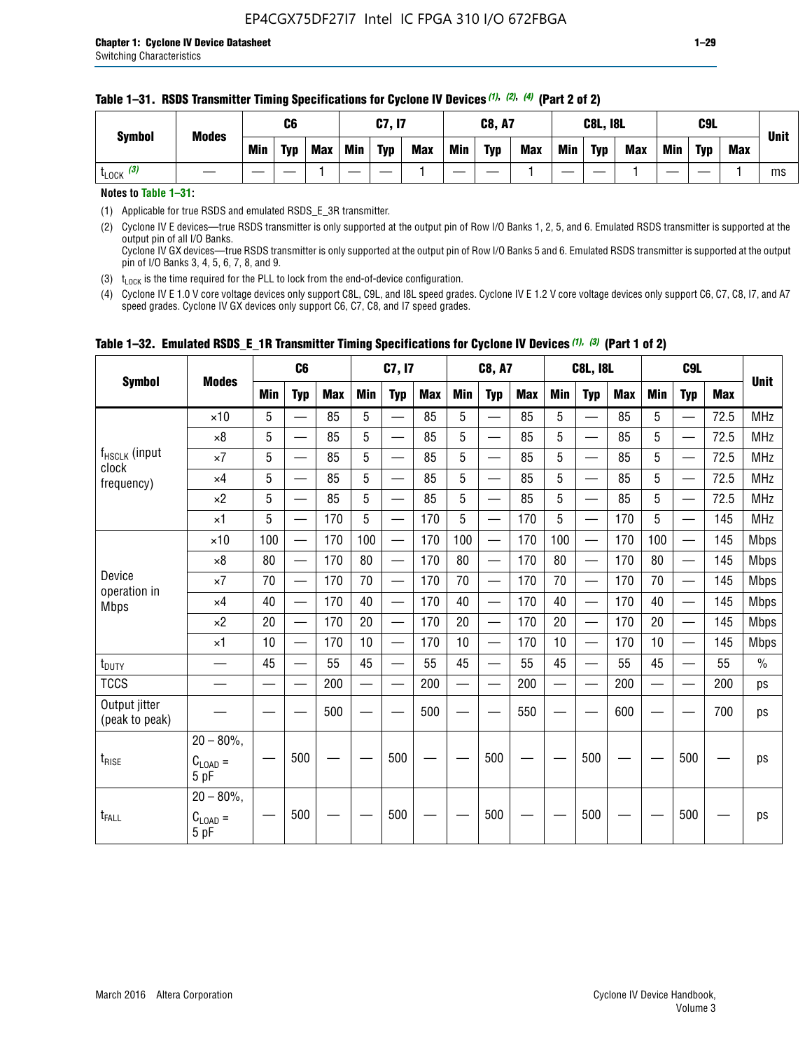**Table 1–31. RSDS Transmitter Timing Specifications for Cyclone IV Devices (1), (2), (4) (Part 2 of 2)**

| Symbol | Modes | C6 | | | C7, I7 | | | C8, A7 | | | C8L, I8L | | | C9L | | | Unit |
|---|---|---|---|---|---|---|---|---|---|---|---|---|---|---|---|---|---|
| | | Min | Typ | Max | Min | Typ | Max | Min | Typ | Max | Min | Typ | Max | Min | Typ | Max | |
| $t_{LOCK}$ (3) | — | — | — | 1 | — | — | 1 | — | — | 1 | — | — | 1 | — | — | 1 | ms |

**Notes to Table 1–31:**

(1) Applicable for true RSDS and emulated RSDS_E_3R transmitter.

(2) Cyclone IV E devices—true RSDS transmitter is only supported at the output pin of Row I/O Banks 1, 2, 5, and 6. Emulated RSDS transmitter is supported at the output pin of all I/O Banks.
Cyclone IV GX devices—true RSDS transmitter is only supported at the output pin of Row I/O Banks 5 and 6. Emulated RSDS transmitter is supported at the output pin of I/O Banks 3, 4, 5, 6, 7, 8, and 9.

(3) $t_{LOCK}$ is the time required for the PLL to lock from the end-of-device configuration.

(4) Cyclone IV E 1.0 V core voltage devices only support C8L, C9L, and I8L speed grades. Cyclone IV E 1.2 V core voltage devices only support C6, C7, C8, I7, and A7 speed grades. Cyclone IV GX devices only support C6, C7, C8, and I7 speed grades.

**Table 1–32. Emulated RSDS_E_1R Transmitter Timing Specifications for Cyclone IV Devices (1), (3) (Part 1 of 2)**

| Symbol | Modes | C6 | | | C7, I7 | | | C8, A7 | | | C8L, I8L | | | C9L | | | Unit |
|---|---|---|---|---|---|---|---|---|---|---|---|---|---|---|---|---|---|
| | | Min | Typ | Max | Min | Typ | Max | Min | Typ | Max | Min | Typ | Max | Min | Typ | Max | |
| $f_{HSCLK}$ (input clock frequency) | ×10 | 5 | — | 85 | 5 | — | 85 | 5 | — | 85 | 5 | — | 85 | 5 | — | 72.5 | MHz |
| | ×8 | 5 | — | 85 | 5 | — | 85 | 5 | — | 85 | 5 | — | 85 | 5 | — | 72.5 | MHz |
| | ×7 | 5 | — | 85 | 5 | — | 85 | 5 | — | 85 | 5 | — | 85 | 5 | — | 72.5 | MHz |
| | ×4 | 5 | — | 85 | 5 | — | 85 | 5 | — | 85 | 5 | — | 85 | 5 | — | 72.5 | MHz |
| | ×2 | 5 | — | 85 | 5 | — | 85 | 5 | — | 85 | 5 | — | 85 | 5 | — | 72.5 | MHz |
| | ×1 | 5 | — | 170 | 5 | — | 170 | 5 | — | 170 | 5 | — | 170 | 5 | — | 145 | MHz |
| Device operation in Mbps | ×10 | 100 | — | 170 | 100 | — | 170 | 100 | — | 170 | 100 | — | 170 | 100 | — | 145 | Mbps |
| | ×8 | 80 | — | 170 | 80 | — | 170 | 80 | — | 170 | 80 | — | 170 | 80 | — | 145 | Mbps |
| | ×7 | 70 | — | 170 | 70 | — | 170 | 70 | — | 170 | 70 | — | 170 | 70 | — | 145 | Mbps |
| | ×4 | 40 | — | 170 | 40 | — | 170 | 40 | — | 170 | 40 | — | 170 | 40 | — | 145 | Mbps |
| | ×2 | 20 | — | 170 | 20 | — | 170 | 20 | — | 170 | 20 | — | 170 | 20 | — | 145 | Mbps |
| | ×1 | 10 | — | 170 | 10 | — | 170 | 10 | — | 170 | 10 | — | 170 | 10 | — | 145 | Mbps |
| $t_{DUTY}$ | — | 45 | — | 55 | 45 | — | 55 | 45 | — | 55 | 45 | — | 55 | 45 | — | 55 | % |
| TCCS | — | — | — | 200 | — | — | 200 | — | — | 200 | — | — | 200 | — | — | 200 | ps |
| Output jitter (peak to peak) | — | — | — | 500 | — | — | 500 | — | — | 550 | — | — | 600 | — | — | 700 | ps |
| $t_{RISE}$ | 20 – 80%, $C_{LOAD}$ = 5 pF | — | 500 | — | — | 500 | — | — | 500 | — | — | 500 | — | — | 500 | — | ps |
| $t_{FALL}$ | 20 – 80%, $C_{LOAD}$ = 5 pF | — | 500 | — | — | 500 | — | — | 500 | — | — | 500 | — | — | 500 | — | ps |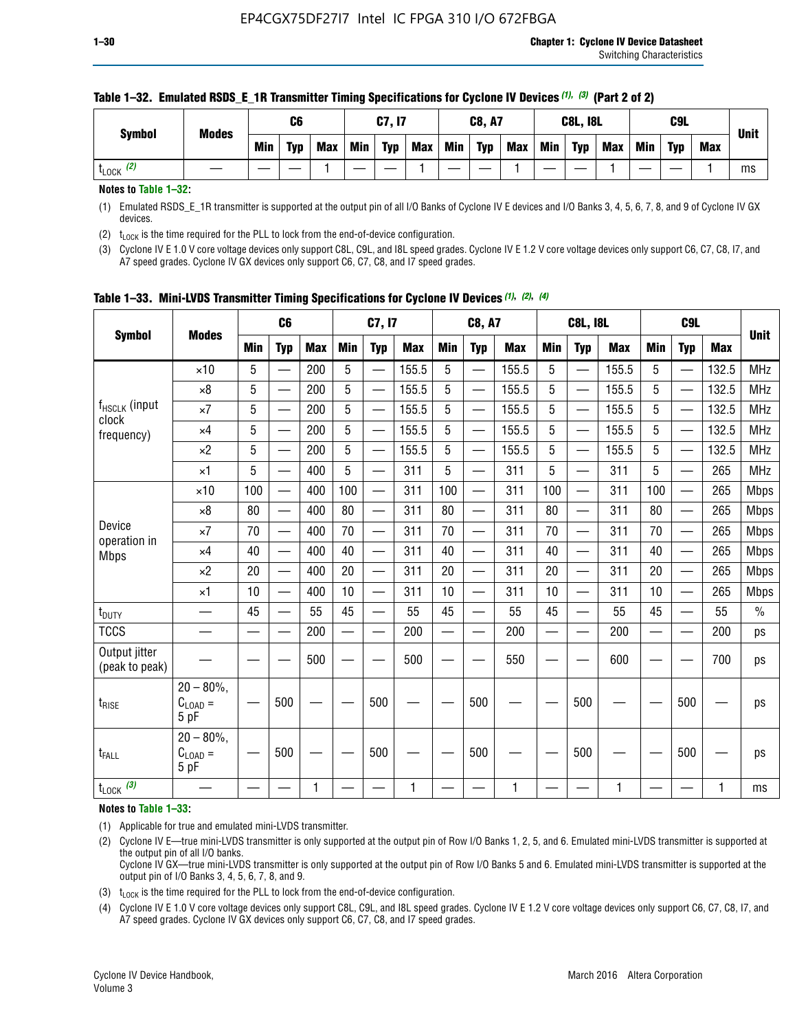**Table 1–32. Emulated RSDS_E_1R Transmitter Timing Specifications for Cyclone IV Devices (1), (3) (Part 2 of 2)**

| Symbol | Modes | C6 | | | C7, I7 | | | C8, A7 | | | C8L, I8L | | | C9L | | | Unit |
|---|---|---|---|---|---|---|---|---|---|---|---|---|---|---|---|---|---|
| | | Min | Typ | Max | Min | Typ | Max | Min | Typ | Max | Min | Typ | Max | Min | Typ | Max | |
| $t_{LOCK}$ (2) | — | — | — | 1 | — | — | 1 | — | — | 1 | — | — | 1 | — | — | 1 | ms |

**Notes to Table 1–32:**

(1) Emulated RSDS_E_1R transmitter is supported at the output pin of all I/O Banks of Cyclone IV E devices and I/O Banks 3, 4, 5, 6, 7, 8, and 9 of Cyclone IV GX devices.

(2) $t_{LOCK}$ is the time required for the PLL to lock from the end-of-device configuration.

(3) Cyclone IV E 1.0 V core voltage devices only support C8L, C9L, and I8L speed grades. Cyclone IV E 1.2 V core voltage devices only support C6, C7, C8, I7, and A7 speed grades. Cyclone IV GX devices only support C6, C7, C8, and I7 speed grades.

**Table 1–33. Mini-LVDS Transmitter Timing Specifications for Cyclone IV Devices (1), (2), (4)**

| Symbol | Modes | C6 | | | C7, I7 | | | C8, A7 | | | C8L, I8L | | | C9L | | | Unit |
|---|---|---|---|---|---|---|---|---|---|---|---|---|---|---|---|---|---|
| | | Min | Typ | Max | Min | Typ | Max | Min | Typ | Max | Min | Typ | Max | Min | Typ | Max | |
| $f_{HSCLK}$ (input clock frequency) | ×10 | 5 | — | 200 | 5 | — | 155.5 | 5 | — | 155.5 | 5 | — | 155.5 | 5 | — | 132.5 | MHz |
| | ×8 | 5 | — | 200 | 5 | — | 155.5 | 5 | — | 155.5 | 5 | — | 155.5 | 5 | — | 132.5 | MHz |
| | ×7 | 5 | — | 200 | 5 | — | 155.5 | 5 | — | 155.5 | 5 | — | 155.5 | 5 | — | 132.5 | MHz |
| | ×4 | 5 | — | 200 | 5 | — | 155.5 | 5 | — | 155.5 | 5 | — | 155.5 | 5 | — | 132.5 | MHz |
| | ×2 | 5 | — | 200 | 5 | — | 155.5 | 5 | — | 155.5 | 5 | — | 155.5 | 5 | — | 132.5 | MHz |
| | ×1 | 5 | — | 400 | 5 | — | 311 | 5 | — | 311 | 5 | — | 311 | 5 | — | 265 | MHz |
| Device operation in Mbps | ×10 | 100 | — | 400 | 100 | — | 311 | 100 | — | 311 | 100 | — | 311 | 100 | — | 265 | Mbps |
| | ×8 | 80 | — | 400 | 80 | — | 311 | 80 | — | 311 | 80 | — | 311 | 80 | — | 265 | Mbps |
| | ×7 | 70 | — | 400 | 70 | — | 311 | 70 | — | 311 | 70 | — | 311 | 70 | — | 265 | Mbps |
| | ×4 | 40 | — | 400 | 40 | — | 311 | 40 | — | 311 | 40 | — | 311 | 40 | — | 265 | Mbps |
| | ×2 | 20 | — | 400 | 20 | — | 311 | 20 | — | 311 | 20 | — | 311 | 20 | — | 265 | Mbps |
| | ×1 | 10 | — | 400 | 10 | — | 311 | 10 | — | 311 | 10 | — | 311 | 10 | — | 265 | Mbps |
| $t_{DUTY}$ | — | 45 | — | 55 | 45 | — | 55 | 45 | — | 55 | 45 | — | 55 | 45 | — | 55 | % |
| TCCS | — | — | — | 200 | — | — | 200 | — | — | 200 | — | — | 200 | — | — | 200 | ps |
| Output jitter (peak to peak) | — | — | — | 500 | — | — | 500 | — | — | 550 | — | — | 600 | — | — | 700 | ps |
| $t_{RISE}$ | 20 – 80%, $C_{LOAD}$ = 5 pF | — | 500 | — | — | 500 | — | — | 500 | — | — | 500 | — | — | 500 | — | ps |
| $t_{FALL}$ | 20 – 80%, $C_{LOAD}$ = 5 pF | — | 500 | — | — | 500 | — | — | 500 | — | — | 500 | — | — | 500 | — | ps |
| $t_{LOCK}$ (3) | — | — | — | 1 | — | — | 1 | — | — | 1 | — | — | 1 | — | — | 1 | ms |

**Notes to Table 1–33:**

(1) Applicable for true and emulated mini-LVDS transmitter.

(2) Cyclone IV E—true mini-LVDS transmitter is only supported at the output pin of Row I/O Banks 1, 2, 5, and 6. Emulated mini-LVDS transmitter is supported at the output pin of all I/O banks.
Cyclone IV GX—true mini-LVDS transmitter is only supported at the output pin of Row I/O Banks 5 and 6. Emulated mini-LVDS transmitter is supported at the output pin of I/O Banks 3, 4, 5, 6, 7, 8, and 9.

(3) $t_{LOCK}$ is the time required for the PLL to lock from the end-of-device configuration.

(4) Cyclone IV E 1.0 V core voltage devices only support C8L, C9L, and I8L speed grades. Cyclone IV E 1.2 V core voltage devices only support C6, C7, C8, I7, and A7 speed grades. Cyclone IV GX devices only support C6, C7, C8, and I7 speed grades.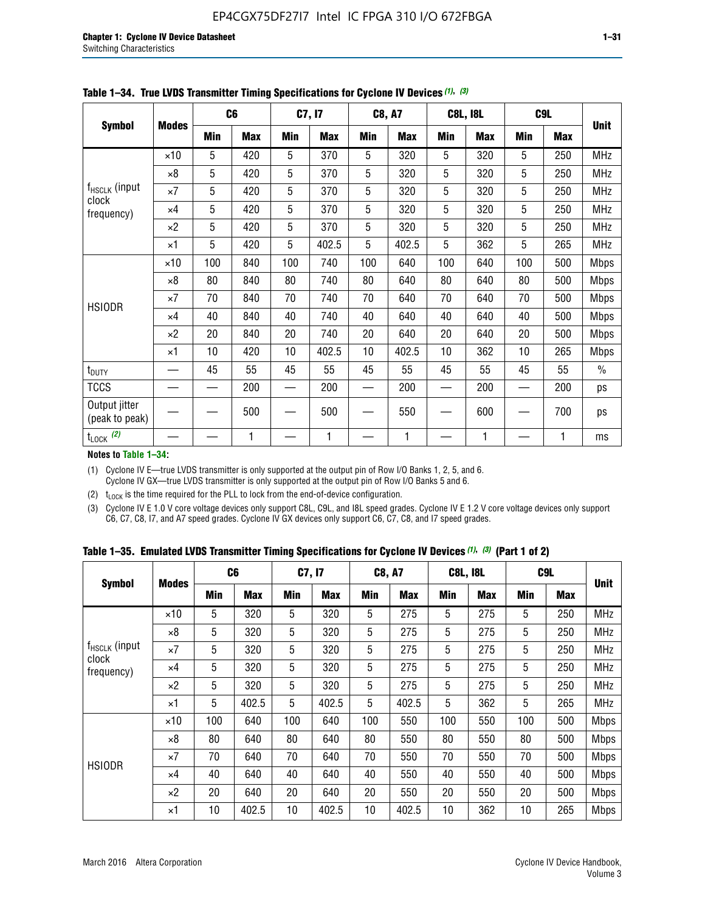**Table 1–34. True LVDS Transmitter Timing Specifications for Cyclone IV Devices (1), (3)**

| Symbol | Modes | C6 | | C7, I7 | | C8, A7 | | C8L, I8L | | C9L | | Unit |
|---|---|---|---|---|---|---|---|---|---|---|---|---|
| | | Min | Max | Min | Max | Min | Max | Min | Max | Min | Max | |
| $f_{HSCLK}$ (input clock frequency) | ×10 | 5 | 420 | 5 | 370 | 5 | 320 | 5 | 320 | 5 | 250 | MHz |
| | ×8 | 5 | 420 | 5 | 370 | 5 | 320 | 5 | 320 | 5 | 250 | MHz |
| | ×7 | 5 | 420 | 5 | 370 | 5 | 320 | 5 | 320 | 5 | 250 | MHz |
| | ×4 | 5 | 420 | 5 | 370 | 5 | 320 | 5 | 320 | 5 | 250 | MHz |
| | ×2 | 5 | 420 | 5 | 370 | 5 | 320 | 5 | 320 | 5 | 250 | MHz |
| | ×1 | 5 | 420 | 5 | 402.5 | 5 | 402.5 | 5 | 362 | 5 | 265 | MHz |
| HSIODR | ×10 | 100 | 840 | 100 | 740 | 100 | 640 | 100 | 640 | 100 | 500 | Mbps |
| | ×8 | 80 | 840 | 80 | 740 | 80 | 640 | 80 | 640 | 80 | 500 | Mbps |
| | ×7 | 70 | 840 | 70 | 740 | 70 | 640 | 70 | 640 | 70 | 500 | Mbps |
| | ×4 | 40 | 840 | 40 | 740 | 40 | 640 | 40 | 640 | 40 | 500 | Mbps |
| | ×2 | 20 | 840 | 20 | 740 | 20 | 640 | 20 | 640 | 20 | 500 | Mbps |
| | ×1 | 10 | 420 | 10 | 402.5 | 10 | 402.5 | 10 | 362 | 10 | 265 | Mbps |
| $t_{DUTY}$ | — | 45 | 55 | 45 | 55 | 45 | 55 | 45 | 55 | 45 | 55 | % |
| TCCS | — | — | 200 | — | 200 | — | 200 | — | 200 | — | 200 | ps |
| Output jitter (peak to peak) | — | — | 500 | — | 500 | — | 550 | — | 600 | — | 700 | ps |
| $t_{LOCK}$ (2) | — | — | 1 | — | 1 | — | 1 | — | 1 | — | 1 | ms |

**Notes to Table 1–34:**

(1) Cyclone IV E—true LVDS transmitter is only supported at the output pin of Row I/O Banks 1, 2, 5, and 6. Cyclone IV GX—true LVDS transmitter is only supported at the output pin of Row I/O Banks 5 and 6.

(2) $t_{LOCK}$ is the time required for the PLL to lock from the end-of-device configuration.

(3) Cyclone IV E 1.0 V core voltage devices only support C8L, C9L, and I8L speed grades. Cyclone IV E 1.2 V core voltage devices only support C6, C7, C8, I7, and A7 speed grades. Cyclone IV GX devices only support C6, C7, C8, and I7 speed grades.

**Table 1–35. Emulated LVDS Transmitter Timing Specifications for Cyclone IV Devices (1), (3) (Part 1 of 2)**

| Symbol | Modes | C6 | | C7, I7 | | C8, A7 | | C8L, I8L | | C9L | | Unit |
|---|---|---|---|---|---|---|---|---|---|---|---|---|
| | | Min | Max | Min | Max | Min | Max | Min | Max | Min | Max | |
| $f_{HSCLK}$ (input clock frequency) | ×10 | 5 | 320 | 5 | 320 | 5 | 275 | 5 | 275 | 5 | 250 | MHz |
| | ×8 | 5 | 320 | 5 | 320 | 5 | 275 | 5 | 275 | 5 | 250 | MHz |
| | ×7 | 5 | 320 | 5 | 320 | 5 | 275 | 5 | 275 | 5 | 250 | MHz |
| | ×4 | 5 | 320 | 5 | 320 | 5 | 275 | 5 | 275 | 5 | 250 | MHz |
| | ×2 | 5 | 320 | 5 | 320 | 5 | 275 | 5 | 275 | 5 | 250 | MHz |
| | ×1 | 5 | 402.5 | 5 | 402.5 | 5 | 402.5 | 5 | 362 | 5 | 265 | MHz |
| HSIODR | ×10 | 100 | 640 | 100 | 640 | 100 | 550 | 100 | 550 | 100 | 500 | Mbps |
| | ×8 | 80 | 640 | 80 | 640 | 80 | 550 | 80 | 550 | 80 | 500 | Mbps |
| | ×7 | 70 | 640 | 70 | 640 | 70 | 550 | 70 | 550 | 70 | 500 | Mbps |
| | ×4 | 40 | 640 | 40 | 640 | 40 | 550 | 40 | 550 | 40 | 500 | Mbps |
| | ×2 | 20 | 640 | 20 | 640 | 20 | 550 | 20 | 550 | 20 | 500 | Mbps |
| | ×1 | 10 | 402.5 | 10 | 402.5 | 10 | 402.5 | 10 | 362 | 10 | 265 | Mbps |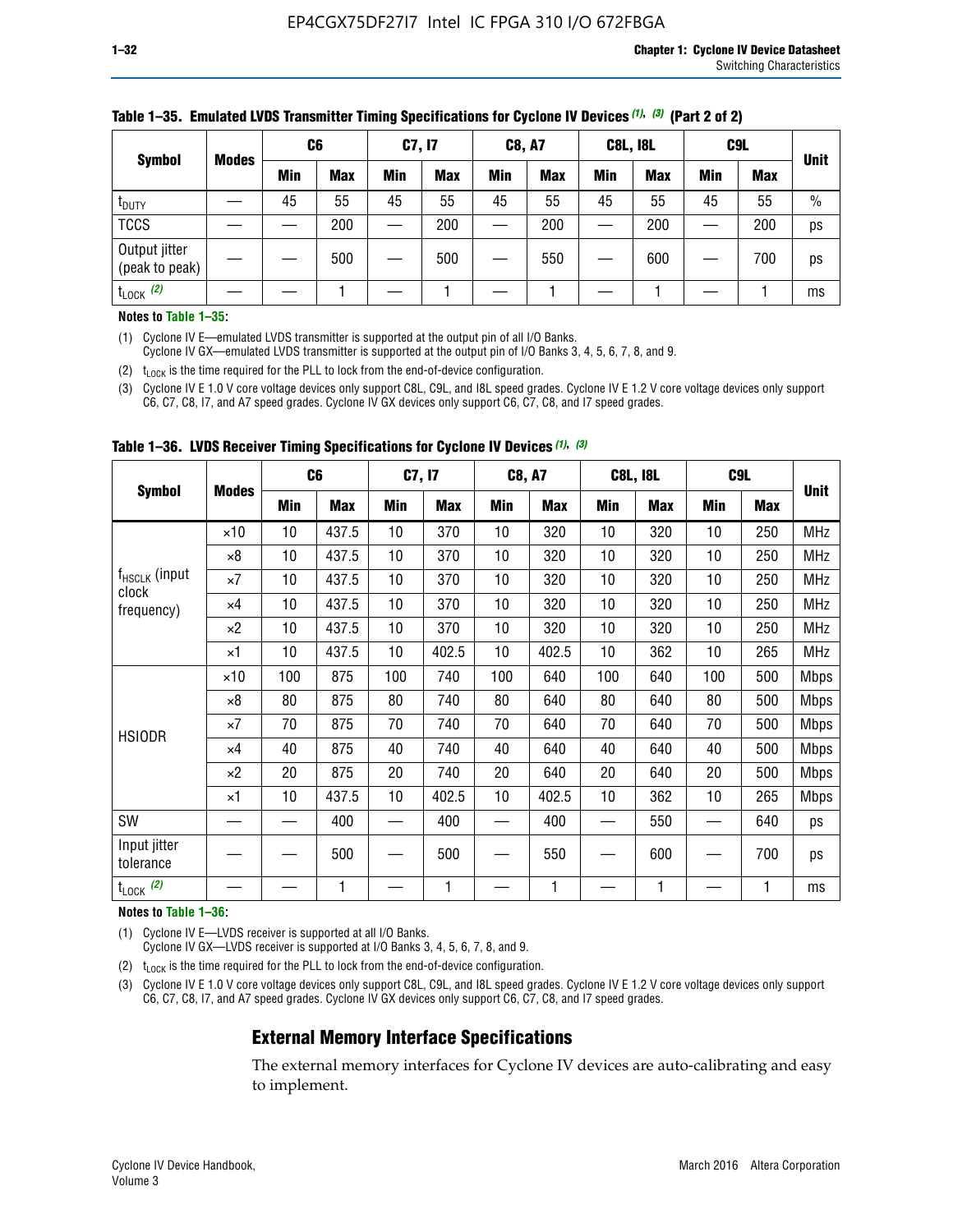**Table 1–35. Emulated LVDS Transmitter Timing Specifications for Cyclone IV Devices (1), (3) (Part 2 of 2)**

| Symbol | Modes | C6 | | C7, I7 | | C8, A7 | | C8L, I8L | | C9L | | Unit |
|---|---|---|---|---|---|---|---|---|---|---|---|---|
| | | Min | Max | Min | Max | Min | Max | Min | Max | Min | Max | |
| $t_{DUTY}$ | — | 45 | 55 | 45 | 55 | 45 | 55 | 45 | 55 | 45 | 55 | % |
| TCCS | — | — | 200 | — | 200 | — | 200 | — | 200 | — | 200 | ps |
| Output jitter (peak to peak) | — | — | 500 | — | 500 | — | 550 | — | 600 | — | 700 | ps |
| $t_{LOCK}$ (2) | — | — | 1 | — | 1 | — | 1 | — | 1 | — | 1 | ms |

**Notes to Table 1–35:**

(1) Cyclone IV E—emulated LVDS transmitter is supported at the output pin of all I/O Banks.
Cyclone IV GX—emulated LVDS transmitter is supported at the output pin of I/O Banks 3, 4, 5, 6, 7, 8, and 9.

(2) $t_{LOCK}$ is the time required for the PLL to lock from the end-of-device configuration.

(3) Cyclone IV E 1.0 V core voltage devices only support C8L, C9L, and I8L speed grades. Cyclone IV E 1.2 V core voltage devices only support C6, C7, C8, I7, and A7 speed grades. Cyclone IV GX devices only support C6, C7, C8, and I7 speed grades.

**Table 1–36. LVDS Receiver Timing Specifications for Cyclone IV Devices (1), (3)**

| Symbol | Modes | C6 | | C7, I7 | | C8, A7 | | C8L, I8L | | C9L | | Unit |
|---|---|---|---|---|---|---|---|---|---|---|---|---|
| | | Min | Max | Min | Max | Min | Max | Min | Max | Min | Max | |
| $f_{HSCLK}$ (input clock frequency) | ×10 | 10 | 437.5 | 10 | 370 | 10 | 320 | 10 | 320 | 10 | 250 | MHz |
| | ×8 | 10 | 437.5 | 10 | 370 | 10 | 320 | 10 | 320 | 10 | 250 | MHz |
| | ×7 | 10 | 437.5 | 10 | 370 | 10 | 320 | 10 | 320 | 10 | 250 | MHz |
| | ×4 | 10 | 437.5 | 10 | 370 | 10 | 320 | 10 | 320 | 10 | 250 | MHz |
| | ×2 | 10 | 437.5 | 10 | 370 | 10 | 320 | 10 | 320 | 10 | 250 | MHz |
| | ×1 | 10 | 437.5 | 10 | 402.5 | 10 | 402.5 | 10 | 362 | 10 | 265 | MHz |
| HSIODR | ×10 | 100 | 875 | 100 | 740 | 100 | 640 | 100 | 640 | 100 | 500 | Mbps |
| | ×8 | 80 | 875 | 80 | 740 | 80 | 640 | 80 | 640 | 80 | 500 | Mbps |
| | ×7 | 70 | 875 | 70 | 740 | 70 | 640 | 70 | 640 | 70 | 500 | Mbps |
| | ×4 | 40 | 875 | 40 | 740 | 40 | 640 | 40 | 640 | 40 | 500 | Mbps |
| | ×2 | 20 | 875 | 20 | 740 | 20 | 640 | 20 | 640 | 20 | 500 | Mbps |
| | ×1 | 10 | 437.5 | 10 | 402.5 | 10 | 402.5 | 10 | 362 | 10 | 265 | Mbps |
| SW | — | — | 400 | — | 400 | — | 400 | — | 550 | — | 640 | ps |
| Input jitter tolerance | — | — | 500 | — | 500 | — | 550 | — | 600 | — | 700 | ps |
| $t_{LOCK}$ (2) | — | — | 1 | — | 1 | — | 1 | — | 1 | — | 1 | ms |

**Notes to Table 1–36:**

(1) Cyclone IV E—LVDS receiver is supported at all I/O Banks.
Cyclone IV GX—LVDS receiver is supported at I/O Banks 3, 4, 5, 6, 7, 8, and 9.

(2) $t_{LOCK}$ is the time required for the PLL to lock from the end-of-device configuration.

(3) Cyclone IV E 1.0 V core voltage devices only support C8L, C9L, and I8L speed grades. Cyclone IV E 1.2 V core voltage devices only support C6, C7, C8, I7, and A7 speed grades. Cyclone IV GX devices only support C6, C7, C8, and I7 speed grades.

## External Memory Interface Specifications

The external memory interfaces for Cyclone IV devices are auto-calibrating and easy to implement.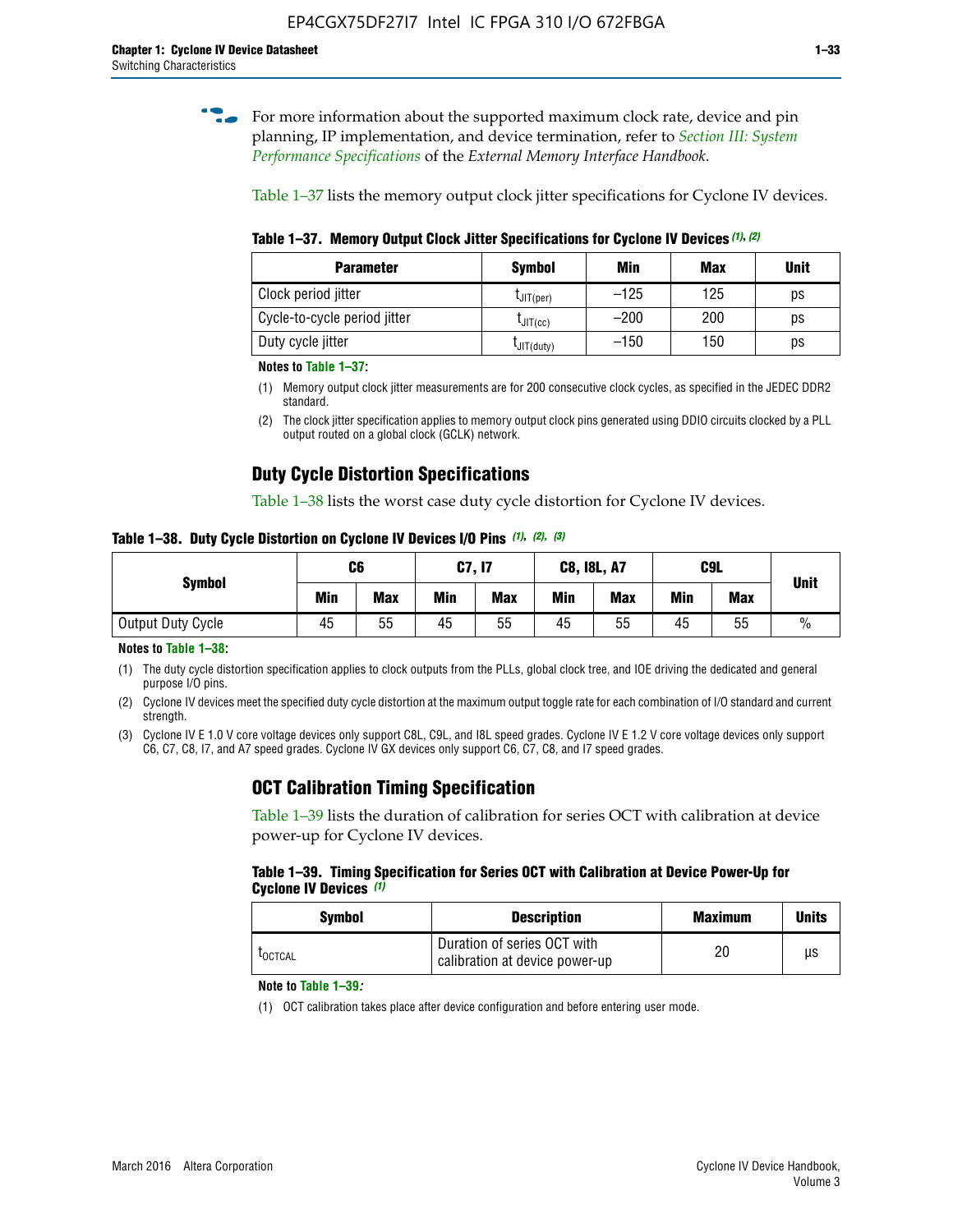For more information about the supported maximum clock rate, device and pin planning, IP implementation, and device termination, refer to *Section III: System Performance Specifications* of the *External Memory Interface Handbook*.

Table 1–37 lists the memory output clock jitter specifications for Cyclone IV devices.

**Table 1–37. Memory Output Clock Jitter Specifications for Cyclone IV Devices (1), (2)**

| Parameter | Symbol | Min | Max | Unit |
|---|---|---|---|---|
| Clock period jitter | $t_{JIT(per)}$ | –125 | 125 | ps |
| Cycle-to-cycle period jitter | $t_{JIT(cc)}$ | –200 | 200 | ps |
| Duty cycle jitter | $t_{JIT(duty)}$ | –150 | 150 | ps |

**Notes to Table 1–37:**

(1) Memory output clock jitter measurements are for 200 consecutive clock cycles, as specified in the JEDEC DDR2 standard.

(2) The clock jitter specification applies to memory output clock pins generated using DDIO circuits clocked by a PLL output routed on a global clock (GCLK) network.

## Duty Cycle Distortion Specifications

Table 1–38 lists the worst case duty cycle distortion for Cyclone IV devices.

**Table 1–38. Duty Cycle Distortion on Cyclone IV Devices I/O Pins (1), (2), (3)**

| Symbol | C6 | | C7, I7 | | C8, I8L, A7 | | C9L | | Unit |
|---|---|---|---|---|---|---|---|---|---|
| | Min | Max | Min | Max | Min | Max | Min | Max | |
| Output Duty Cycle | 45 | 55 | 45 | 55 | 45 | 55 | 45 | 55 | % |

**Notes to Table 1–38:**

(1) The duty cycle distortion specification applies to clock outputs from the PLLs, global clock tree, and IOE driving the dedicated and general purpose I/O pins.

(2) Cyclone IV devices meet the specified duty cycle distortion at the maximum output toggle rate for each combination of I/O standard and current strength.

(3) Cyclone IV E 1.0 V core voltage devices only support C8L, C9L, and I8L speed grades. Cyclone IV E 1.2 V core voltage devices only support C6, C7, C8, I7, and A7 speed grades. Cyclone IV GX devices only support C6, C7, C8, and I7 speed grades.

## OCT Calibration Timing Specification

Table 1–39 lists the duration of calibration for series OCT with calibration at device power-up for Cyclone IV devices.

**Table 1–39. Timing Specification for Series OCT with Calibration at Device Power-Up for Cyclone IV Devices (1)**

| Symbol | Description | Maximum | Units |
|---|---|---|---|
| $t_{OCTCAL}$ | Duration of series OCT with calibration at device power-up | 20 | µs |

**Note to Table 1–39:**

(1) OCT calibration takes place after device configuration and before entering user mode.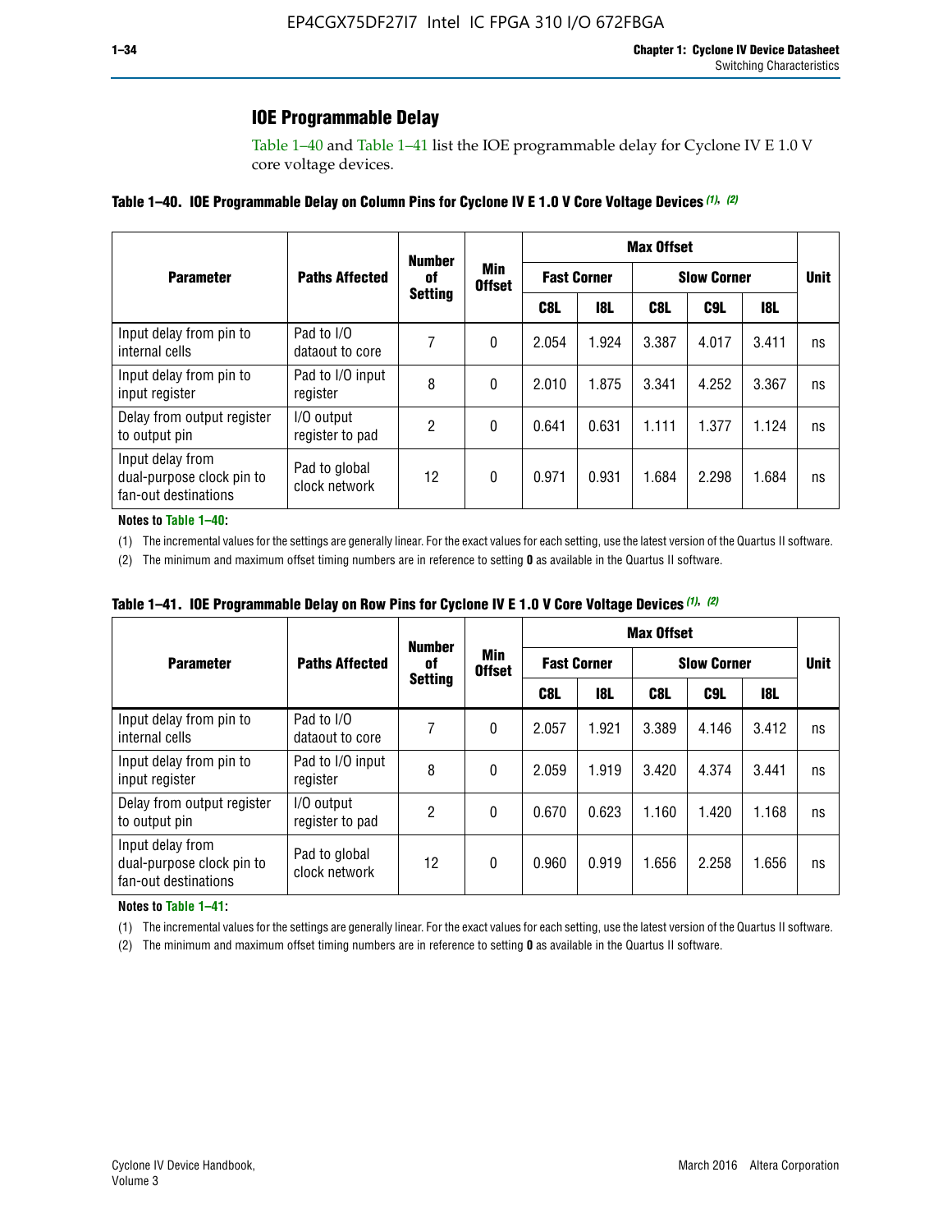## IOE Programmable Delay

Table 1–40 and Table 1–41 list the IOE programmable delay for Cyclone IV E 1.0 V core voltage devices.

**Table 1–40. IOE Programmable Delay on Column Pins for Cyclone IV E 1.0 V Core Voltage Devices (1), (2)**

| Parameter | Paths Affected | Number of Setting | Min Offset | Max Offset | | | | | Unit |
|---|---|---|---|---|---|---|---|---|---|
| | | | | Fast Corner | | Slow Corner | | | |
| | | | | C8L | I8L | C8L | C9L | I8L | |
| Input delay from pin to internal cells | Pad to I/O dataout to core | 7 | 0 | 2.054 | 1.924 | 3.387 | 4.017 | 3.411 | ns |
| Input delay from pin to input register | Pad to I/O input register | 8 | 0 | 2.010 | 1.875 | 3.341 | 4.252 | 3.367 | ns |
| Delay from output register to output pin | I/O output register to pad | 2 | 0 | 0.641 | 0.631 | 1.111 | 1.377 | 1.124 | ns |
| Input delay from dual-purpose clock pin to fan-out destinations | Pad to global clock network | 12 | 0 | 0.971 | 0.931 | 1.684 | 2.298 | 1.684 | ns |

**Notes to Table 1–40:**

(1) The incremental values for the settings are generally linear. For the exact values for each setting, use the latest version of the Quartus II software.

(2) The minimum and maximum offset timing numbers are in reference to setting **0** as available in the Quartus II software.

**Table 1–41. IOE Programmable Delay on Row Pins for Cyclone IV E 1.0 V Core Voltage Devices (1), (2)**

| Parameter | Paths Affected | Number of Setting | Min Offset | Max Offset | | | | | Unit |
|---|---|---|---|---|---|---|---|---|---|
| | | | | Fast Corner | | Slow Corner | | | |
| | | | | C8L | I8L | C8L | C9L | I8L | |
| Input delay from pin to internal cells | Pad to I/O dataout to core | 7 | 0 | 2.057 | 1.921 | 3.389 | 4.146 | 3.412 | ns |
| Input delay from pin to input register | Pad to I/O input register | 8 | 0 | 2.059 | 1.919 | 3.420 | 4.374 | 3.441 | ns |
| Delay from output register to output pin | I/O output register to pad | 2 | 0 | 0.670 | 0.623 | 1.160 | 1.420 | 1.168 | ns |
| Input delay from dual-purpose clock pin to fan-out destinations | Pad to global clock network | 12 | 0 | 0.960 | 0.919 | 1.656 | 2.258 | 1.656 | ns |

**Notes to Table 1–41:**

(1) The incremental values for the settings are generally linear. For the exact values for each setting, use the latest version of the Quartus II software.

(2) The minimum and maximum offset timing numbers are in reference to setting **0** as available in the Quartus II software.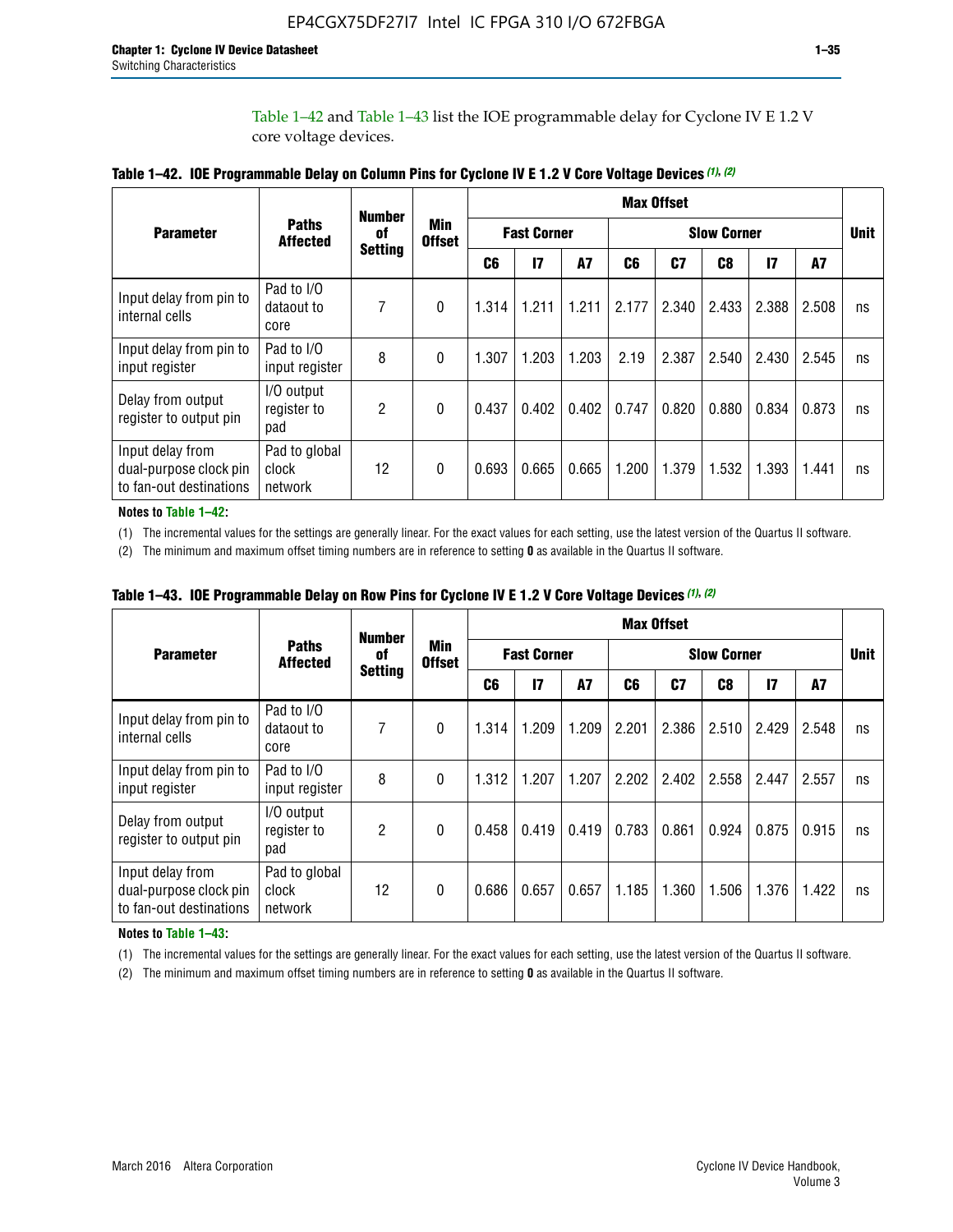Table 1–42 and Table 1–43 list the IOE programmable delay for Cyclone IV E 1.2 V core voltage devices.

**Table 1–42. IOE Programmable Delay on Column Pins for Cyclone IV E 1.2 V Core Voltage Devices (1), (2)**

| Parameter | Paths Affected | Number of Setting | Min Offset | Max Offset | | | | | | | | Unit |
|---|---|---|---|---|---|---|---|---|---|---|---|---|
| | | | | Fast Corner | | | Slow Corner | | | | | |
| | | | | C6 | I7 | A7 | C6 | C7 | C8 | I7 | A7 | |
| Input delay from pin to internal cells | Pad to I/O dataout to core | 7 | 0 | 1.314 | 1.211 | 1.211 | 2.177 | 2.340 | 2.433 | 2.388 | 2.508 | ns |
| Input delay from pin to input register | Pad to I/O input register | 8 | 0 | 1.307 | 1.203 | 1.203 | 2.19 | 2.387 | 2.540 | 2.430 | 2.545 | ns |
| Delay from output register to output pin | I/O output register to pad | 2 | 0 | 0.437 | 0.402 | 0.402 | 0.747 | 0.820 | 0.880 | 0.834 | 0.873 | ns |
| Input delay from dual-purpose clock pin to fan-out destinations | Pad to global clock network | 12 | 0 | 0.693 | 0.665 | 0.665 | 1.200 | 1.379 | 1.532 | 1.393 | 1.441 | ns |

**Notes to Table 1–42:**

(1) The incremental values for the settings are generally linear. For the exact values for each setting, use the latest version of the Quartus II software.

(2) The minimum and maximum offset timing numbers are in reference to setting **0** as available in the Quartus II software.

**Table 1–43. IOE Programmable Delay on Row Pins for Cyclone IV E 1.2 V Core Voltage Devices (1), (2)**

| Parameter | Paths Affected | Number of Setting | Min Offset | Max Offset | | | | | | | | Unit |
|---|---|---|---|---|---|---|---|---|---|---|---|---|
| | | | | Fast Corner | | | Slow Corner | | | | | |
| | | | | C6 | I7 | A7 | C6 | C7 | C8 | I7 | A7 | |
| Input delay from pin to internal cells | Pad to I/O dataout to core | 7 | 0 | 1.314 | 1.209 | 1.209 | 2.201 | 2.386 | 2.510 | 2.429 | 2.548 | ns |
| Input delay from pin to input register | Pad to I/O input register | 8 | 0 | 1.312 | 1.207 | 1.207 | 2.202 | 2.402 | 2.558 | 2.447 | 2.557 | ns |
| Delay from output register to output pin | I/O output register to pad | 2 | 0 | 0.458 | 0.419 | 0.419 | 0.783 | 0.861 | 0.924 | 0.875 | 0.915 | ns |
| Input delay from dual-purpose clock pin to fan-out destinations | Pad to global clock network | 12 | 0 | 0.686 | 0.657 | 0.657 | 1.185 | 1.360 | 1.506 | 1.376 | 1.422 | ns |

**Notes to Table 1–43:**

(1) The incremental values for the settings are generally linear. For the exact values for each setting, use the latest version of the Quartus II software.

(2) The minimum and maximum offset timing numbers are in reference to setting **0** as available in the Quartus II software.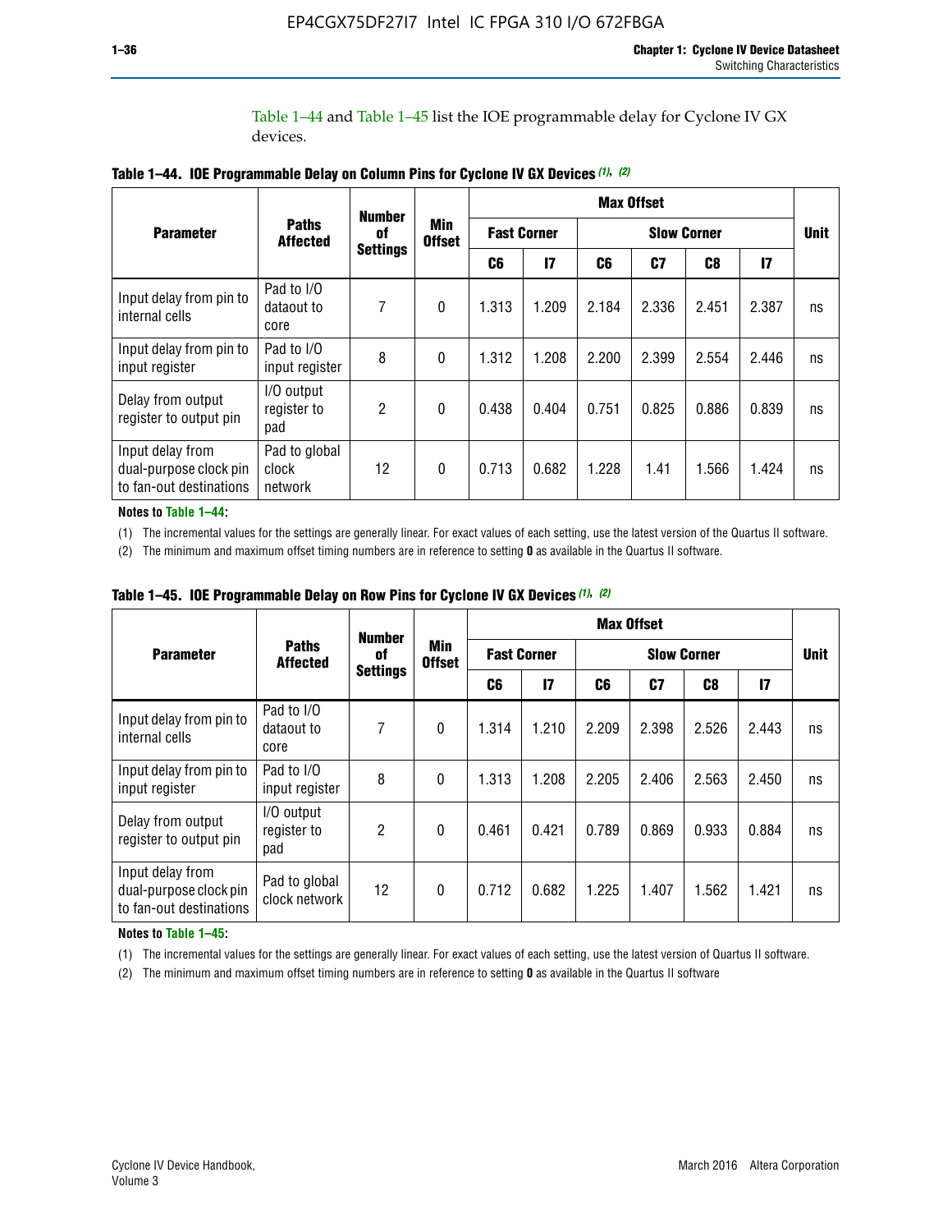Table 1–44 and Table 1–45 list the IOE programmable delay for Cyclone IV GX devices.

**Table 1–44. IOE Programmable Delay on Column Pins for Cyclone IV GX Devices (1), (2)**

| Parameter | Paths Affected | Number of Settings | Min Offset | Max Offset | | | | | | Unit |
|---|---|---|---|---|---|---|---|---|---|---|
| | | | | Fast Corner | | Slow Corner | | | | |
| | | | | C6 | I7 | C6 | C7 | C8 | I7 | |
| Input delay from pin to internal cells | Pad to I/O dataout to core | 7 | 0 | 1.313 | 1.209 | 2.184 | 2.336 | 2.451 | 2.387 | ns |
| Input delay from pin to input register | Pad to I/O input register | 8 | 0 | 1.312 | 1.208 | 2.200 | 2.399 | 2.554 | 2.446 | ns |
| Delay from output register to output pin | I/O output register to pad | 2 | 0 | 0.438 | 0.404 | 0.751 | 0.825 | 0.886 | 0.839 | ns |
| Input delay from dual-purpose clock pin to fan-out destinations | Pad to global clock network | 12 | 0 | 0.713 | 0.682 | 1.228 | 1.41 | 1.566 | 1.424 | ns |

**Notes to Table 1–44:**

(1) The incremental values for the settings are generally linear. For exact values of each setting, use the latest version of the Quartus II software.

(2) The minimum and maximum offset timing numbers are in reference to setting **0** as available in the Quartus II software.

**Table 1–45. IOE Programmable Delay on Row Pins for Cyclone IV GX Devices (1), (2)**

| Parameter | Paths Affected | Number of Settings | Min Offset | Max Offset | | | | | | Unit |
|---|---|---|---|---|---|---|---|---|---|---|
| | | | | Fast Corner | | Slow Corner | | | | |
| | | | | C6 | I7 | C6 | C7 | C8 | I7 | |
| Input delay from pin to internal cells | Pad to I/O dataout to core | 7 | 0 | 1.314 | 1.210 | 2.209 | 2.398 | 2.526 | 2.443 | ns |
| Input delay from pin to input register | Pad to I/O input register | 8 | 0 | 1.313 | 1.208 | 2.205 | 2.406 | 2.563 | 2.450 | ns |
| Delay from output register to output pin | I/O output register to pad | 2 | 0 | 0.461 | 0.421 | 0.789 | 0.869 | 0.933 | 0.884 | ns |
| Input delay from dual-purpose clock pin to fan-out destinations | Pad to global clock network | 12 | 0 | 0.712 | 0.682 | 1.225 | 1.407 | 1.562 | 1.421 | ns |

**Notes to Table 1–45:**

(1) The incremental values for the settings are generally linear. For exact values of each setting, use the latest version of Quartus II software.

(2) The minimum and maximum offset timing numbers are in reference to setting **0** as available in the Quartus II software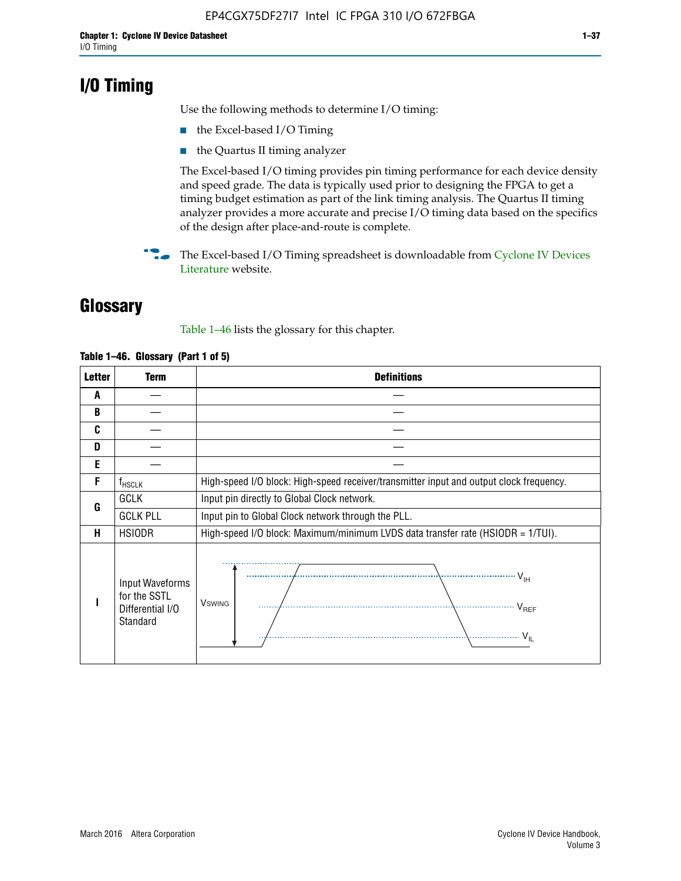# I/O Timing

Use the following methods to determine I/O timing:

- the Excel-based I/O Timing
- the Quartus II timing analyzer

The Excel-based I/O timing provides pin timing performance for each device density and speed grade. The data is typically used prior to designing the FPGA to get a timing budget estimation as part of the link timing analysis. The Quartus II timing analyzer provides a more accurate and precise I/O timing data based on the specifics of the design after place-and-route is complete.

The Excel-based I/O Timing spreadsheet is downloadable from Cyclone IV Devices Literature website.

# Glossary

Table 1–46 lists the glossary for this chapter.

**Table 1–46. Glossary (Part 1 of 5)**

| Letter | Term | Definitions |
|---|---|---|
| A | — | — |
| B | — | — |
| C | — | — |
| D | — | — |
| E | — | — |
| F | $f_{HSCLK}$ | High-speed I/O block: High-speed receiver/transmitter input and output clock frequency. |
| G | GCLK | Input pin directly to Global Clock network. |
| | GCLK PLL | Input pin to Global Clock network through the PLL. |
| H | HSIODR | High-speed I/O block: Maximum/minimum LVDS data transfer rate (HSIODR = 1/TUI). |
| I | Input Waveforms for the SSTL Differential I/O Standard | (waveform: $V_{SWING}$, $V_{IH}$, $V_{REF}$, $V_{IL}$) |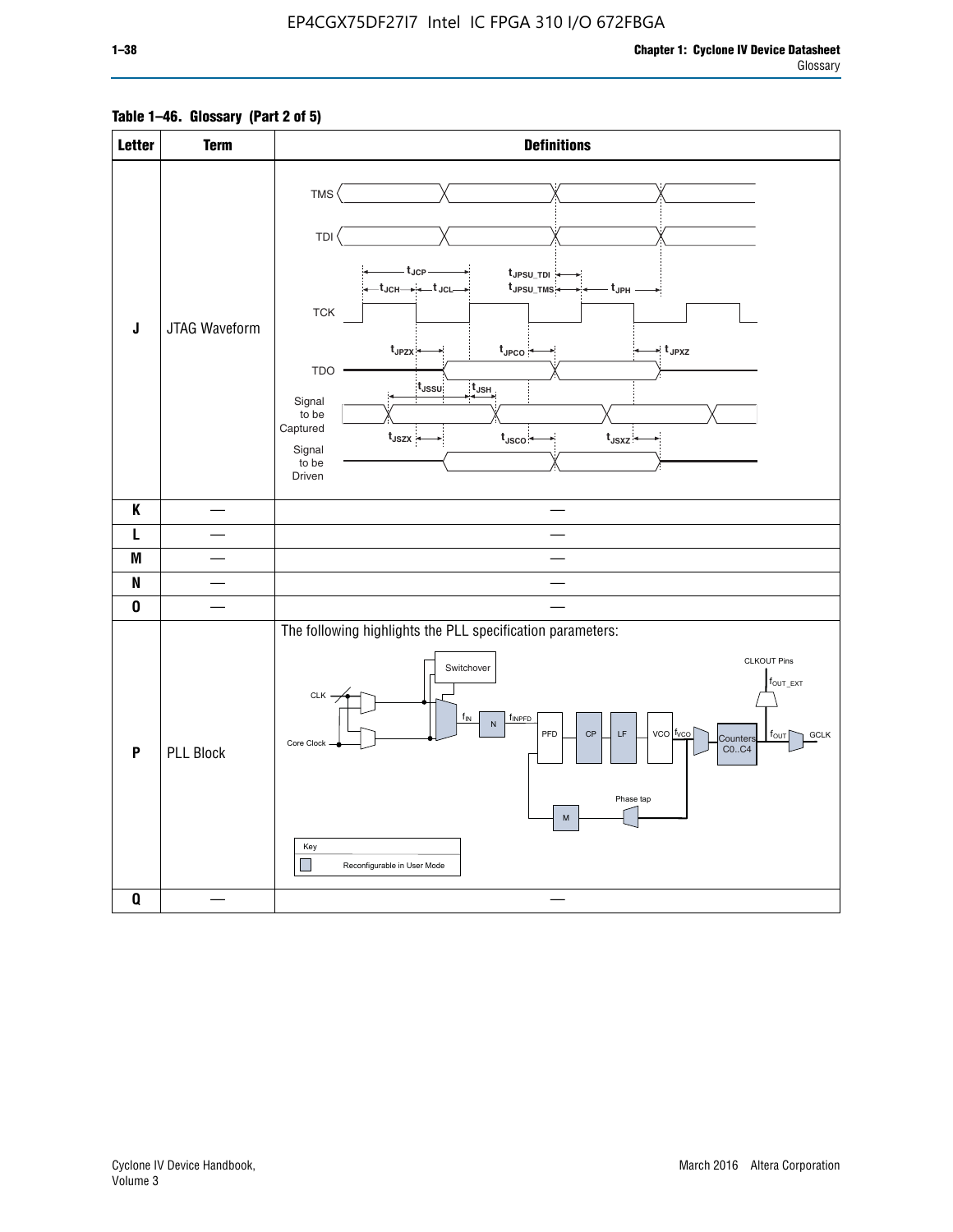**Table 1–46. Glossary (Part 2 of 5)**

| Letter | Term | Definitions |
|---|---|---|
| J | JTAG Waveform | TMS, TDI, TCK, TDO, Signal to be Captured, Signal to be Driven; $t_{JCP}$, $t_{JCH}$, $t_{JCL}$, $t_{JPSU\_TDI}$, $t_{JPSU\_TMS}$, $t_{JPH}$, $t_{JPZX}$, $t_{JPCO}$, $t_{JPXZ}$, $t_{JSSU}$, $t_{JSH}$, $t_{JSZX}$, $t_{JSCO}$, $t_{JSXZ}$ |
| K | — | — |
| L | — | — |
| M | — | — |
| N | — | — |
| O | — | — |
| P | PLL Block | The following highlights the PLL specification parameters: CLK, Core Clock, Switchover, $f_{IN}$, N, $f_{INPFD}$, PFD, CP, LF, VCO, $f_{VCO}$, Counters C0..C4, $f_{OUT}$, GCLK, CLKOUT Pins, $f_{OUT\_EXT}$, Phase tap, M. Key: Reconfigurable in User Mode |
| Q | — | — |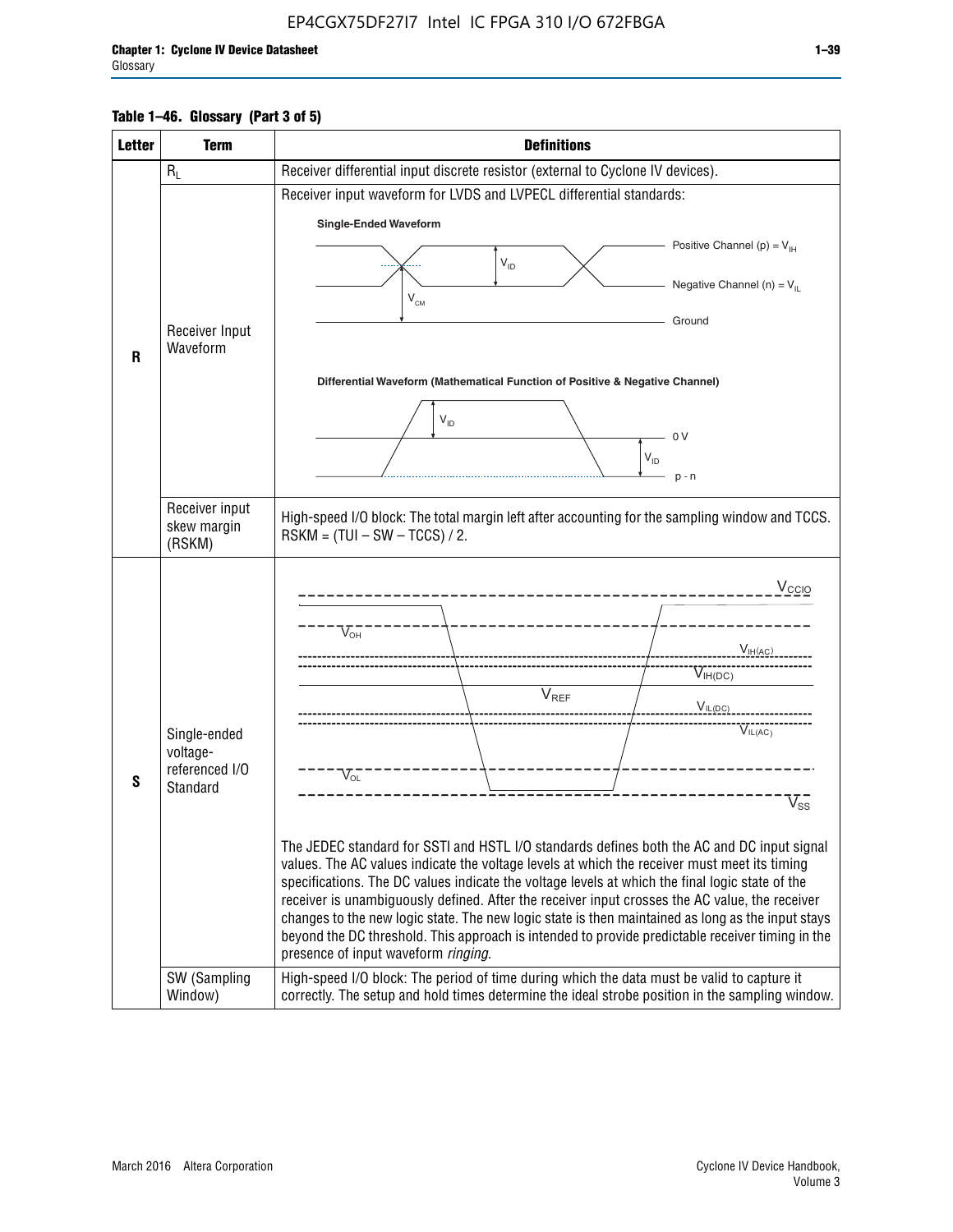**Table 1–46. Glossary (Part 3 of 5)**

| Letter | Term | Definitions |
|---|---|---|
| R | $R_L$ | Receiver differential input discrete resistor (external to Cyclone IV devices). |
| | Receiver Input Waveform | Receiver input waveform for LVDS and LVPECL differential standards:<br><br>**Single-Ended Waveform**<br>Positive Channel (p) = $V_{IH}$<br>Negative Channel (n) = $V_{IL}$<br>Ground<br>$V_{ID}$, $V_{CM}$<br><br>**Differential Waveform (Mathematical Function of Positive & Negative Channel)**<br>$V_{ID}$<br>0 V<br>p - n |
| | Receiver input skew margin (RSKM) | High-speed I/O block: The total margin left after accounting for the sampling window and TCCS. RSKM = (TUI – SW – TCCS) / 2. |
| S | Single-ended voltage-referenced I/O Standard | $V_{CCIO}$, $V_{OH}$, $V_{IH(AC)}$, $V_{IH(DC)}$, $V_{REF}$, $V_{IL(DC)}$, $V_{IL(AC)}$, $V_{OL}$, $V_{SS}$<br><br>The JEDEC standard for SSTl and HSTL I/O standards defines both the AC and DC input signal values. The AC values indicate the voltage levels at which the receiver must meet its timing specifications. The DC values indicate the voltage levels at which the final logic state of the receiver is unambiguously defined. After the receiver input crosses the AC value, the receiver changes to the new logic state. The new logic state is then maintained as long as the input stays beyond the DC threshold. This approach is intended to provide predictable receiver timing in the presence of input waveform *ringing*. |
| | SW (Sampling Window) | High-speed I/O block: The period of time during which the data must be valid to capture it correctly. The setup and hold times determine the ideal strobe position in the sampling window. |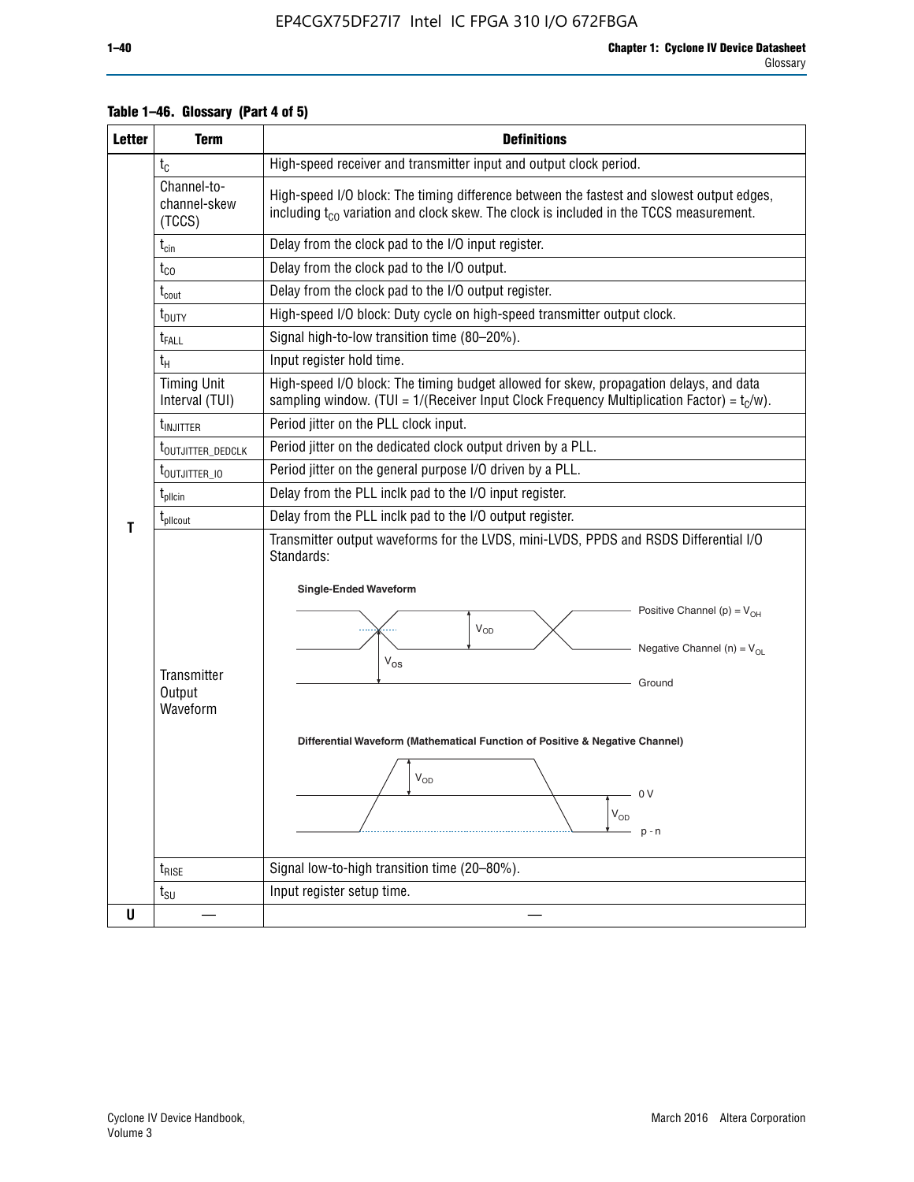**Table 1–46. Glossary (Part 4 of 5)**

| Letter | Term | Definitions |
|---|---|---|
| T | $t_C$ | High-speed receiver and transmitter input and output clock period. |
| | Channel-to-channel-skew (TCCS) | High-speed I/O block: The timing difference between the fastest and slowest output edges, including $t_{CO}$ variation and clock skew. The clock is included in the TCCS measurement. |
| | $t_{cin}$ | Delay from the clock pad to the I/O input register. |
| | $t_{CO}$ | Delay from the clock pad to the I/O output. |
| | $t_{cout}$ | Delay from the clock pad to the I/O output register. |
| | $t_{DUTY}$ | High-speed I/O block: Duty cycle on high-speed transmitter output clock. |
| | $t_{FALL}$ | Signal high-to-low transition time (80–20%). |
| | $t_H$ | Input register hold time. |
| | Timing Unit Interval (TUI) | High-speed I/O block: The timing budget allowed for skew, propagation delays, and data sampling window. (TUI = 1/(Receiver Input Clock Frequency Multiplication Factor) = $t_C$/w). |
| | $t_{INJITTER}$ | Period jitter on the PLL clock input. |
| | $t_{OUTJITTER\_DEDCLK}$ | Period jitter on the dedicated clock output driven by a PLL. |
| | $t_{OUTJITTER\_IO}$ | Period jitter on the general purpose I/O driven by a PLL. |
| | $t_{pllcin}$ | Delay from the PLL inclk pad to the I/O input register. |
| | $t_{pllcout}$ | Delay from the PLL inclk pad to the I/O output register. |
| | Transmitter Output Waveform | Transmitter output waveforms for the LVDS, mini-LVDS, PPDS and RSDS Differential I/O Standards: Single-Ended Waveform (Positive Channel (p) = $V_{OH}$; Negative Channel (n) = $V_{OL}$; $V_{OD}$; $V_{OS}$; Ground). Differential Waveform (Mathematical Function of Positive & Negative Channel) ($V_{OD}$; 0 V; p - n) |
| | $t_{RISE}$ | Signal low-to-high transition time (20–80%). |
| | $t_{SU}$ | Input register setup time. |
| U | — | — |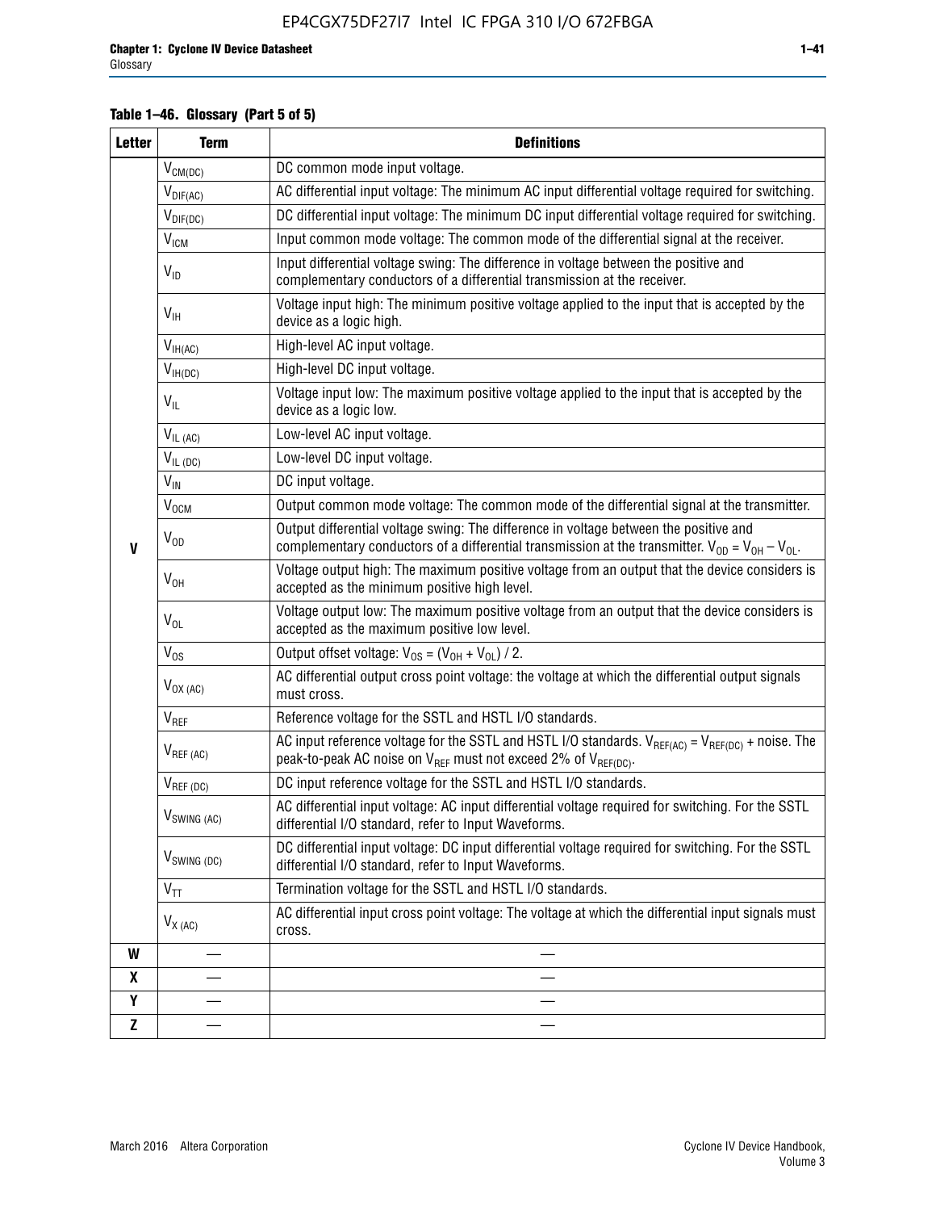**Table 1–46. Glossary (Part 5 of 5)**

| Letter | Term | Definitions |
|---|---|---|
| V | $V_{CM(DC)}$ | DC common mode input voltage. |
| | $V_{DIF(AC)}$ | AC differential input voltage: The minimum AC input differential voltage required for switching. |
| | $V_{DIF(DC)}$ | DC differential input voltage: The minimum DC input differential voltage required for switching. |
| | $V_{ICM}$ | Input common mode voltage: The common mode of the differential signal at the receiver. |
| | $V_{ID}$ | Input differential voltage swing: The difference in voltage between the positive and complementary conductors of a differential transmission at the receiver. |
| | $V_{IH}$ | Voltage input high: The minimum positive voltage applied to the input that is accepted by the device as a logic high. |
| | $V_{IH(AC)}$ | High-level AC input voltage. |
| | $V_{IH(DC)}$ | High-level DC input voltage. |
| | $V_{IL}$ | Voltage input low: The maximum positive voltage applied to the input that is accepted by the device as a logic low. |
| | $V_{IL (AC)}$ | Low-level AC input voltage. |
| | $V_{IL (DC)}$ | Low-level DC input voltage. |
| | $V_{IN}$ | DC input voltage. |
| | $V_{OCM}$ | Output common mode voltage: The common mode of the differential signal at the transmitter. |
| | $V_{OD}$ | Output differential voltage swing: The difference in voltage between the positive and complementary conductors of a differential transmission at the transmitter. $V_{OD} = V_{OH} – V_{OL}$. |
| | $V_{OH}$ | Voltage output high: The maximum positive voltage from an output that the device considers is accepted as the minimum positive high level. |
| | $V_{OL}$ | Voltage output low: The maximum positive voltage from an output that the device considers is accepted as the maximum positive low level. |
| | $V_{OS}$ | Output offset voltage: $V_{OS} = (V_{OH} + V_{OL}) / 2$. |
| | $V_{OX (AC)}$ | AC differential output cross point voltage: the voltage at which the differential output signals must cross. |
| | $V_{REF}$ | Reference voltage for the SSTL and HSTL I/O standards. |
| | $V_{REF (AC)}$ | AC input reference voltage for the SSTL and HSTL I/O standards. $V_{REF(AC)} = V_{REF(DC)}$ + noise. The peak-to-peak AC noise on $V_{REF}$ must not exceed 2% of $V_{REF(DC)}$. |
| | $V_{REF (DC)}$ | DC input reference voltage for the SSTL and HSTL I/O standards. |
| | $V_{SWING (AC)}$ | AC differential input voltage: AC input differential voltage required for switching. For the SSTL differential I/O standard, refer to Input Waveforms. |
| | $V_{SWING (DC)}$ | DC differential input voltage: DC input differential voltage required for switching. For the SSTL differential I/O standard, refer to Input Waveforms. |
| | $V_{TT}$ | Termination voltage for the SSTL and HSTL I/O standards. |
| | $V_{X (AC)}$ | AC differential input cross point voltage: The voltage at which the differential input signals must cross. |
| W | — | — |
| X | — | — |
| Y | — | — |
| Z | — | — |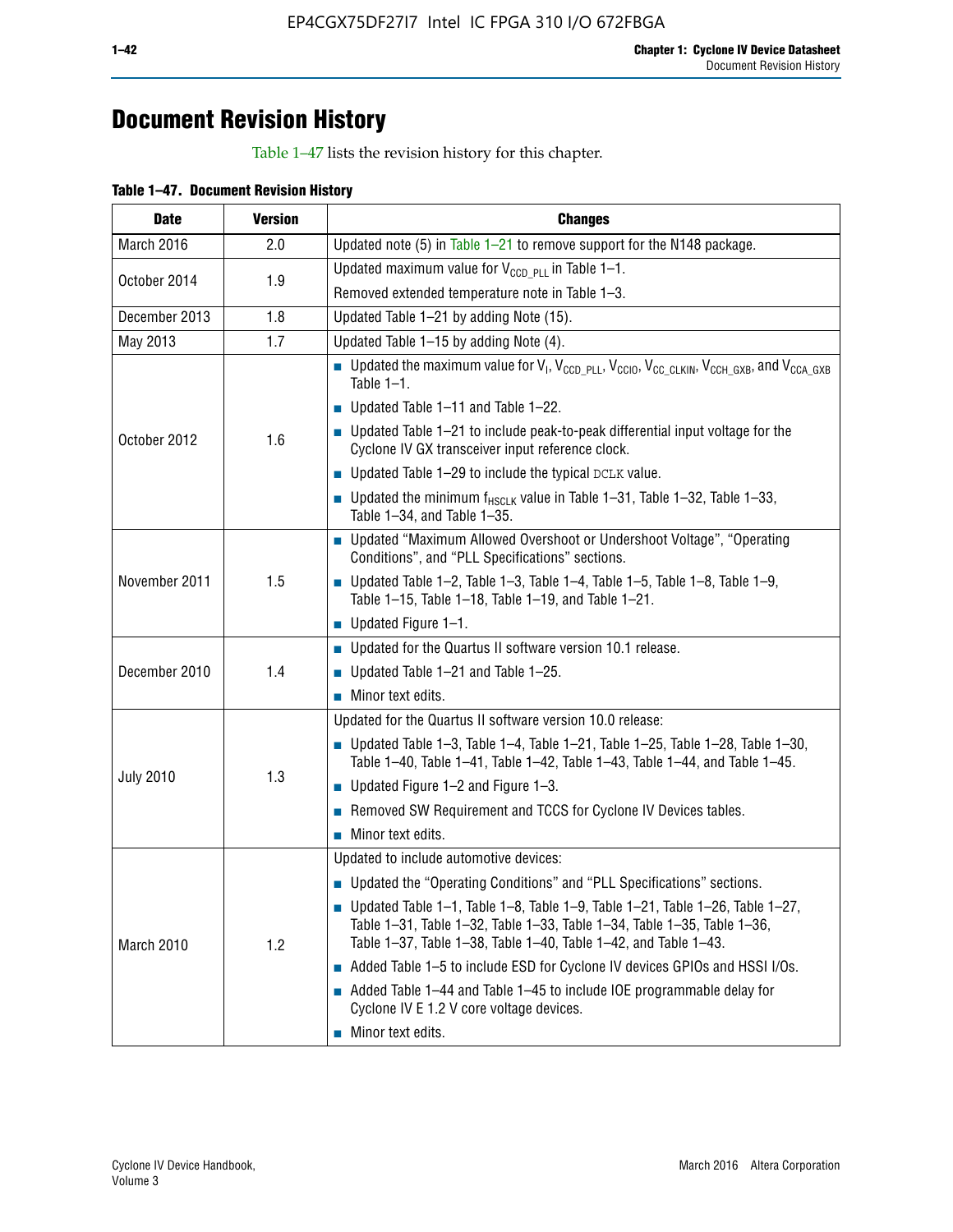# Document Revision History

Table 1–47 lists the revision history for this chapter.

**Table 1–47. Document Revision History**

| Date | Version | Changes |
|---|---|---|
| March 2016 | 2.0 | Updated note (5) in Table 1–21 to remove support for the N148 package. |
| October 2014 | 1.9 | Updated maximum value for $V_{CCD\_PLL}$ in Table 1–1.<br>Removed extended temperature note in Table 1–3. |
| December 2013 | 1.8 | Updated Table 1–21 by adding Note (15). |
| May 2013 | 1.7 | Updated Table 1–15 by adding Note (4). |
| October 2012 | 1.6 | ■ Updated the maximum value for $V_I$, $V_{CCD\_PLL}$, $V_{CCIO}$, $V_{CC\_CLKIN}$, $V_{CCH\_GXB}$, and $V_{CCA\_GXB}$ Table 1–1.<br>■ Updated Table 1–11 and Table 1–22.<br>■ Updated Table 1–21 to include peak-to-peak differential input voltage for the Cyclone IV GX transceiver input reference clock.<br>■ Updated Table 1–29 to include the typical DCLK value.<br>■ Updated the minimum $f_{HSCLK}$ value in Table 1–31, Table 1–32, Table 1–33, Table 1–34, and Table 1–35. |
| November 2011 | 1.5 | ■ Updated "Maximum Allowed Overshoot or Undershoot Voltage", "Operating Conditions", and "PLL Specifications" sections.<br>■ Updated Table 1–2, Table 1–3, Table 1–4, Table 1–5, Table 1–8, Table 1–9, Table 1–15, Table 1–18, Table 1–19, and Table 1–21.<br>■ Updated Figure 1–1. |
| December 2010 | 1.4 | ■ Updated for the Quartus II software version 10.1 release.<br>■ Updated Table 1–21 and Table 1–25.<br>■ Minor text edits. |
| July 2010 | 1.3 | Updated for the Quartus II software version 10.0 release:<br>■ Updated Table 1–3, Table 1–4, Table 1–21, Table 1–25, Table 1–28, Table 1–30, Table 1–40, Table 1–41, Table 1–42, Table 1–43, Table 1–44, and Table 1–45.<br>■ Updated Figure 1–2 and Figure 1–3.<br>■ Removed SW Requirement and TCCS for Cyclone IV Devices tables.<br>■ Minor text edits. |
| March 2010 | 1.2 | Updated to include automotive devices:<br>■ Updated the "Operating Conditions" and "PLL Specifications" sections.<br>■ Updated Table 1–1, Table 1–8, Table 1–9, Table 1–21, Table 1–26, Table 1–27, Table 1–31, Table 1–32, Table 1–33, Table 1–34, Table 1–35, Table 1–36, Table 1–37, Table 1–38, Table 1–40, Table 1–42, and Table 1–43.<br>■ Added Table 1–5 to include ESD for Cyclone IV devices GPIOs and HSSI I/Os.<br>■ Added Table 1–44 and Table 1–45 to include IOE programmable delay for Cyclone IV E 1.2 V core voltage devices.<br>■ Minor text edits. |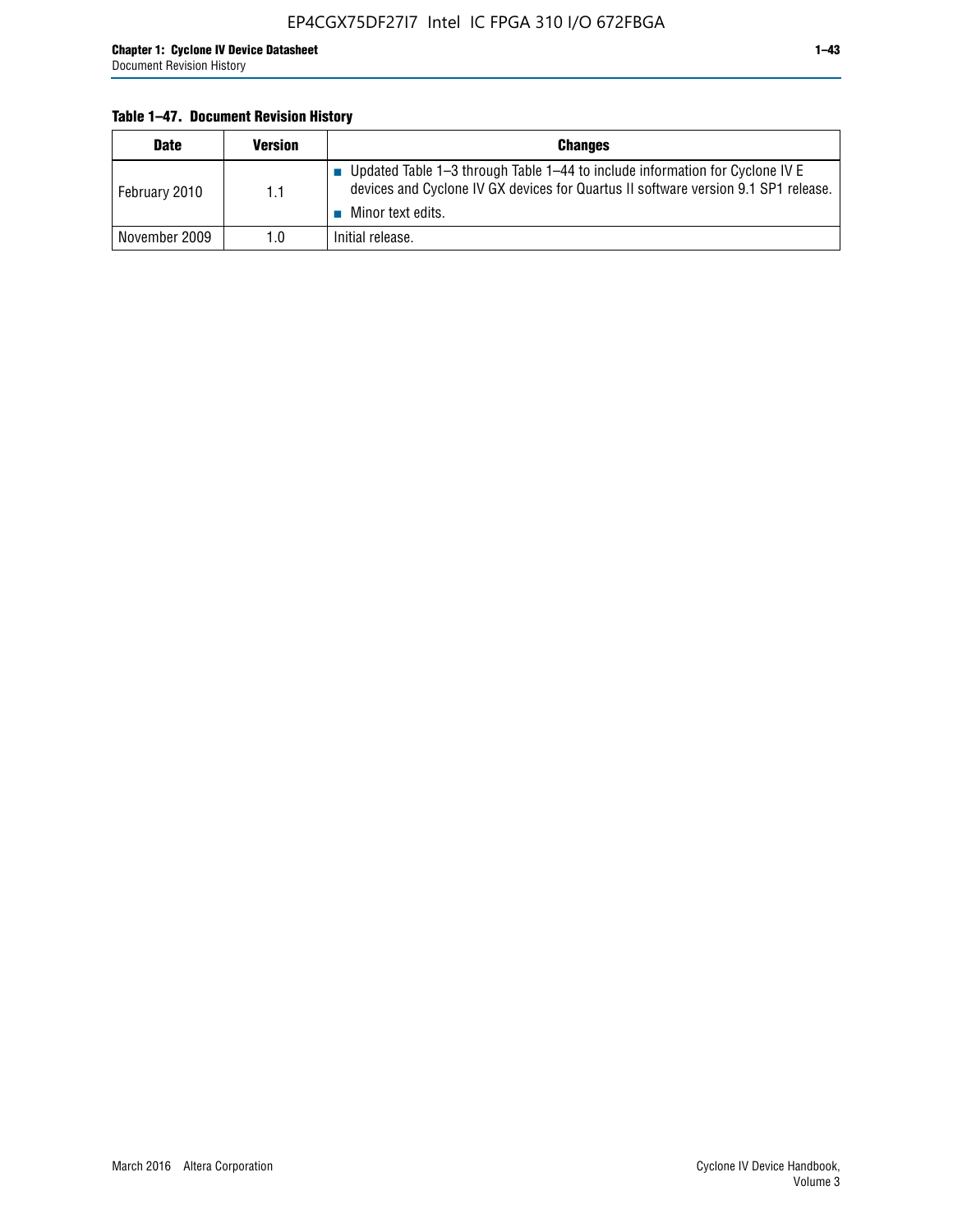**Table 1–47. Document Revision History**

| Date | Version | Changes |
|---|---|---|
| February 2010 | 1.1 | ■ Updated Table 1–3 through Table 1–44 to include information for Cyclone IV E devices and Cyclone IV GX devices for Quartus II software version 9.1 SP1 release.<br>■ Minor text edits. |
| November 2009 | 1.0 | Initial release. |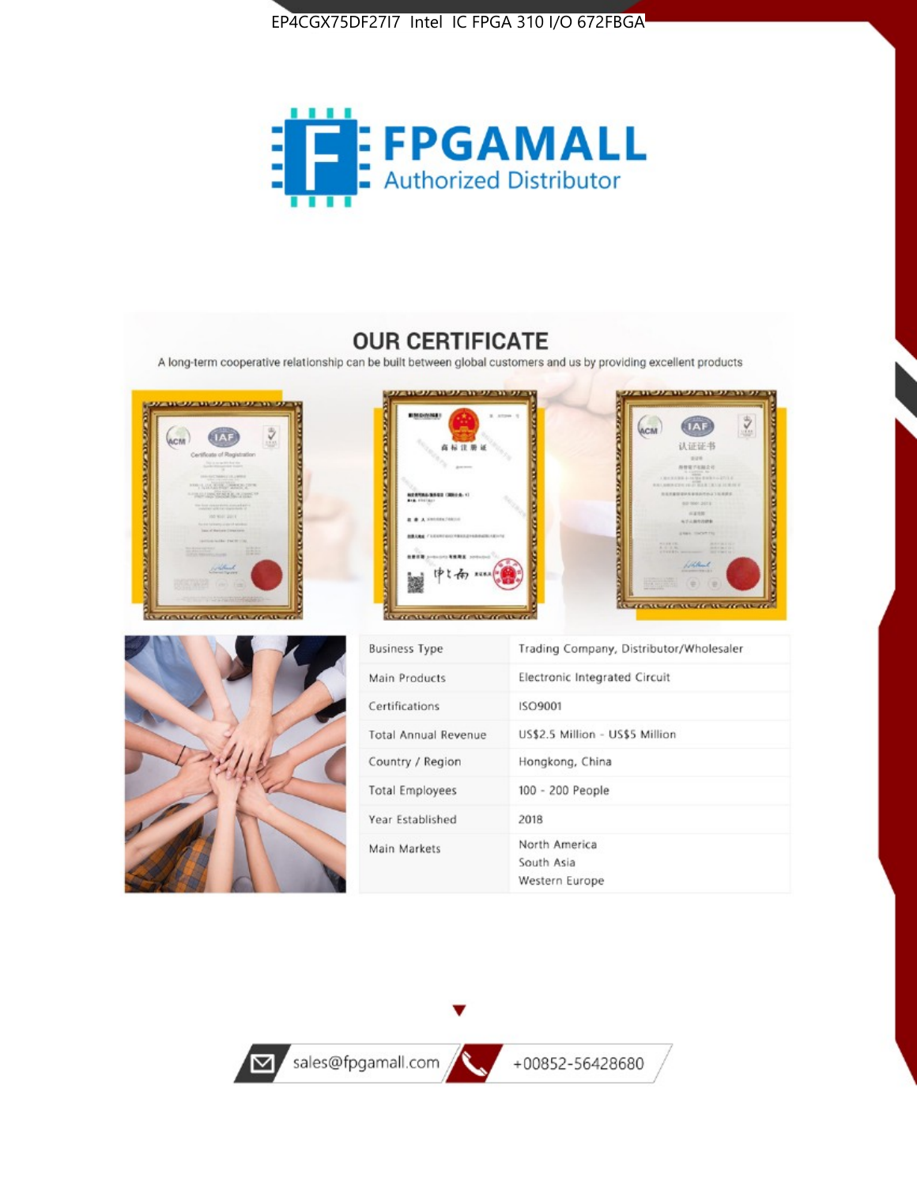FPGAMALL
Authorized Distributor

## OUR CERTIFICATE

A long-term cooperative relationship can be built between global customers and us by providing excellent products

| | |
|---|---|
| Business Type | Trading Company, Distributor/Wholesaler |
| Main Products | Electronic Integrated Circuit |
| Certifications | ISO9001 |
| Total Annual Revenue | US$2.5 Million - US$5 Million |
| Country / Region | Hongkong, China |
| Total Employees | 100 - 200 People |
| Year Established | 2018 |
| Main Markets | North America<br>South Asia<br>Western Europe |

sales@fpgamall.com

+00852-56428680